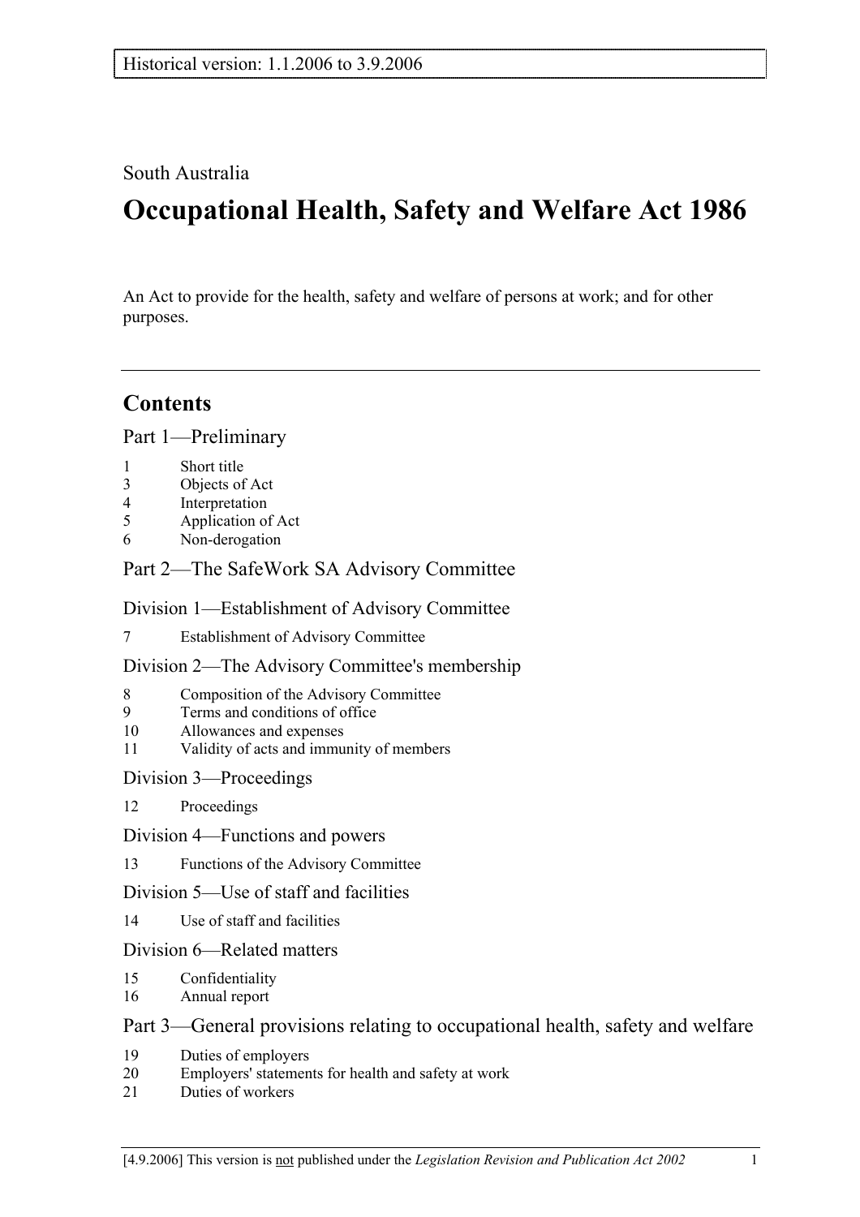Historical version: 1.1.2006 to 3.9.2006

South Australia

# Occupational Health, Safety and Welfare Act 1986

An Act to provide for the health, safety and welfare of persons at work; and for other purposes.

---

## Contents

Part 1—Preliminary

1 Short title
3 Objects of Act
4 Interpretation
5 Application of Act
6 Non-derogation

Part 2—The SafeWork SA Advisory Committee

Division 1—Establishment of Advisory Committee

7 Establishment of Advisory Committee

Division 2—The Advisory Committee's membership

8 Composition of the Advisory Committee
9 Terms and conditions of office
10 Allowances and expenses
11 Validity of acts and immunity of members

Division 3—Proceedings

12 Proceedings

Division 4—Functions and powers

13 Functions of the Advisory Committee

Division 5—Use of staff and facilities

14 Use of staff and facilities

Division 6—Related matters

15 Confidentiality
16 Annual report

Part 3—General provisions relating to occupational health, safety and welfare

19 Duties of employers
20 Employers' statements for health and safety at work
21 Duties of workers

[4.9.2006] This version is not published under the *Legislation Revision and Publication Act 2002*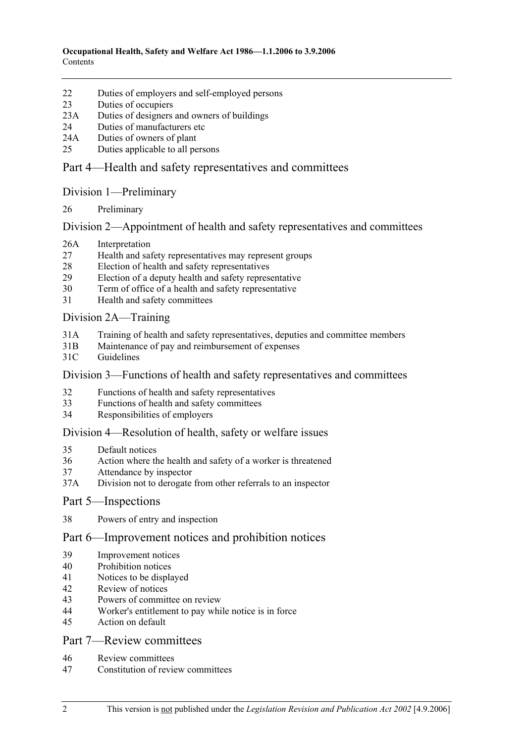22 Duties of employers and self-employed persons
23 Duties of occupiers
23A Duties of designers and owners of buildings
24 Duties of manufacturers etc
24A Duties of owners of plant
25 Duties applicable to all persons

## Part 4—Health and safety representatives and committees

### Division 1—Preliminary

26 Preliminary

### Division 2—Appointment of health and safety representatives and committees

26A Interpretation
27 Health and safety representatives may represent groups
28 Election of health and safety representatives
29 Election of a deputy health and safety representative
30 Term of office of a health and safety representative
31 Health and safety committees

### Division 2A—Training

31A Training of health and safety representatives, deputies and committee members
31B Maintenance of pay and reimbursement of expenses
31C Guidelines

### Division 3—Functions of health and safety representatives and committees

32 Functions of health and safety representatives
33 Functions of health and safety committees
34 Responsibilities of employers

### Division 4—Resolution of health, safety or welfare issues

35 Default notices
36 Action where the health and safety of a worker is threatened
37 Attendance by inspector
37A Division not to derogate from other referrals to an inspector

## Part 5—Inspections

38 Powers of entry and inspection

## Part 6—Improvement notices and prohibition notices

39 Improvement notices
40 Prohibition notices
41 Notices to be displayed
42 Review of notices
43 Powers of committee on review
44 Worker's entitlement to pay while notice is in force
45 Action on default

## Part 7—Review committees

46 Review committees
47 Constitution of review committees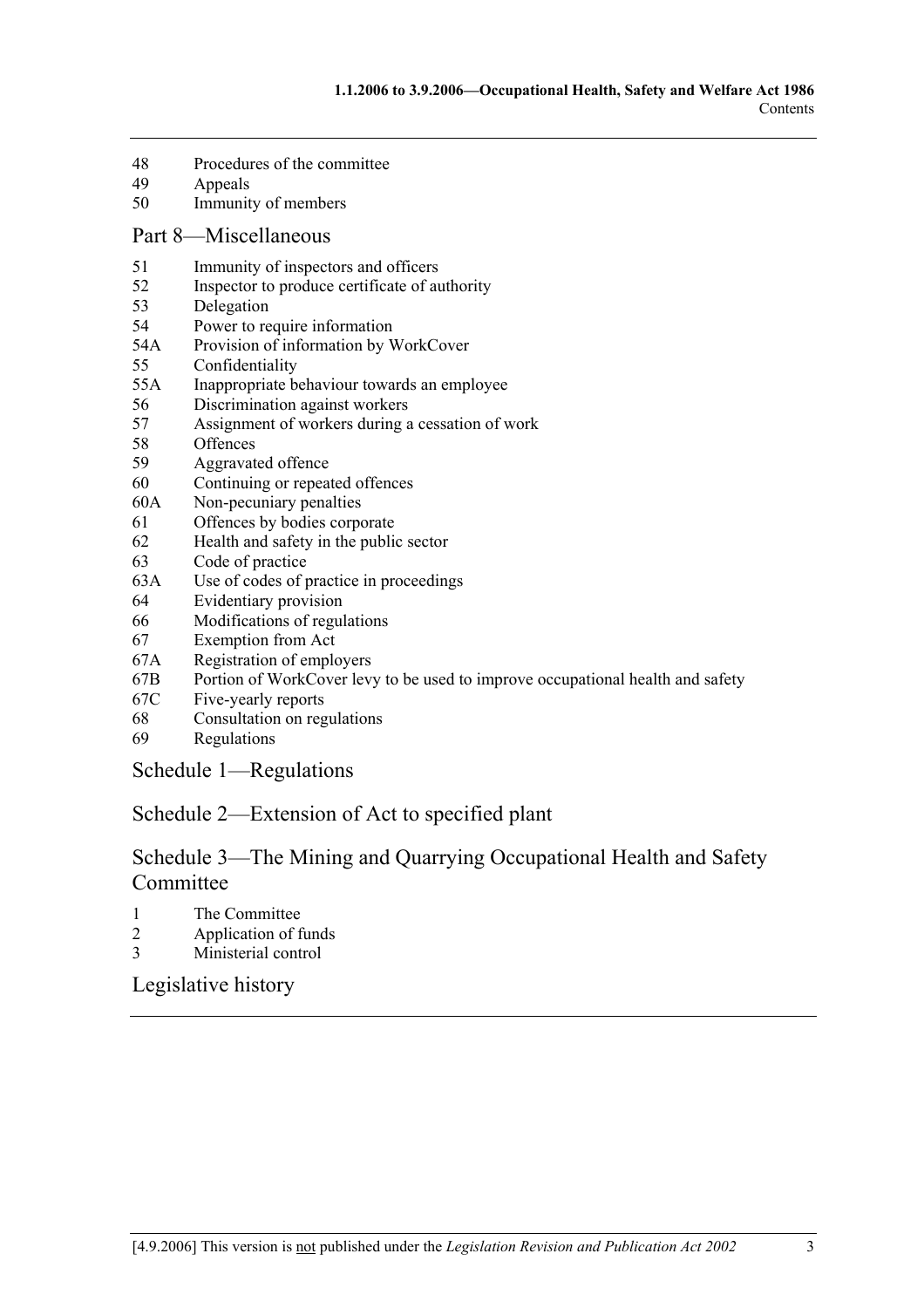48 Procedures of the committee
49 Appeals
50 Immunity of members

## Part 8—Miscellaneous

51 Immunity of inspectors and officers
52 Inspector to produce certificate of authority
53 Delegation
54 Power to require information
54A Provision of information by WorkCover
55 Confidentiality
55A Inappropriate behaviour towards an employee
56 Discrimination against workers
57 Assignment of workers during a cessation of work
58 Offences
59 Aggravated offence
60 Continuing or repeated offences
60A Non-pecuniary penalties
61 Offences by bodies corporate
62 Health and safety in the public sector
63 Code of practice
63A Use of codes of practice in proceedings
64 Evidentiary provision
66 Modifications of regulations
67 Exemption from Act
67A Registration of employers
67B Portion of WorkCover levy to be used to improve occupational health and safety
67C Five-yearly reports
68 Consultation on regulations
69 Regulations

## Schedule 1—Regulations

## Schedule 2—Extension of Act to specified plant

## Schedule 3—The Mining and Quarrying Occupational Health and Safety Committee

1 The Committee
2 Application of funds
3 Ministerial control

## Legislative history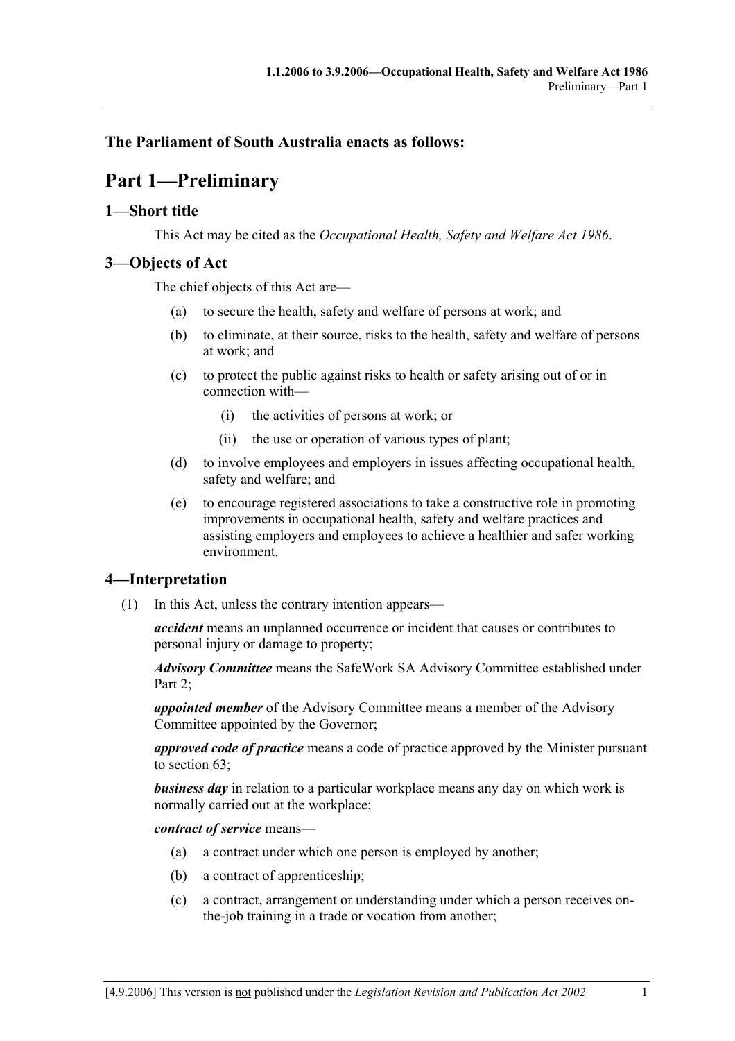**The Parliament of South Australia enacts as follows:**

# Part 1—Preliminary

## 1—Short title

This Act may be cited as the *Occupational Health, Safety and Welfare Act 1986*.

## 3—Objects of Act

The chief objects of this Act are—

- (a) to secure the health, safety and welfare of persons at work; and
- (b) to eliminate, at their source, risks to the health, safety and welfare of persons at work; and
- (c) to protect the public against risks to health or safety arising out of or in connection with—
    - (i) the activities of persons at work; or
    - (ii) the use or operation of various types of plant;
- (d) to involve employees and employers in issues affecting occupational health, safety and welfare; and
- (e) to encourage registered associations to take a constructive role in promoting improvements in occupational health, safety and welfare practices and assisting employers and employees to achieve a healthier and safer working environment.

## 4—Interpretation

(1) In this Act, unless the contrary intention appears—

***accident*** means an unplanned occurrence or incident that causes or contributes to personal injury or damage to property;

***Advisory Committee*** means the SafeWork SA Advisory Committee established under Part 2;

***appointed member*** of the Advisory Committee means a member of the Advisory Committee appointed by the Governor;

***approved code of practice*** means a code of practice approved by the Minister pursuant to section 63;

***business day*** in relation to a particular workplace means any day on which work is normally carried out at the workplace;

***contract of service*** means—

- (a) a contract under which one person is employed by another;
- (b) a contract of apprenticeship;
- (c) a contract, arrangement or understanding under which a person receives on-the-job training in a trade or vocation from another;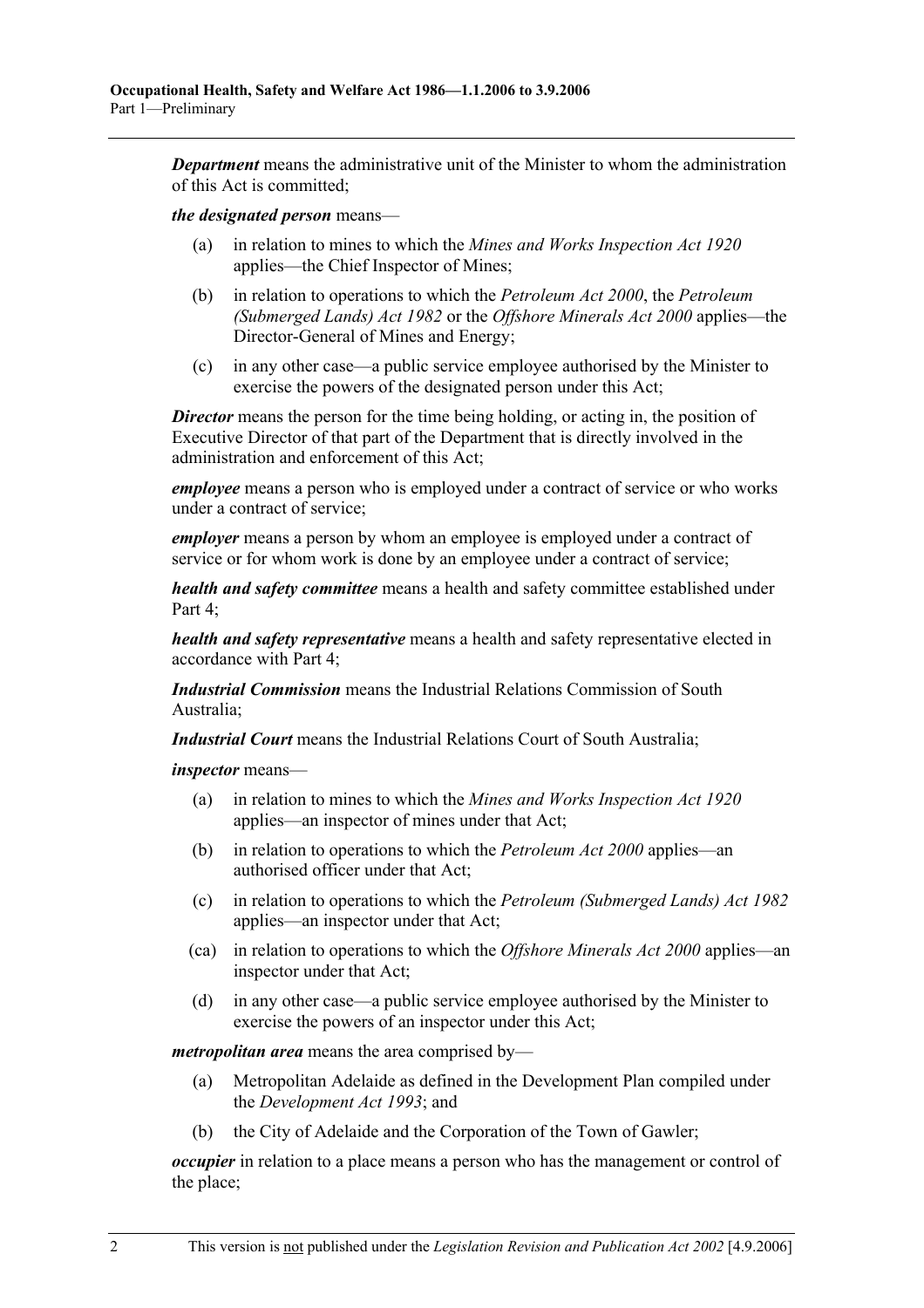***Department*** means the administrative unit of the Minister to whom the administration of this Act is committed;

***the designated person*** means—

- (a) in relation to mines to which the *Mines and Works Inspection Act 1920* applies—the Chief Inspector of Mines;
- (b) in relation to operations to which the *Petroleum Act 2000*, the *Petroleum (Submerged Lands) Act 1982* or the *Offshore Minerals Act 2000* applies—the Director-General of Mines and Energy;
- (c) in any other case—a public service employee authorised by the Minister to exercise the powers of the designated person under this Act;

***Director*** means the person for the time being holding, or acting in, the position of Executive Director of that part of the Department that is directly involved in the administration and enforcement of this Act;

***employee*** means a person who is employed under a contract of service or who works under a contract of service;

***employer*** means a person by whom an employee is employed under a contract of service or for whom work is done by an employee under a contract of service;

***health and safety committee*** means a health and safety committee established under Part 4;

***health and safety representative*** means a health and safety representative elected in accordance with Part 4;

***Industrial Commission*** means the Industrial Relations Commission of South Australia;

***Industrial Court*** means the Industrial Relations Court of South Australia;

***inspector*** means—

- (a) in relation to mines to which the *Mines and Works Inspection Act 1920* applies—an inspector of mines under that Act;
- (b) in relation to operations to which the *Petroleum Act 2000* applies—an authorised officer under that Act;
- (c) in relation to operations to which the *Petroleum (Submerged Lands) Act 1982* applies—an inspector under that Act;
- (ca) in relation to operations to which the *Offshore Minerals Act 2000* applies—an inspector under that Act;
- (d) in any other case—a public service employee authorised by the Minister to exercise the powers of an inspector under this Act;

***metropolitan area*** means the area comprised by—

- (a) Metropolitan Adelaide as defined in the Development Plan compiled under the *Development Act 1993*; and
- (b) the City of Adelaide and the Corporation of the Town of Gawler;

***occupier*** in relation to a place means a person who has the management or control of the place;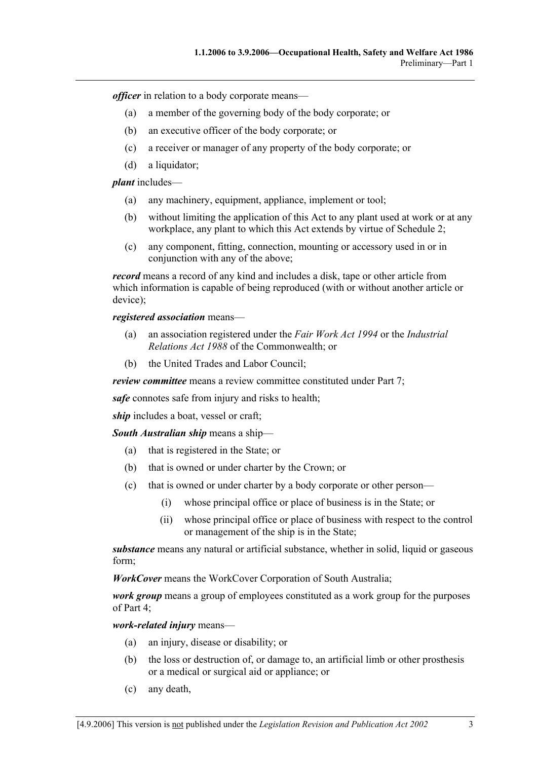***officer*** in relation to a body corporate means—

(a) a member of the governing body of the body corporate; or

(b) an executive officer of the body corporate; or

(c) a receiver or manager of any property of the body corporate; or

(d) a liquidator;

***plant*** includes—

(a) any machinery, equipment, appliance, implement or tool;

(b) without limiting the application of this Act to any plant used at work or at any workplace, any plant to which this Act extends by virtue of Schedule 2;

(c) any component, fitting, connection, mounting or accessory used in or in conjunction with any of the above;

***record*** means a record of any kind and includes a disk, tape or other article from which information is capable of being reproduced (with or without another article or device);

***registered association*** means—

(a) an association registered under the *Fair Work Act 1994* or the *Industrial Relations Act 1988* of the Commonwealth; or

(b) the United Trades and Labor Council;

***review committee*** means a review committee constituted under Part 7;

***safe*** connotes safe from injury and risks to health;

***ship*** includes a boat, vessel or craft;

***South Australian ship*** means a ship—

(a) that is registered in the State; or

(b) that is owned or under charter by the Crown; or

(c) that is owned or under charter by a body corporate or other person—

(i) whose principal office or place of business is in the State; or

(ii) whose principal office or place of business with respect to the control or management of the ship is in the State;

***substance*** means any natural or artificial substance, whether in solid, liquid or gaseous form;

***WorkCover*** means the WorkCover Corporation of South Australia;

***work group*** means a group of employees constituted as a work group for the purposes of Part 4;

***work-related injury*** means—

(a) an injury, disease or disability; or

(b) the loss or destruction of, or damage to, an artificial limb or other prosthesis or a medical or surgical aid or appliance; or

(c) any death,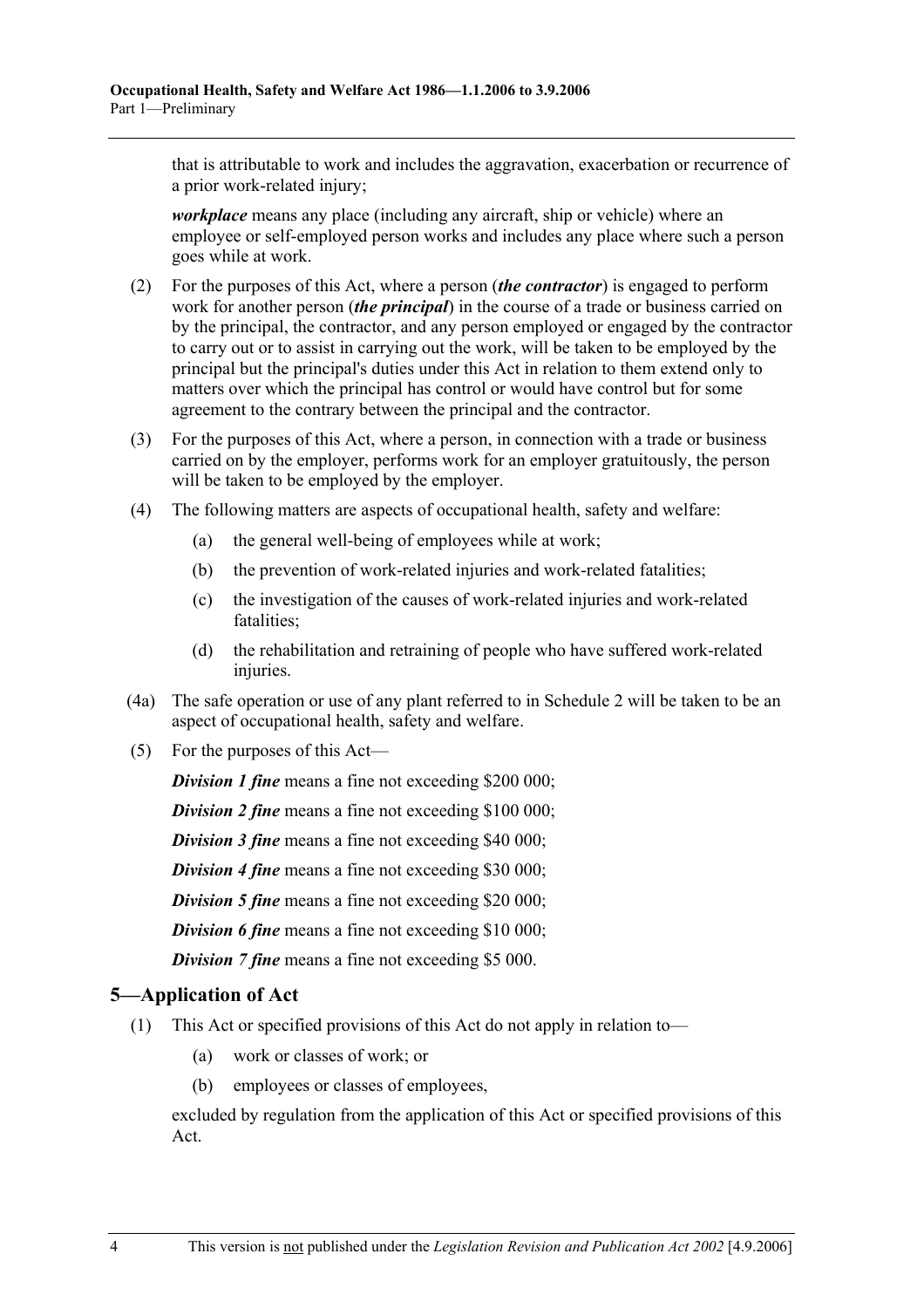that is attributable to work and includes the aggravation, exacerbation or recurrence of a prior work-related injury;

***workplace*** means any place (including any aircraft, ship or vehicle) where an employee or self-employed person works and includes any place where such a person goes while at work.

(2) For the purposes of this Act, where a person (***the contractor***) is engaged to perform work for another person (***the principal***) in the course of a trade or business carried on by the principal, the contractor, and any person employed or engaged by the contractor to carry out or to assist in carrying out the work, will be taken to be employed by the principal but the principal's duties under this Act in relation to them extend only to matters over which the principal has control or would have control but for some agreement to the contrary between the principal and the contractor.

(3) For the purposes of this Act, where a person, in connection with a trade or business carried on by the employer, performs work for an employer gratuitously, the person will be taken to be employed by the employer.

(4) The following matters are aspects of occupational health, safety and welfare:

(a) the general well-being of employees while at work;

(b) the prevention of work-related injuries and work-related fatalities;

(c) the investigation of the causes of work-related injuries and work-related fatalities;

(d) the rehabilitation and retraining of people who have suffered work-related injuries.

(4a) The safe operation or use of any plant referred to in Schedule 2 will be taken to be an aspect of occupational health, safety and welfare.

(5) For the purposes of this Act—

***Division 1 fine*** means a fine not exceeding $200 000;

***Division 2 fine*** means a fine not exceeding $100 000;

***Division 3 fine*** means a fine not exceeding $40 000;

***Division 4 fine*** means a fine not exceeding $30 000;

***Division 5 fine*** means a fine not exceeding $20 000;

***Division 6 fine*** means a fine not exceeding $10 000;

***Division 7 fine*** means a fine not exceeding $5 000.

## 5—Application of Act

(1) This Act or specified provisions of this Act do not apply in relation to—

(a) work or classes of work; or

(b) employees or classes of employees,

excluded by regulation from the application of this Act or specified provisions of this Act.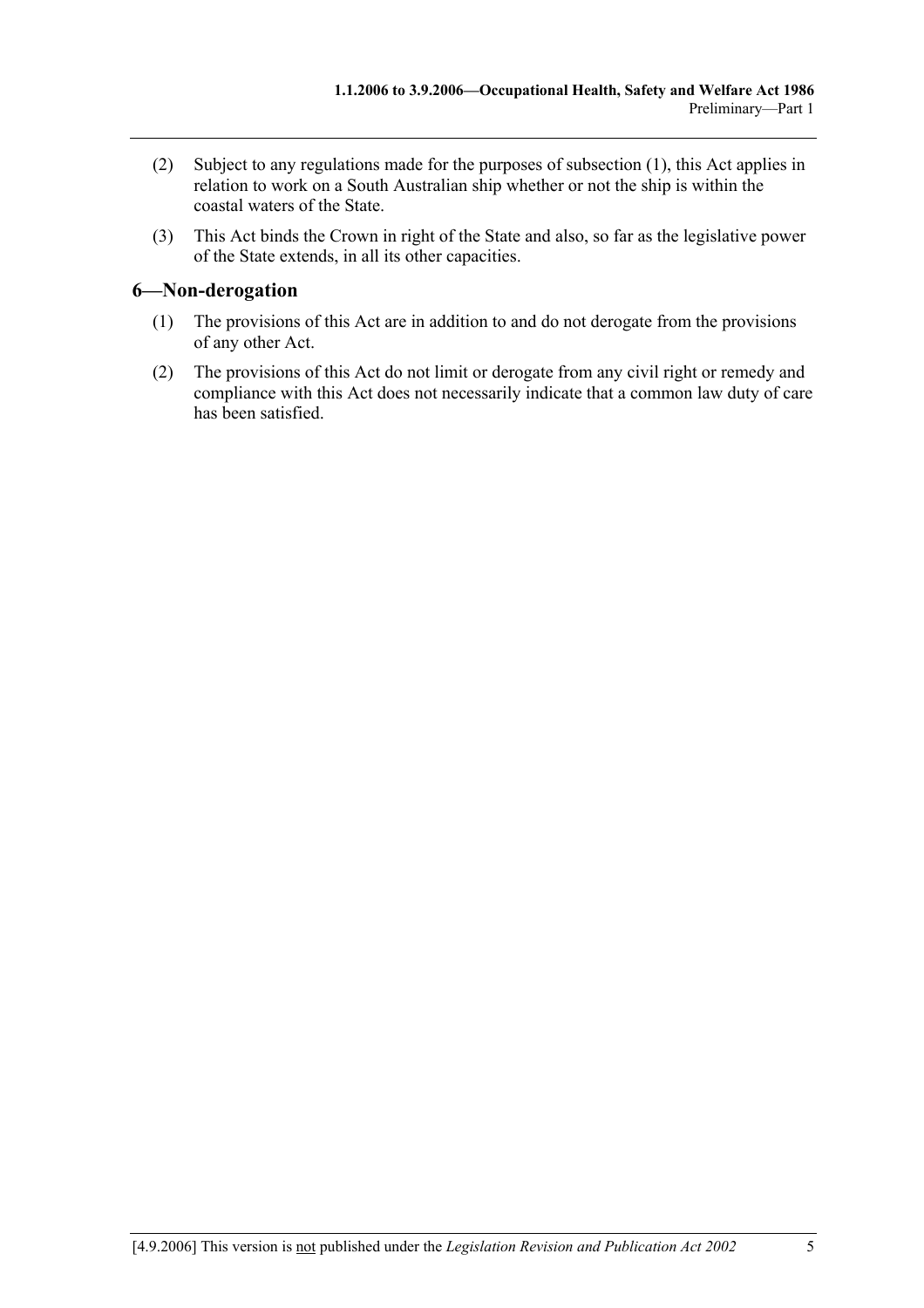(2) Subject to any regulations made for the purposes of subsection (1), this Act applies in relation to work on a South Australian ship whether or not the ship is within the coastal waters of the State.

(3) This Act binds the Crown in right of the State and also, so far as the legislative power of the State extends, in all its other capacities.

## 6—Non-derogation

(1) The provisions of this Act are in addition to and do not derogate from the provisions of any other Act.

(2) The provisions of this Act do not limit or derogate from any civil right or remedy and compliance with this Act does not necessarily indicate that a common law duty of care has been satisfied.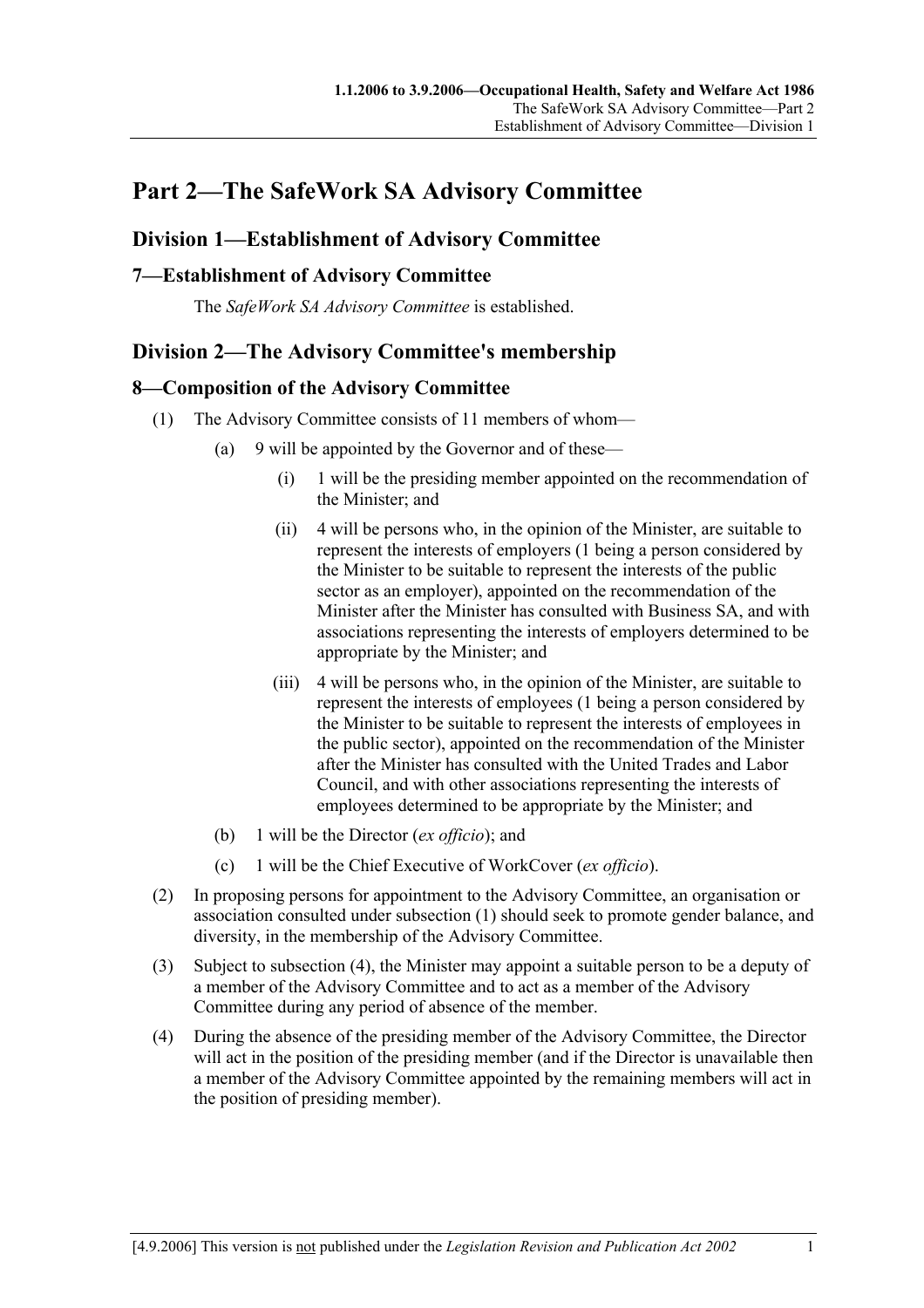# Part 2—The SafeWork SA Advisory Committee

## Division 1—Establishment of Advisory Committee

### 7—Establishment of Advisory Committee

The *SafeWork SA Advisory Committee* is established.

## Division 2—The Advisory Committee's membership

### 8—Composition of the Advisory Committee

(1) The Advisory Committee consists of 11 members of whom—

(a) 9 will be appointed by the Governor and of these—

(i) 1 will be the presiding member appointed on the recommendation of the Minister; and

(ii) 4 will be persons who, in the opinion of the Minister, are suitable to represent the interests of employers (1 being a person considered by the Minister to be suitable to represent the interests of the public sector as an employer), appointed on the recommendation of the Minister after the Minister has consulted with Business SA, and with associations representing the interests of employers determined to be appropriate by the Minister; and

(iii) 4 will be persons who, in the opinion of the Minister, are suitable to represent the interests of employees (1 being a person considered by the Minister to be suitable to represent the interests of employees in the public sector), appointed on the recommendation of the Minister after the Minister has consulted with the United Trades and Labor Council, and with other associations representing the interests of employees determined to be appropriate by the Minister; and

(b) 1 will be the Director (*ex officio*); and

(c) 1 will be the Chief Executive of WorkCover (*ex officio*).

(2) In proposing persons for appointment to the Advisory Committee, an organisation or association consulted under subsection (1) should seek to promote gender balance, and diversity, in the membership of the Advisory Committee.

(3) Subject to subsection (4), the Minister may appoint a suitable person to be a deputy of a member of the Advisory Committee and to act as a member of the Advisory Committee during any period of absence of the member.

(4) During the absence of the presiding member of the Advisory Committee, the Director will act in the position of the presiding member (and if the Director is unavailable then a member of the Advisory Committee appointed by the remaining members will act in the position of presiding member).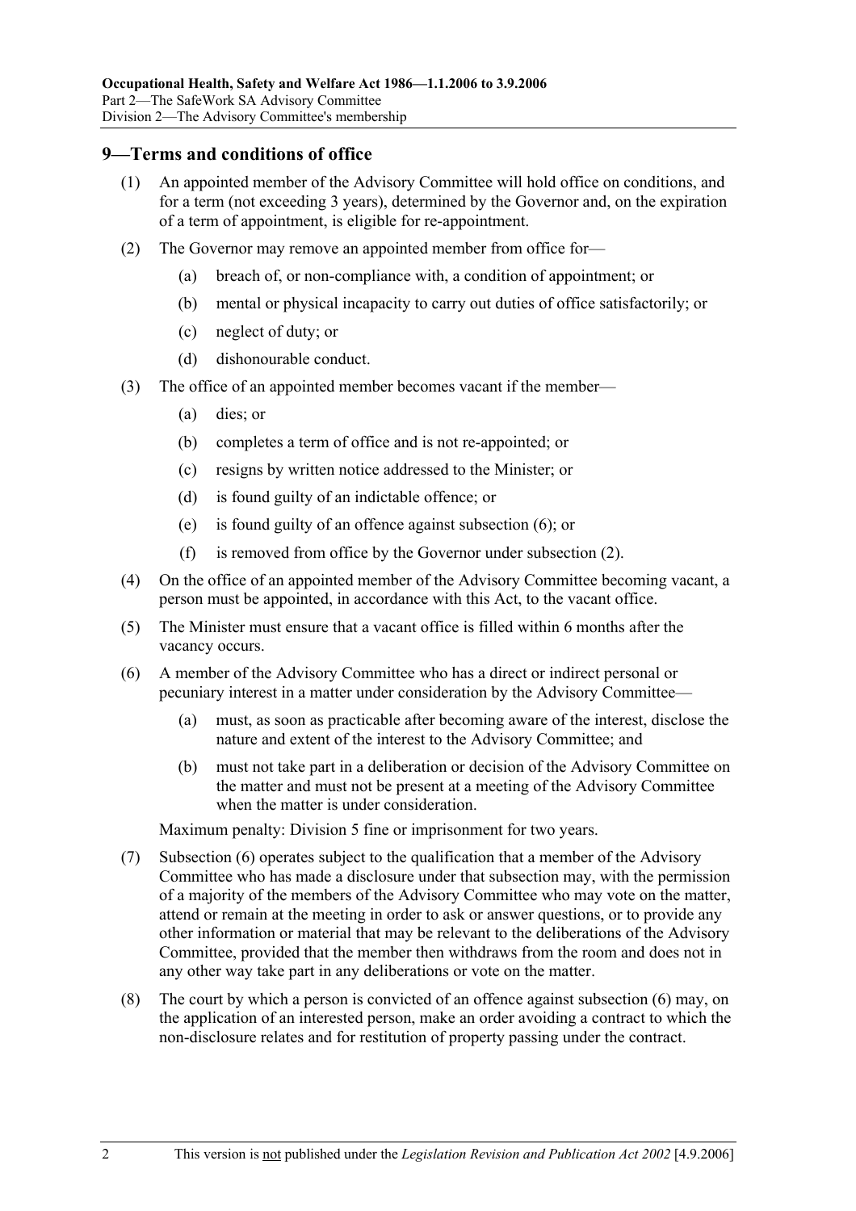## 9—Terms and conditions of office

(1) An appointed member of the Advisory Committee will hold office on conditions, and for a term (not exceeding 3 years), determined by the Governor and, on the expiration of a term of appointment, is eligible for re-appointment.

(2) The Governor may remove an appointed member from office for—

  (a) breach of, or non-compliance with, a condition of appointment; or

  (b) mental or physical incapacity to carry out duties of office satisfactorily; or

  (c) neglect of duty; or

  (d) dishonourable conduct.

(3) The office of an appointed member becomes vacant if the member—

  (a) dies; or

  (b) completes a term of office and is not re-appointed; or

  (c) resigns by written notice addressed to the Minister; or

  (d) is found guilty of an indictable offence; or

  (e) is found guilty of an offence against subsection (6); or

  (f) is removed from office by the Governor under subsection (2).

(4) On the office of an appointed member of the Advisory Committee becoming vacant, a person must be appointed, in accordance with this Act, to the vacant office.

(5) The Minister must ensure that a vacant office is filled within 6 months after the vacancy occurs.

(6) A member of the Advisory Committee who has a direct or indirect personal or pecuniary interest in a matter under consideration by the Advisory Committee—

  (a) must, as soon as practicable after becoming aware of the interest, disclose the nature and extent of the interest to the Advisory Committee; and

  (b) must not take part in a deliberation or decision of the Advisory Committee on the matter and must not be present at a meeting of the Advisory Committee when the matter is under consideration.

Maximum penalty: Division 5 fine or imprisonment for two years.

(7) Subsection (6) operates subject to the qualification that a member of the Advisory Committee who has made a disclosure under that subsection may, with the permission of a majority of the members of the Advisory Committee who may vote on the matter, attend or remain at the meeting in order to ask or answer questions, or to provide any other information or material that may be relevant to the deliberations of the Advisory Committee, provided that the member then withdraws from the room and does not in any other way take part in any deliberations or vote on the matter.

(8) The court by which a person is convicted of an offence against subsection (6) may, on the application of an interested person, make an order avoiding a contract to which the non-disclosure relates and for restitution of property passing under the contract.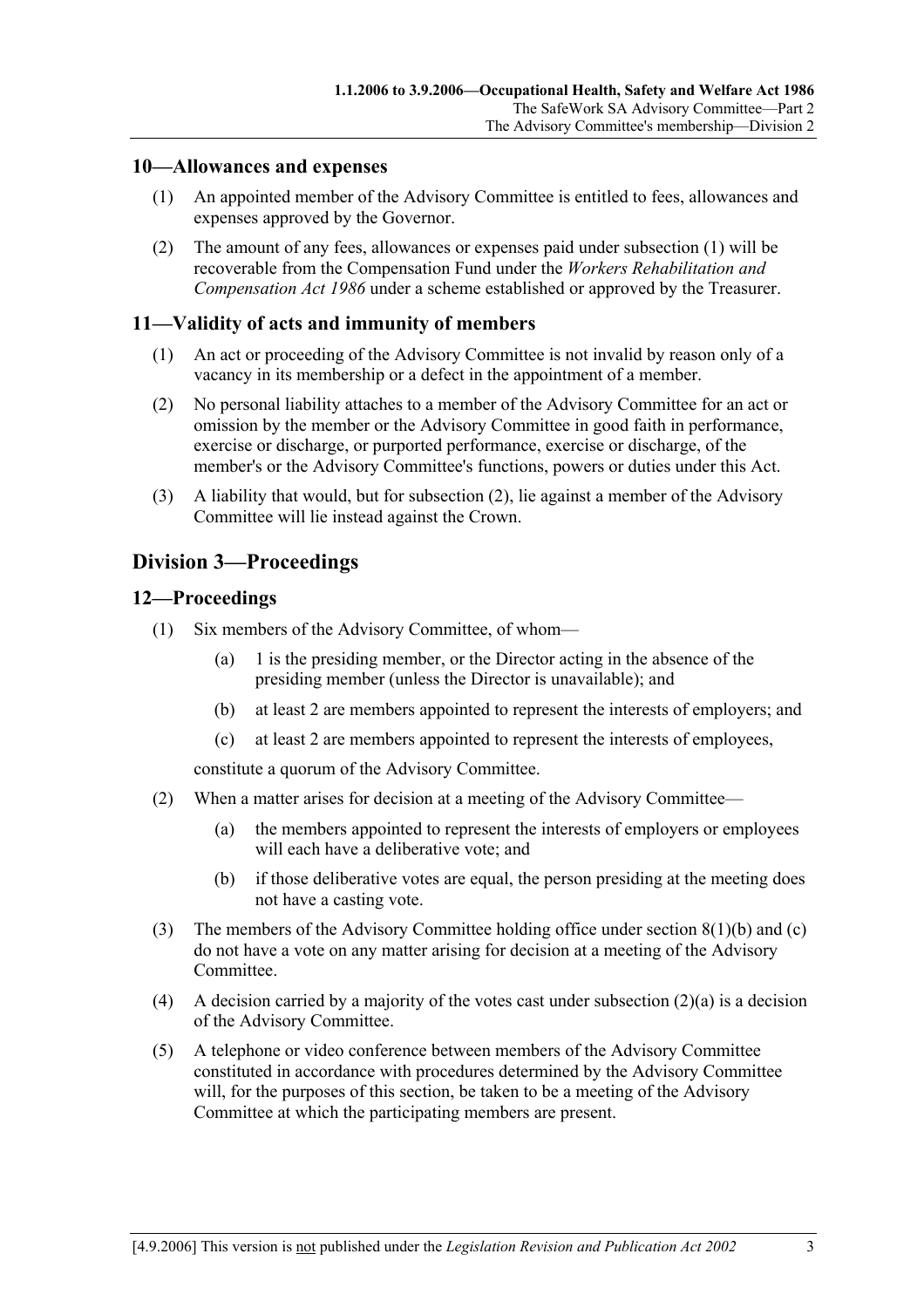## 10—Allowances and expenses

(1) An appointed member of the Advisory Committee is entitled to fees, allowances and expenses approved by the Governor.

(2) The amount of any fees, allowances or expenses paid under subsection (1) will be recoverable from the Compensation Fund under the *Workers Rehabilitation and Compensation Act 1986* under a scheme established or approved by the Treasurer.

## 11—Validity of acts and immunity of members

(1) An act or proceeding of the Advisory Committee is not invalid by reason only of a vacancy in its membership or a defect in the appointment of a member.

(2) No personal liability attaches to a member of the Advisory Committee for an act or omission by the member or the Advisory Committee in good faith in performance, exercise or discharge, or purported performance, exercise or discharge, of the member's or the Advisory Committee's functions, powers or duties under this Act.

(3) A liability that would, but for subsection (2), lie against a member of the Advisory Committee will lie instead against the Crown.

# Division 3—Proceedings

## 12—Proceedings

(1) Six members of the Advisory Committee, of whom—

(a) 1 is the presiding member, or the Director acting in the absence of the presiding member (unless the Director is unavailable); and

(b) at least 2 are members appointed to represent the interests of employers; and

(c) at least 2 are members appointed to represent the interests of employees,

constitute a quorum of the Advisory Committee.

(2) When a matter arises for decision at a meeting of the Advisory Committee—

(a) the members appointed to represent the interests of employers or employees will each have a deliberative vote; and

(b) if those deliberative votes are equal, the person presiding at the meeting does not have a casting vote.

(3) The members of the Advisory Committee holding office under section 8(1)(b) and (c) do not have a vote on any matter arising for decision at a meeting of the Advisory Committee.

(4) A decision carried by a majority of the votes cast under subsection (2)(a) is a decision of the Advisory Committee.

(5) A telephone or video conference between members of the Advisory Committee constituted in accordance with procedures determined by the Advisory Committee will, for the purposes of this section, be taken to be a meeting of the Advisory Committee at which the participating members are present.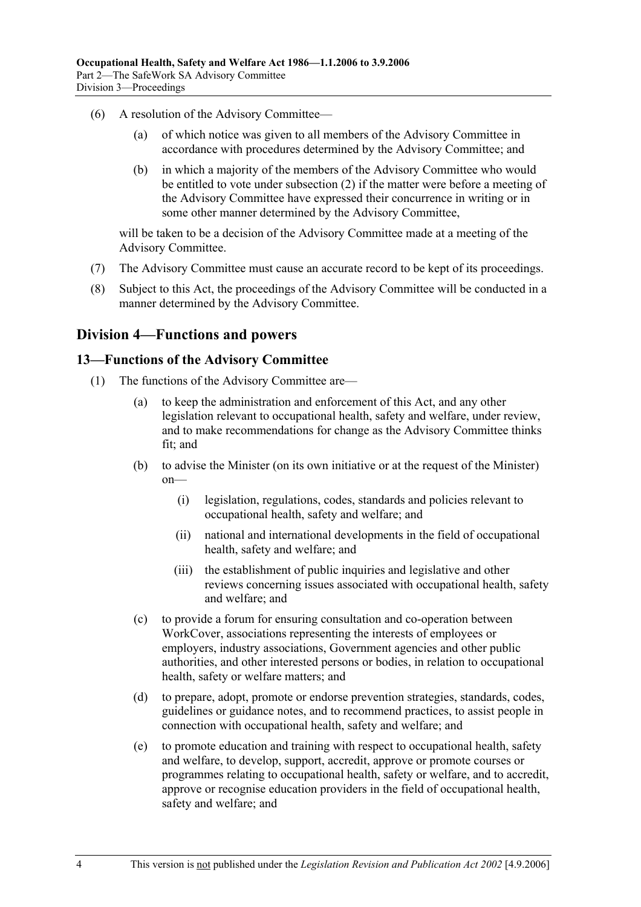(6) A resolution of the Advisory Committee—

(a) of which notice was given to all members of the Advisory Committee in accordance with procedures determined by the Advisory Committee; and

(b) in which a majority of the members of the Advisory Committee who would be entitled to vote under subsection (2) if the matter were before a meeting of the Advisory Committee have expressed their concurrence in writing or in some other manner determined by the Advisory Committee,

will be taken to be a decision of the Advisory Committee made at a meeting of the Advisory Committee.

(7) The Advisory Committee must cause an accurate record to be kept of its proceedings.

(8) Subject to this Act, the proceedings of the Advisory Committee will be conducted in a manner determined by the Advisory Committee.

## Division 4—Functions and powers

### 13—Functions of the Advisory Committee

(1) The functions of the Advisory Committee are—

(a) to keep the administration and enforcement of this Act, and any other legislation relevant to occupational health, safety and welfare, under review, and to make recommendations for change as the Advisory Committee thinks fit; and

(b) to advise the Minister (on its own initiative or at the request of the Minister) on—

(i) legislation, regulations, codes, standards and policies relevant to occupational health, safety and welfare; and

(ii) national and international developments in the field of occupational health, safety and welfare; and

(iii) the establishment of public inquiries and legislative and other reviews concerning issues associated with occupational health, safety and welfare; and

(c) to provide a forum for ensuring consultation and co-operation between WorkCover, associations representing the interests of employees or employers, industry associations, Government agencies and other public authorities, and other interested persons or bodies, in relation to occupational health, safety or welfare matters; and

(d) to prepare, adopt, promote or endorse prevention strategies, standards, codes, guidelines or guidance notes, and to recommend practices, to assist people in connection with occupational health, safety and welfare; and

(e) to promote education and training with respect to occupational health, safety and welfare, to develop, support, accredit, approve or promote courses or programmes relating to occupational health, safety or welfare, and to accredit, approve or recognise education providers in the field of occupational health, safety and welfare; and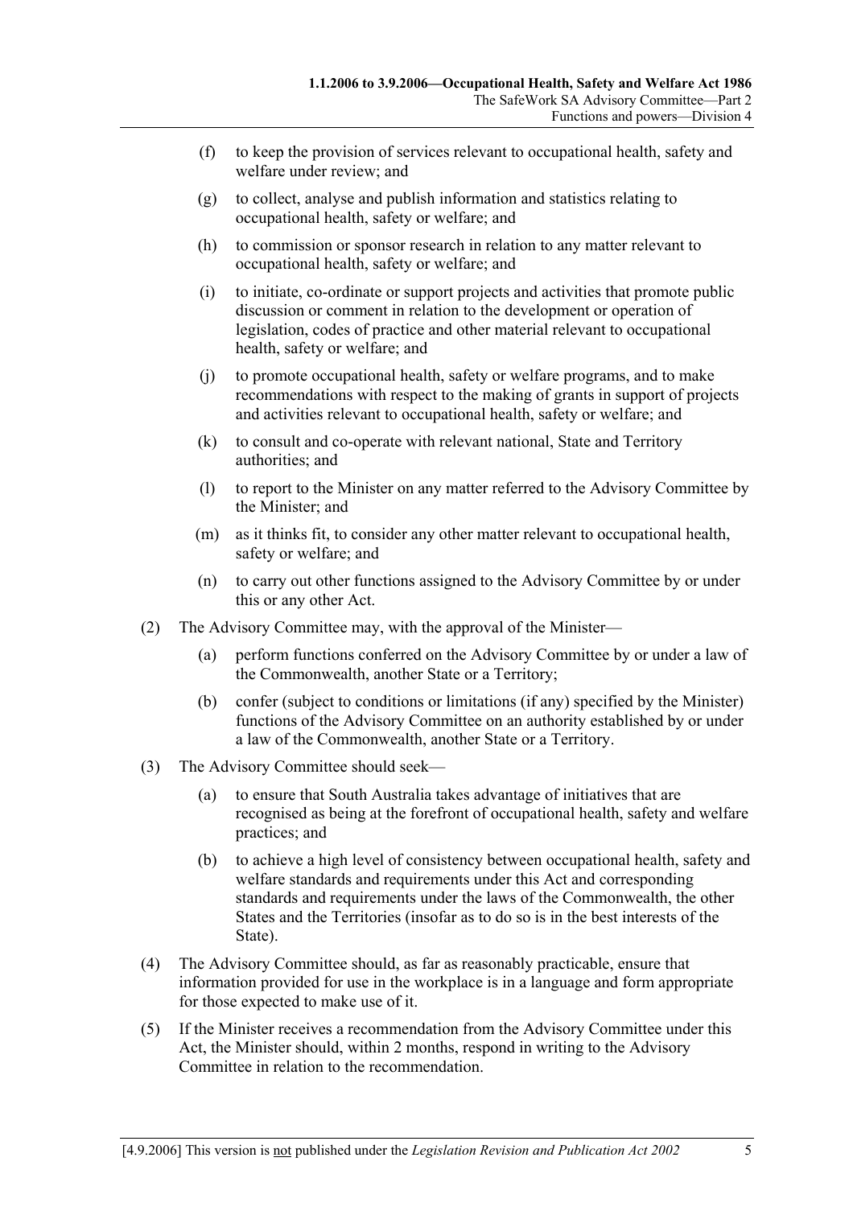(f) to keep the provision of services relevant to occupational health, safety and welfare under review; and

(g) to collect, analyse and publish information and statistics relating to occupational health, safety or welfare; and

(h) to commission or sponsor research in relation to any matter relevant to occupational health, safety or welfare; and

(i) to initiate, co-ordinate or support projects and activities that promote public discussion or comment in relation to the development or operation of legislation, codes of practice and other material relevant to occupational health, safety or welfare; and

(j) to promote occupational health, safety or welfare programs, and to make recommendations with respect to the making of grants in support of projects and activities relevant to occupational health, safety or welfare; and

(k) to consult and co-operate with relevant national, State and Territory authorities; and

(l) to report to the Minister on any matter referred to the Advisory Committee by the Minister; and

(m) as it thinks fit, to consider any other matter relevant to occupational health, safety or welfare; and

(n) to carry out other functions assigned to the Advisory Committee by or under this or any other Act.

(2) The Advisory Committee may, with the approval of the Minister—

(a) perform functions conferred on the Advisory Committee by or under a law of the Commonwealth, another State or a Territory;

(b) confer (subject to conditions or limitations (if any) specified by the Minister) functions of the Advisory Committee on an authority established by or under a law of the Commonwealth, another State or a Territory.

(3) The Advisory Committee should seek—

(a) to ensure that South Australia takes advantage of initiatives that are recognised as being at the forefront of occupational health, safety and welfare practices; and

(b) to achieve a high level of consistency between occupational health, safety and welfare standards and requirements under this Act and corresponding standards and requirements under the laws of the Commonwealth, the other States and the Territories (insofar as to do so is in the best interests of the State).

(4) The Advisory Committee should, as far as reasonably practicable, ensure that information provided for use in the workplace is in a language and form appropriate for those expected to make use of it.

(5) If the Minister receives a recommendation from the Advisory Committee under this Act, the Minister should, within 2 months, respond in writing to the Advisory Committee in relation to the recommendation.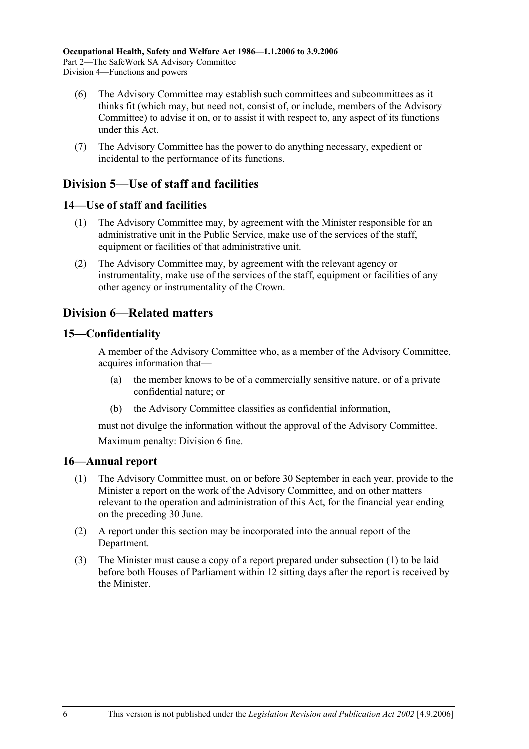(6) The Advisory Committee may establish such committees and subcommittees as it thinks fit (which may, but need not, consist of, or include, members of the Advisory Committee) to advise it on, or to assist it with respect to, any aspect of its functions under this Act.

(7) The Advisory Committee has the power to do anything necessary, expedient or incidental to the performance of its functions.

## Division 5—Use of staff and facilities

### 14—Use of staff and facilities

(1) The Advisory Committee may, by agreement with the Minister responsible for an administrative unit in the Public Service, make use of the services of the staff, equipment or facilities of that administrative unit.

(2) The Advisory Committee may, by agreement with the relevant agency or instrumentality, make use of the services of the staff, equipment or facilities of any other agency or instrumentality of the Crown.

## Division 6—Related matters

### 15—Confidentiality

A member of the Advisory Committee who, as a member of the Advisory Committee, acquires information that—

(a) the member knows to be of a commercially sensitive nature, or of a private confidential nature; or

(b) the Advisory Committee classifies as confidential information,

must not divulge the information without the approval of the Advisory Committee.

Maximum penalty: Division 6 fine.

### 16—Annual report

(1) The Advisory Committee must, on or before 30 September in each year, provide to the Minister a report on the work of the Advisory Committee, and on other matters relevant to the operation and administration of this Act, for the financial year ending on the preceding 30 June.

(2) A report under this section may be incorporated into the annual report of the Department.

(3) The Minister must cause a copy of a report prepared under subsection (1) to be laid before both Houses of Parliament within 12 sitting days after the report is received by the Minister.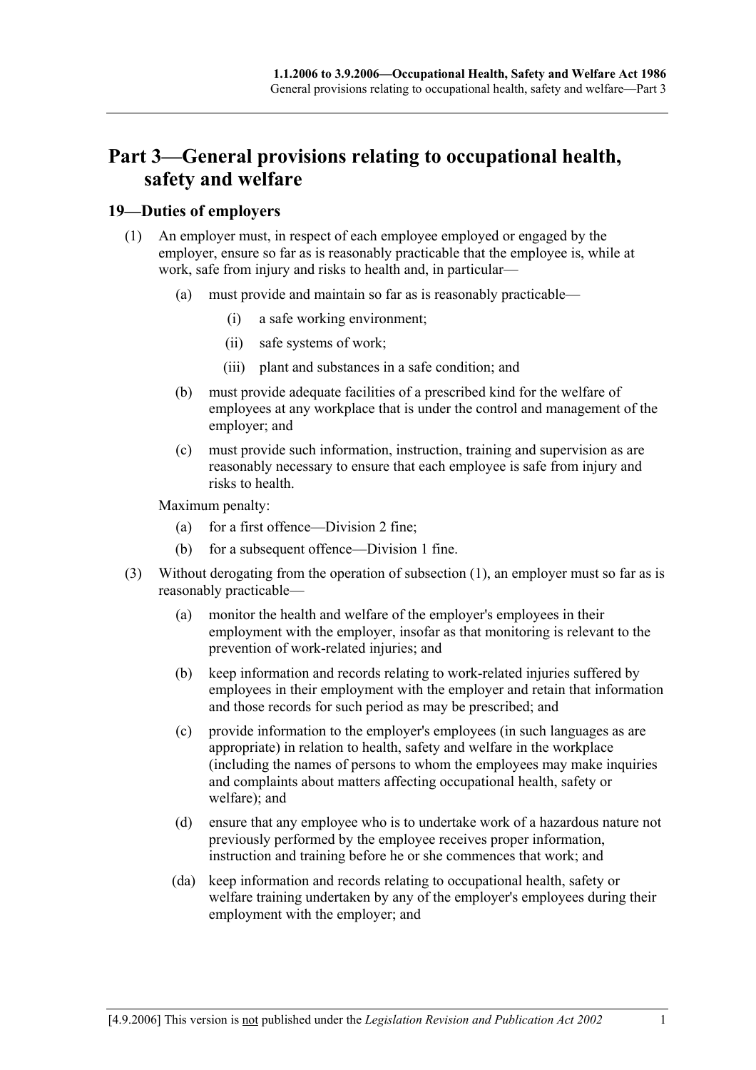# Part 3—General provisions relating to occupational health, safety and welfare

## 19—Duties of employers

(1) An employer must, in respect of each employee employed or engaged by the employer, ensure so far as is reasonably practicable that the employee is, while at work, safe from injury and risks to health and, in particular—

  (a) must provide and maintain so far as is reasonably practicable—

    (i) a safe working environment;

    (ii) safe systems of work;

    (iii) plant and substances in a safe condition; and

  (b) must provide adequate facilities of a prescribed kind for the welfare of employees at any workplace that is under the control and management of the employer; and

  (c) must provide such information, instruction, training and supervision as are reasonably necessary to ensure that each employee is safe from injury and risks to health.

Maximum penalty:

  (a) for a first offence—Division 2 fine;

  (b) for a subsequent offence—Division 1 fine.

(3) Without derogating from the operation of subsection (1), an employer must so far as is reasonably practicable—

  (a) monitor the health and welfare of the employer's employees in their employment with the employer, insofar as that monitoring is relevant to the prevention of work-related injuries; and

  (b) keep information and records relating to work-related injuries suffered by employees in their employment with the employer and retain that information and those records for such period as may be prescribed; and

  (c) provide information to the employer's employees (in such languages as are appropriate) in relation to health, safety and welfare in the workplace (including the names of persons to whom the employees may make inquiries and complaints about matters affecting occupational health, safety or welfare); and

  (d) ensure that any employee who is to undertake work of a hazardous nature not previously performed by the employee receives proper information, instruction and training before he or she commences that work; and

  (da) keep information and records relating to occupational health, safety or welfare training undertaken by any of the employer's employees during their employment with the employer; and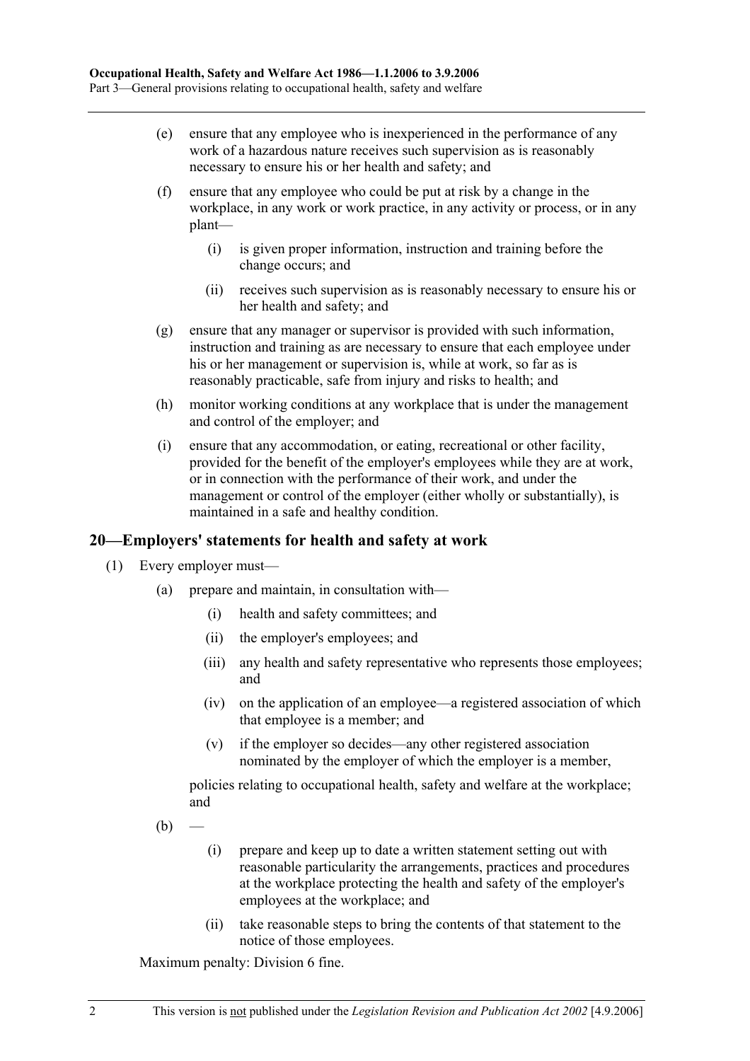(e) ensure that any employee who is inexperienced in the performance of any work of a hazardous nature receives such supervision as is reasonably necessary to ensure his or her health and safety; and

(f) ensure that any employee who could be put at risk by a change in the workplace, in any work or work practice, in any activity or process, or in any plant—

  (i) is given proper information, instruction and training before the change occurs; and

  (ii) receives such supervision as is reasonably necessary to ensure his or her health and safety; and

(g) ensure that any manager or supervisor is provided with such information, instruction and training as are necessary to ensure that each employee under his or her management or supervision is, while at work, so far as is reasonably practicable, safe from injury and risks to health; and

(h) monitor working conditions at any workplace that is under the management and control of the employer; and

(i) ensure that any accommodation, or eating, recreational or other facility, provided for the benefit of the employer's employees while they are at work, or in connection with the performance of their work, and under the management or control of the employer (either wholly or substantially), is maintained in a safe and healthy condition.

## 20—Employers' statements for health and safety at work

(1) Every employer must—

  (a) prepare and maintain, in consultation with—

    (i) health and safety committees; and

    (ii) the employer's employees; and

    (iii) any health and safety representative who represents those employees; and

    (iv) on the application of an employee—a registered association of which that employee is a member; and

    (v) if the employer so decides—any other registered association nominated by the employer of which the employer is a member,

  policies relating to occupational health, safety and welfare at the workplace; and

  (b) —

    (i) prepare and keep up to date a written statement setting out with reasonable particularity the arrangements, practices and procedures at the workplace protecting the health and safety of the employer's employees at the workplace; and

    (ii) take reasonable steps to bring the contents of that statement to the notice of those employees.

Maximum penalty: Division 6 fine.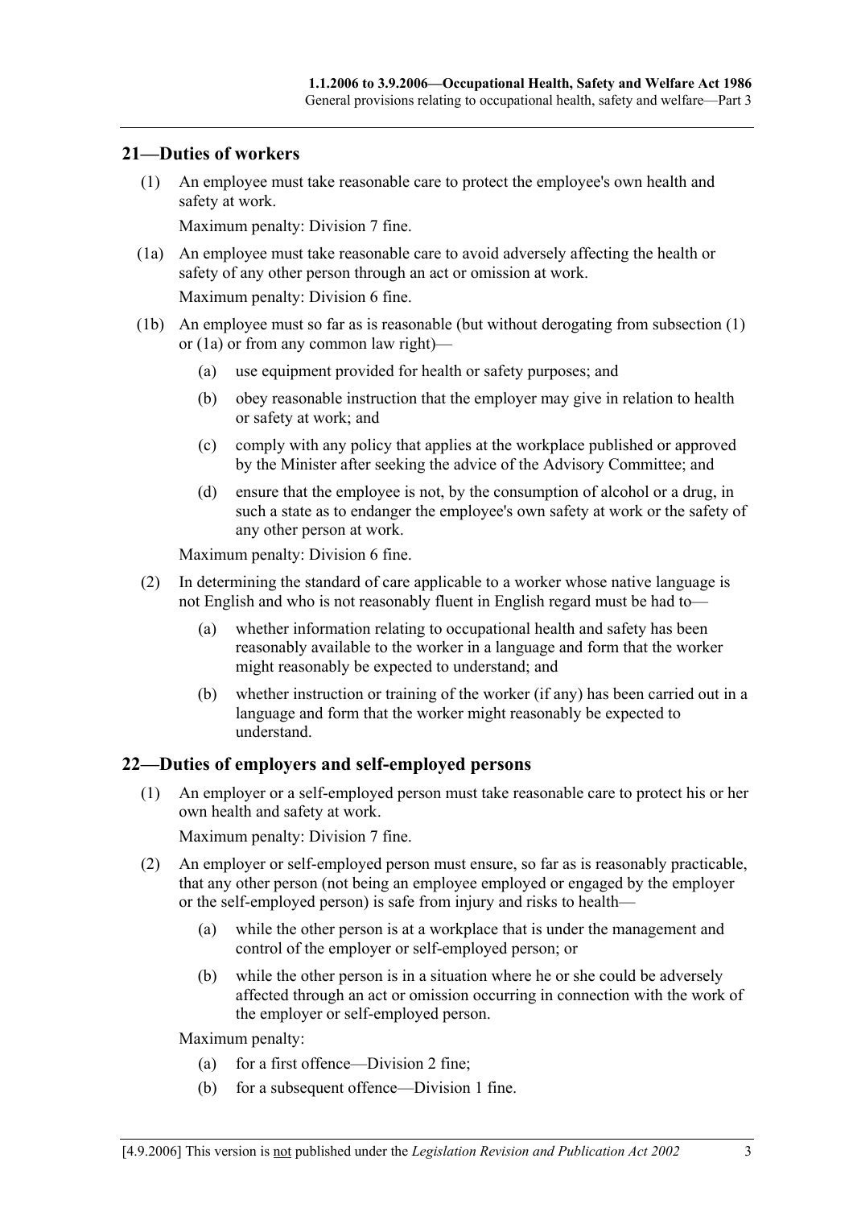## 21—Duties of workers

(1) An employee must take reasonable care to protect the employee's own health and safety at work.

Maximum penalty: Division 7 fine.

(1a) An employee must take reasonable care to avoid adversely affecting the health or safety of any other person through an act or omission at work.

Maximum penalty: Division 6 fine.

(1b) An employee must so far as is reasonable (but without derogating from subsection (1) or (1a) or from any common law right)—

- (a) use equipment provided for health or safety purposes; and
- (b) obey reasonable instruction that the employer may give in relation to health or safety at work; and
- (c) comply with any policy that applies at the workplace published or approved by the Minister after seeking the advice of the Advisory Committee; and
- (d) ensure that the employee is not, by the consumption of alcohol or a drug, in such a state as to endanger the employee's own safety at work or the safety of any other person at work.

Maximum penalty: Division 6 fine.

(2) In determining the standard of care applicable to a worker whose native language is not English and who is not reasonably fluent in English regard must be had to—

- (a) whether information relating to occupational health and safety has been reasonably available to the worker in a language and form that the worker might reasonably be expected to understand; and
- (b) whether instruction or training of the worker (if any) has been carried out in a language and form that the worker might reasonably be expected to understand.

## 22—Duties of employers and self-employed persons

(1) An employer or a self-employed person must take reasonable care to protect his or her own health and safety at work.

Maximum penalty: Division 7 fine.

(2) An employer or self-employed person must ensure, so far as is reasonably practicable, that any other person (not being an employee employed or engaged by the employer or the self-employed person) is safe from injury and risks to health—

- (a) while the other person is at a workplace that is under the management and control of the employer or self-employed person; or
- (b) while the other person is in a situation where he or she could be adversely affected through an act or omission occurring in connection with the work of the employer or self-employed person.

Maximum penalty:

- (a) for a first offence—Division 2 fine;
- (b) for a subsequent offence—Division 1 fine.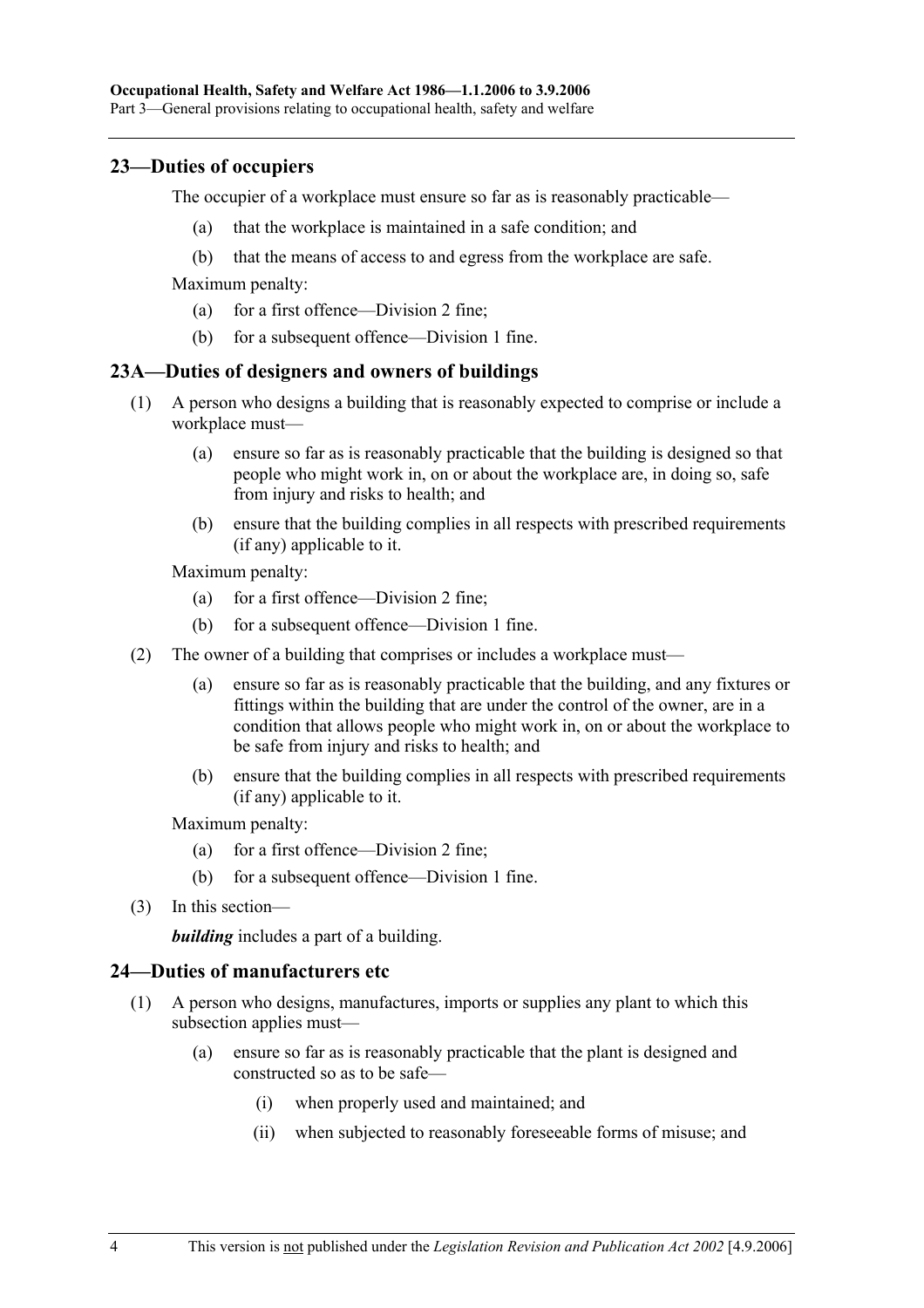## 23—Duties of occupiers

The occupier of a workplace must ensure so far as is reasonably practicable—

(a) that the workplace is maintained in a safe condition; and

(b) that the means of access to and egress from the workplace are safe.

Maximum penalty:

(a) for a first offence—Division 2 fine;

(b) for a subsequent offence—Division 1 fine.

## 23A—Duties of designers and owners of buildings

(1) A person who designs a building that is reasonably expected to comprise or include a workplace must—

(a) ensure so far as is reasonably practicable that the building is designed so that people who might work in, on or about the workplace are, in doing so, safe from injury and risks to health; and

(b) ensure that the building complies in all respects with prescribed requirements (if any) applicable to it.

Maximum penalty:

(a) for a first offence—Division 2 fine;

(b) for a subsequent offence—Division 1 fine.

(2) The owner of a building that comprises or includes a workplace must—

(a) ensure so far as is reasonably practicable that the building, and any fixtures or fittings within the building that are under the control of the owner, are in a condition that allows people who might work in, on or about the workplace to be safe from injury and risks to health; and

(b) ensure that the building complies in all respects with prescribed requirements (if any) applicable to it.

Maximum penalty:

(a) for a first offence—Division 2 fine;

(b) for a subsequent offence—Division 1 fine.

(3) In this section—

***building*** includes a part of a building.

## 24—Duties of manufacturers etc

(1) A person who designs, manufactures, imports or supplies any plant to which this subsection applies must—

(a) ensure so far as is reasonably practicable that the plant is designed and constructed so as to be safe—

(i) when properly used and maintained; and

(ii) when subjected to reasonably foreseeable forms of misuse; and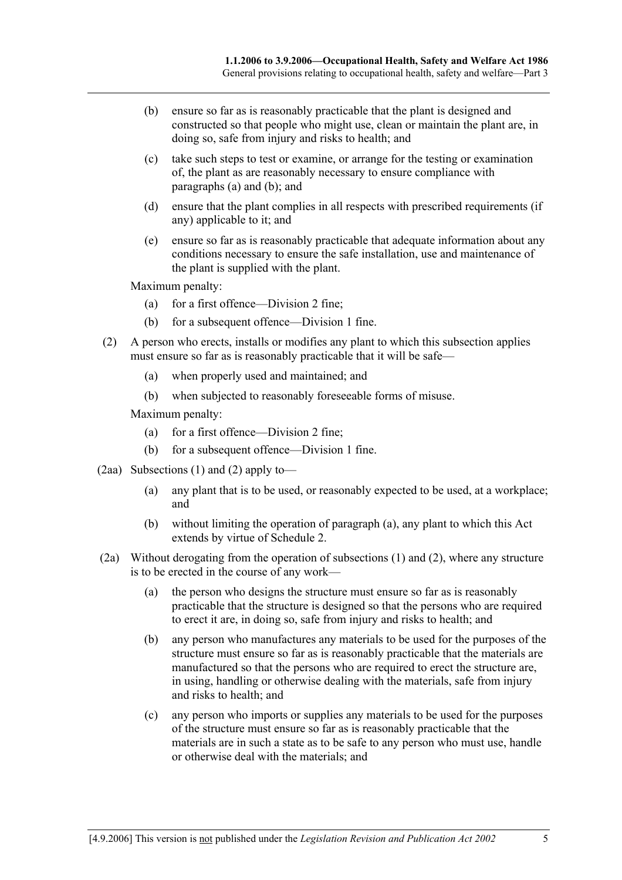(b) ensure so far as is reasonably practicable that the plant is designed and constructed so that people who might use, clean or maintain the plant are, in doing so, safe from injury and risks to health; and

(c) take such steps to test or examine, or arrange for the testing or examination of, the plant as are reasonably necessary to ensure compliance with paragraphs (a) and (b); and

(d) ensure that the plant complies in all respects with prescribed requirements (if any) applicable to it; and

(e) ensure so far as is reasonably practicable that adequate information about any conditions necessary to ensure the safe installation, use and maintenance of the plant is supplied with the plant.

Maximum penalty:

(a) for a first offence—Division 2 fine;

(b) for a subsequent offence—Division 1 fine.

(2) A person who erects, installs or modifies any plant to which this subsection applies must ensure so far as is reasonably practicable that it will be safe—

(a) when properly used and maintained; and

(b) when subjected to reasonably foreseeable forms of misuse.

Maximum penalty:

(a) for a first offence—Division 2 fine;

(b) for a subsequent offence—Division 1 fine.

(2aa) Subsections (1) and (2) apply to—

(a) any plant that is to be used, or reasonably expected to be used, at a workplace; and

(b) without limiting the operation of paragraph (a), any plant to which this Act extends by virtue of Schedule 2.

(2a) Without derogating from the operation of subsections (1) and (2), where any structure is to be erected in the course of any work—

(a) the person who designs the structure must ensure so far as is reasonably practicable that the structure is designed so that the persons who are required to erect it are, in doing so, safe from injury and risks to health; and

(b) any person who manufactures any materials to be used for the purposes of the structure must ensure so far as is reasonably practicable that the materials are manufactured so that the persons who are required to erect the structure are, in using, handling or otherwise dealing with the materials, safe from injury and risks to health; and

(c) any person who imports or supplies any materials to be used for the purposes of the structure must ensure so far as is reasonably practicable that the materials are in such a state as to be safe to any person who must use, handle or otherwise deal with the materials; and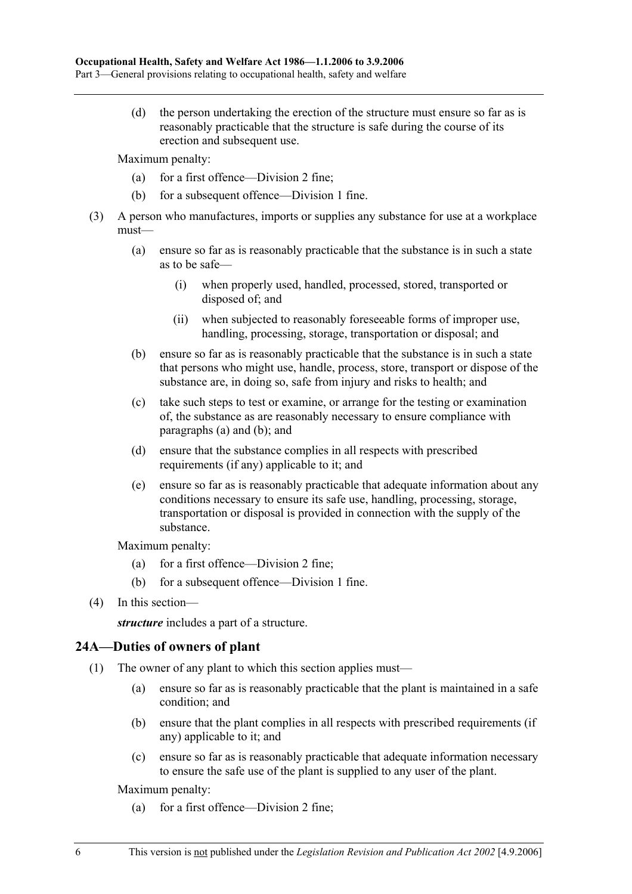(d) the person undertaking the erection of the structure must ensure so far as is reasonably practicable that the structure is safe during the course of its erection and subsequent use.

Maximum penalty:

(a) for a first offence—Division 2 fine;

(b) for a subsequent offence—Division 1 fine.

(3) A person who manufactures, imports or supplies any substance for use at a workplace must—

(a) ensure so far as is reasonably practicable that the substance is in such a state as to be safe—

(i) when properly used, handled, processed, stored, transported or disposed of; and

(ii) when subjected to reasonably foreseeable forms of improper use, handling, processing, storage, transportation or disposal; and

(b) ensure so far as is reasonably practicable that the substance is in such a state that persons who might use, handle, process, store, transport or dispose of the substance are, in doing so, safe from injury and risks to health; and

(c) take such steps to test or examine, or arrange for the testing or examination of, the substance as are reasonably necessary to ensure compliance with paragraphs (a) and (b); and

(d) ensure that the substance complies in all respects with prescribed requirements (if any) applicable to it; and

(e) ensure so far as is reasonably practicable that adequate information about any conditions necessary to ensure its safe use, handling, processing, storage, transportation or disposal is provided in connection with the supply of the substance.

Maximum penalty:

(a) for a first offence—Division 2 fine;

(b) for a subsequent offence—Division 1 fine.

(4) In this section—

***structure*** includes a part of a structure.

## 24A—Duties of owners of plant

(1) The owner of any plant to which this section applies must—

(a) ensure so far as is reasonably practicable that the plant is maintained in a safe condition; and

(b) ensure that the plant complies in all respects with prescribed requirements (if any) applicable to it; and

(c) ensure so far as is reasonably practicable that adequate information necessary to ensure the safe use of the plant is supplied to any user of the plant.

Maximum penalty:

(a) for a first offence—Division 2 fine;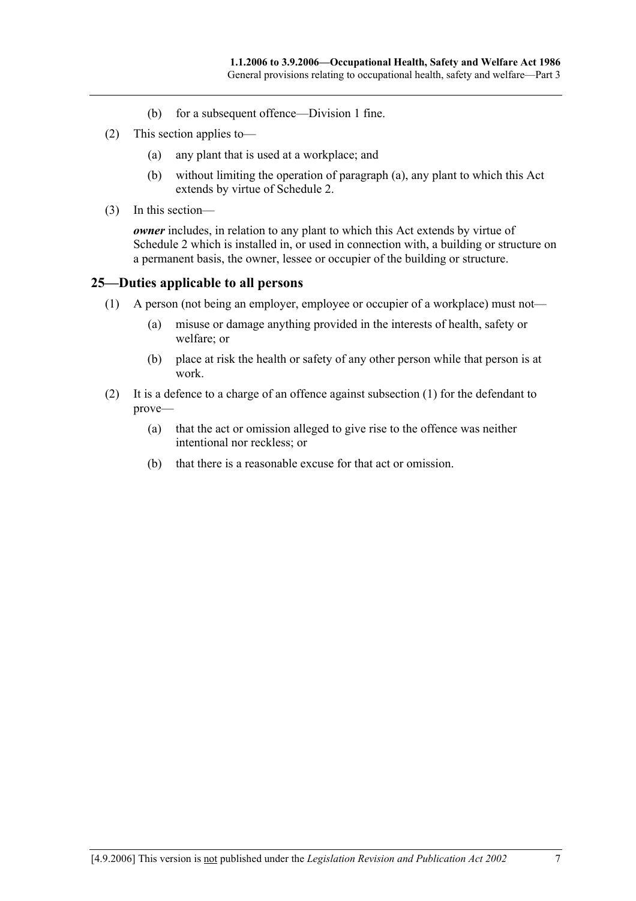(b) for a subsequent offence—Division 1 fine.

(2) This section applies to—

(a) any plant that is used at a workplace; and

(b) without limiting the operation of paragraph (a), any plant to which this Act extends by virtue of Schedule 2.

(3) In this section—

***owner*** includes, in relation to any plant to which this Act extends by virtue of Schedule 2 which is installed in, or used in connection with, a building or structure on a permanent basis, the owner, lessee or occupier of the building or structure.

## 25—Duties applicable to all persons

(1) A person (not being an employer, employee or occupier of a workplace) must not—

(a) misuse or damage anything provided in the interests of health, safety or welfare; or

(b) place at risk the health or safety of any other person while that person is at work.

(2) It is a defence to a charge of an offence against subsection (1) for the defendant to prove—

(a) that the act or omission alleged to give rise to the offence was neither intentional nor reckless; or

(b) that there is a reasonable excuse for that act or omission.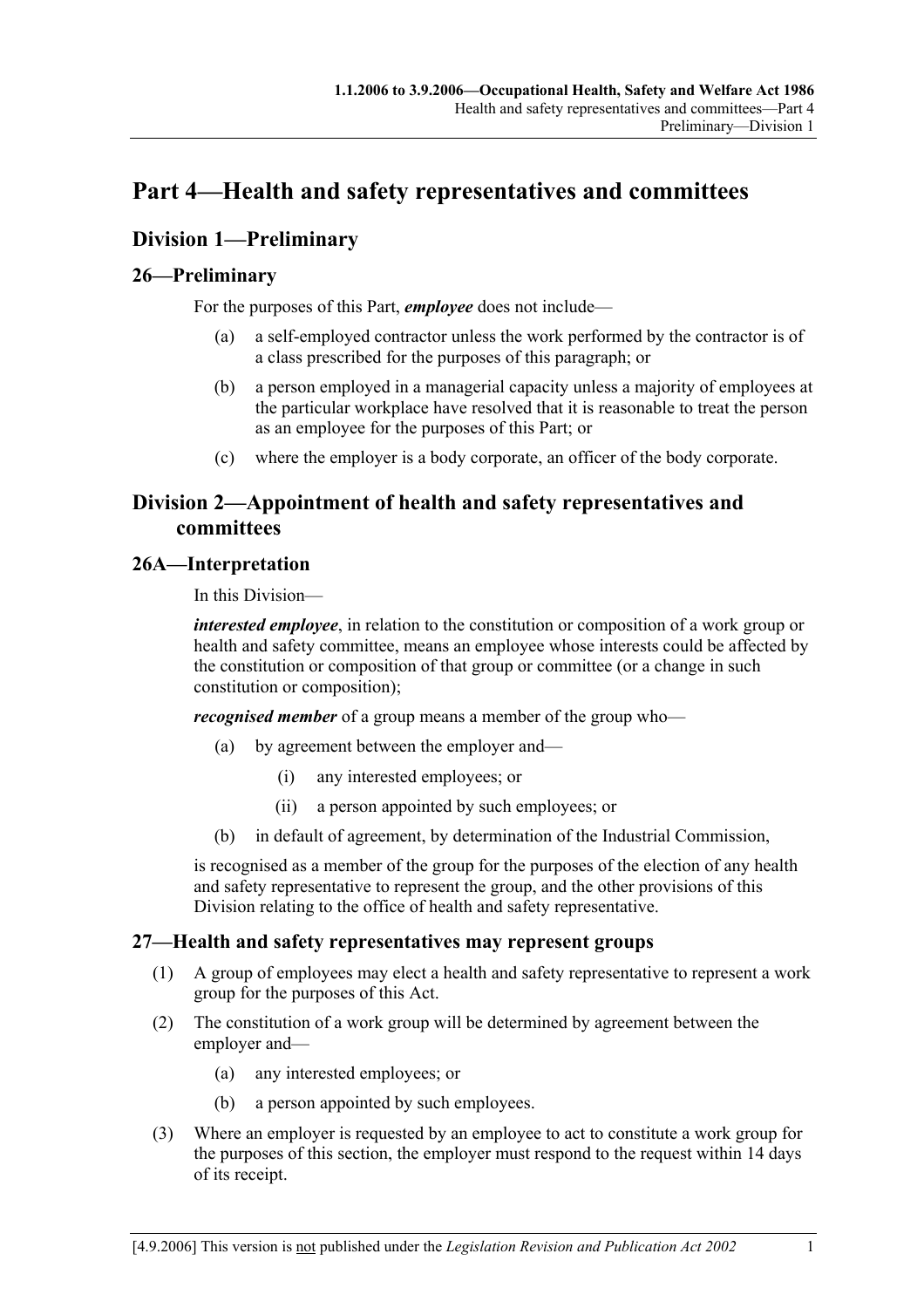# Part 4—Health and safety representatives and committees

## Division 1—Preliminary

### 26—Preliminary

For the purposes of this Part, ***employee*** does not include—

(a) a self-employed contractor unless the work performed by the contractor is of a class prescribed for the purposes of this paragraph; or

(b) a person employed in a managerial capacity unless a majority of employees at the particular workplace have resolved that it is reasonable to treat the person as an employee for the purposes of this Part; or

(c) where the employer is a body corporate, an officer of the body corporate.

## Division 2—Appointment of health and safety representatives and committees

### 26A—Interpretation

In this Division—

***interested employee***, in relation to the constitution or composition of a work group or health and safety committee, means an employee whose interests could be affected by the constitution or composition of that group or committee (or a change in such constitution or composition);

***recognised member*** of a group means a member of the group who—

(a) by agreement between the employer and—

(i) any interested employees; or

(ii) a person appointed by such employees; or

(b) in default of agreement, by determination of the Industrial Commission,

is recognised as a member of the group for the purposes of the election of any health and safety representative to represent the group, and the other provisions of this Division relating to the office of health and safety representative.

### 27—Health and safety representatives may represent groups

(1) A group of employees may elect a health and safety representative to represent a work group for the purposes of this Act.

(2) The constitution of a work group will be determined by agreement between the employer and—

(a) any interested employees; or

(b) a person appointed by such employees.

(3) Where an employer is requested by an employee to act to constitute a work group for the purposes of this section, the employer must respond to the request within 14 days of its receipt.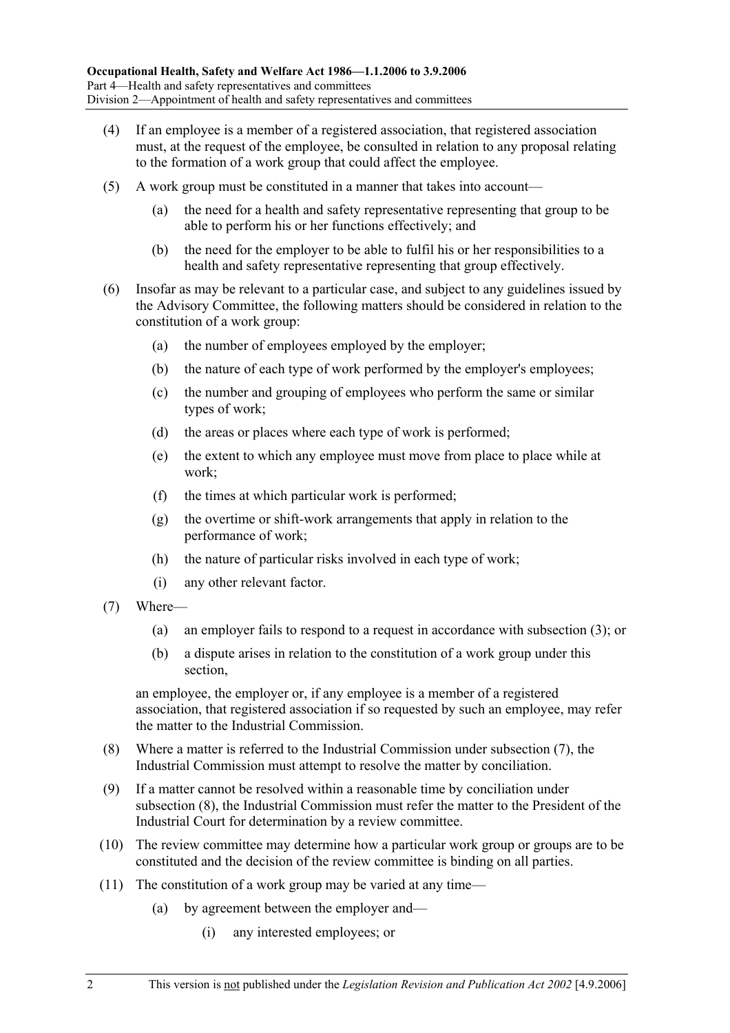(4) If an employee is a member of a registered association, that registered association must, at the request of the employee, be consulted in relation to any proposal relating to the formation of a work group that could affect the employee.

(5) A work group must be constituted in a manner that takes into account—

- (a) the need for a health and safety representative representing that group to be able to perform his or her functions effectively; and
- (b) the need for the employer to be able to fulfil his or her responsibilities to a health and safety representative representing that group effectively.

(6) Insofar as may be relevant to a particular case, and subject to any guidelines issued by the Advisory Committee, the following matters should be considered in relation to the constitution of a work group:

- (a) the number of employees employed by the employer;
- (b) the nature of each type of work performed by the employer's employees;
- (c) the number and grouping of employees who perform the same or similar types of work;
- (d) the areas or places where each type of work is performed;
- (e) the extent to which any employee must move from place to place while at work;
- (f) the times at which particular work is performed;
- (g) the overtime or shift-work arrangements that apply in relation to the performance of work;
- (h) the nature of particular risks involved in each type of work;
- (i) any other relevant factor.

(7) Where—

- (a) an employer fails to respond to a request in accordance with subsection (3); or
- (b) a dispute arises in relation to the constitution of a work group under this section,

an employee, the employer or, if any employee is a member of a registered association, that registered association if so requested by such an employee, may refer the matter to the Industrial Commission.

(8) Where a matter is referred to the Industrial Commission under subsection (7), the Industrial Commission must attempt to resolve the matter by conciliation.

(9) If a matter cannot be resolved within a reasonable time by conciliation under subsection (8), the Industrial Commission must refer the matter to the President of the Industrial Court for determination by a review committee.

(10) The review committee may determine how a particular work group or groups are to be constituted and the decision of the review committee is binding on all parties.

(11) The constitution of a work group may be varied at any time—

- (a) by agreement between the employer and—
  - (i) any interested employees; or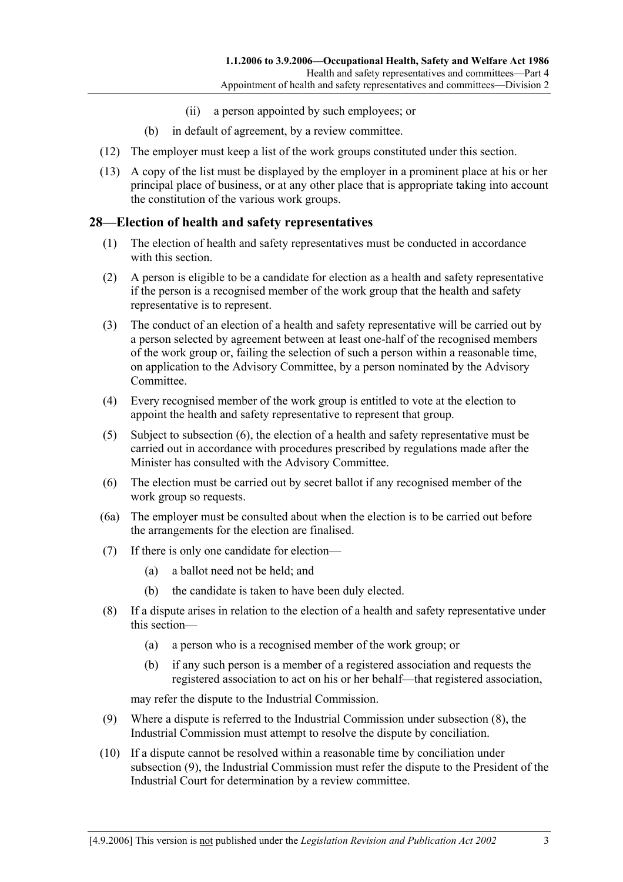(ii) a person appointed by such employees; or

(b) in default of agreement, by a review committee.

(12) The employer must keep a list of the work groups constituted under this section.

(13) A copy of the list must be displayed by the employer in a prominent place at his or her principal place of business, or at any other place that is appropriate taking into account the constitution of the various work groups.

## 28—Election of health and safety representatives

(1) The election of health and safety representatives must be conducted in accordance with this section.

(2) A person is eligible to be a candidate for election as a health and safety representative if the person is a recognised member of the work group that the health and safety representative is to represent.

(3) The conduct of an election of a health and safety representative will be carried out by a person selected by agreement between at least one-half of the recognised members of the work group or, failing the selection of such a person within a reasonable time, on application to the Advisory Committee, by a person nominated by the Advisory Committee.

(4) Every recognised member of the work group is entitled to vote at the election to appoint the health and safety representative to represent that group.

(5) Subject to subsection (6), the election of a health and safety representative must be carried out in accordance with procedures prescribed by regulations made after the Minister has consulted with the Advisory Committee.

(6) The election must be carried out by secret ballot if any recognised member of the work group so requests.

(6a) The employer must be consulted about when the election is to be carried out before the arrangements for the election are finalised.

(7) If there is only one candidate for election—

(a) a ballot need not be held; and

(b) the candidate is taken to have been duly elected.

(8) If a dispute arises in relation to the election of a health and safety representative under this section—

(a) a person who is a recognised member of the work group; or

(b) if any such person is a member of a registered association and requests the registered association to act on his or her behalf—that registered association,

may refer the dispute to the Industrial Commission.

(9) Where a dispute is referred to the Industrial Commission under subsection (8), the Industrial Commission must attempt to resolve the dispute by conciliation.

(10) If a dispute cannot be resolved within a reasonable time by conciliation under subsection (9), the Industrial Commission must refer the dispute to the President of the Industrial Court for determination by a review committee.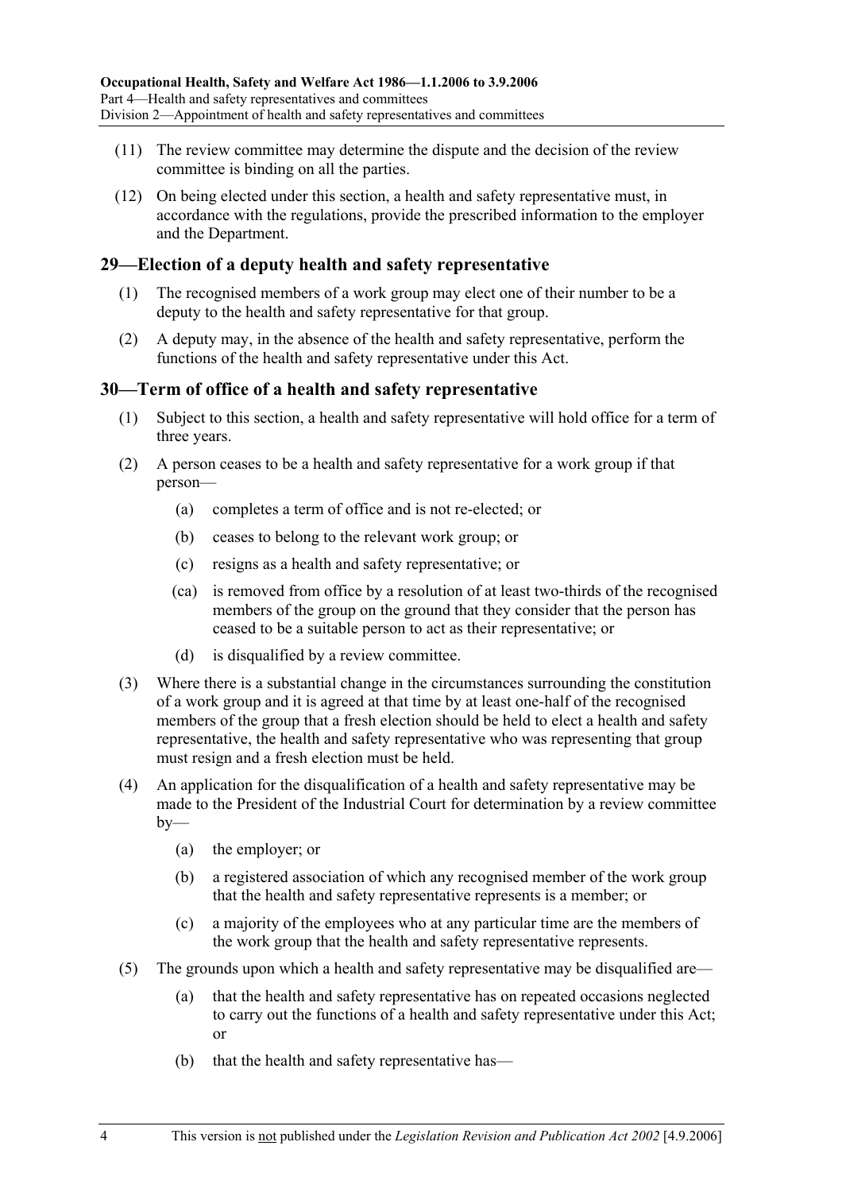(11) The review committee may determine the dispute and the decision of the review committee is binding on all the parties.

(12) On being elected under this section, a health and safety representative must, in accordance with the regulations, provide the prescribed information to the employer and the Department.

## 29—Election of a deputy health and safety representative

(1) The recognised members of a work group may elect one of their number to be a deputy to the health and safety representative for that group.

(2) A deputy may, in the absence of the health and safety representative, perform the functions of the health and safety representative under this Act.

## 30—Term of office of a health and safety representative

(1) Subject to this section, a health and safety representative will hold office for a term of three years.

(2) A person ceases to be a health and safety representative for a work group if that person—

- (a) completes a term of office and is not re-elected; or
- (b) ceases to belong to the relevant work group; or
- (c) resigns as a health and safety representative; or
- (ca) is removed from office by a resolution of at least two-thirds of the recognised members of the group on the ground that they consider that the person has ceased to be a suitable person to act as their representative; or
- (d) is disqualified by a review committee.

(3) Where there is a substantial change in the circumstances surrounding the constitution of a work group and it is agreed at that time by at least one-half of the recognised members of the group that a fresh election should be held to elect a health and safety representative, the health and safety representative who was representing that group must resign and a fresh election must be held.

(4) An application for the disqualification of a health and safety representative may be made to the President of the Industrial Court for determination by a review committee by—

- (a) the employer; or
- (b) a registered association of which any recognised member of the work group that the health and safety representative represents is a member; or
- (c) a majority of the employees who at any particular time are the members of the work group that the health and safety representative represents.

(5) The grounds upon which a health and safety representative may be disqualified are—

- (a) that the health and safety representative has on repeated occasions neglected to carry out the functions of a health and safety representative under this Act; or
- (b) that the health and safety representative has—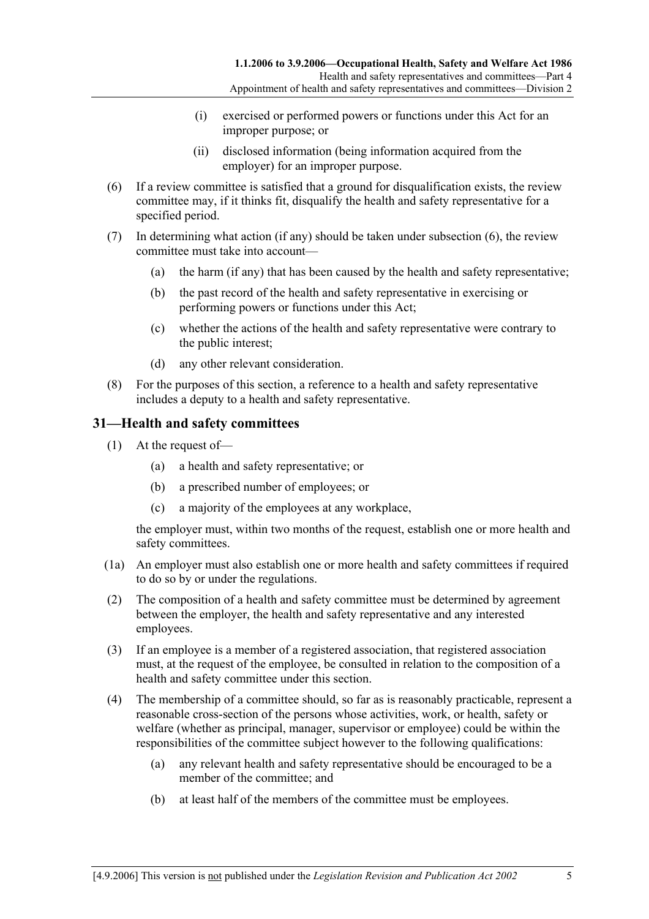(i) exercised or performed powers or functions under this Act for an improper purpose; or

(ii) disclosed information (being information acquired from the employer) for an improper purpose.

(6) If a review committee is satisfied that a ground for disqualification exists, the review committee may, if it thinks fit, disqualify the health and safety representative for a specified period.

(7) In determining what action (if any) should be taken under subsection (6), the review committee must take into account—

(a) the harm (if any) that has been caused by the health and safety representative;

(b) the past record of the health and safety representative in exercising or performing powers or functions under this Act;

(c) whether the actions of the health and safety representative were contrary to the public interest;

(d) any other relevant consideration.

(8) For the purposes of this section, a reference to a health and safety representative includes a deputy to a health and safety representative.

## 31—Health and safety committees

(1) At the request of—

(a) a health and safety representative; or

(b) a prescribed number of employees; or

(c) a majority of the employees at any workplace,

the employer must, within two months of the request, establish one or more health and safety committees.

(1a) An employer must also establish one or more health and safety committees if required to do so by or under the regulations.

(2) The composition of a health and safety committee must be determined by agreement between the employer, the health and safety representative and any interested employees.

(3) If an employee is a member of a registered association, that registered association must, at the request of the employee, be consulted in relation to the composition of a health and safety committee under this section.

(4) The membership of a committee should, so far as is reasonably practicable, represent a reasonable cross-section of the persons whose activities, work, or health, safety or welfare (whether as principal, manager, supervisor or employee) could be within the responsibilities of the committee subject however to the following qualifications:

(a) any relevant health and safety representative should be encouraged to be a member of the committee; and

(b) at least half of the members of the committee must be employees.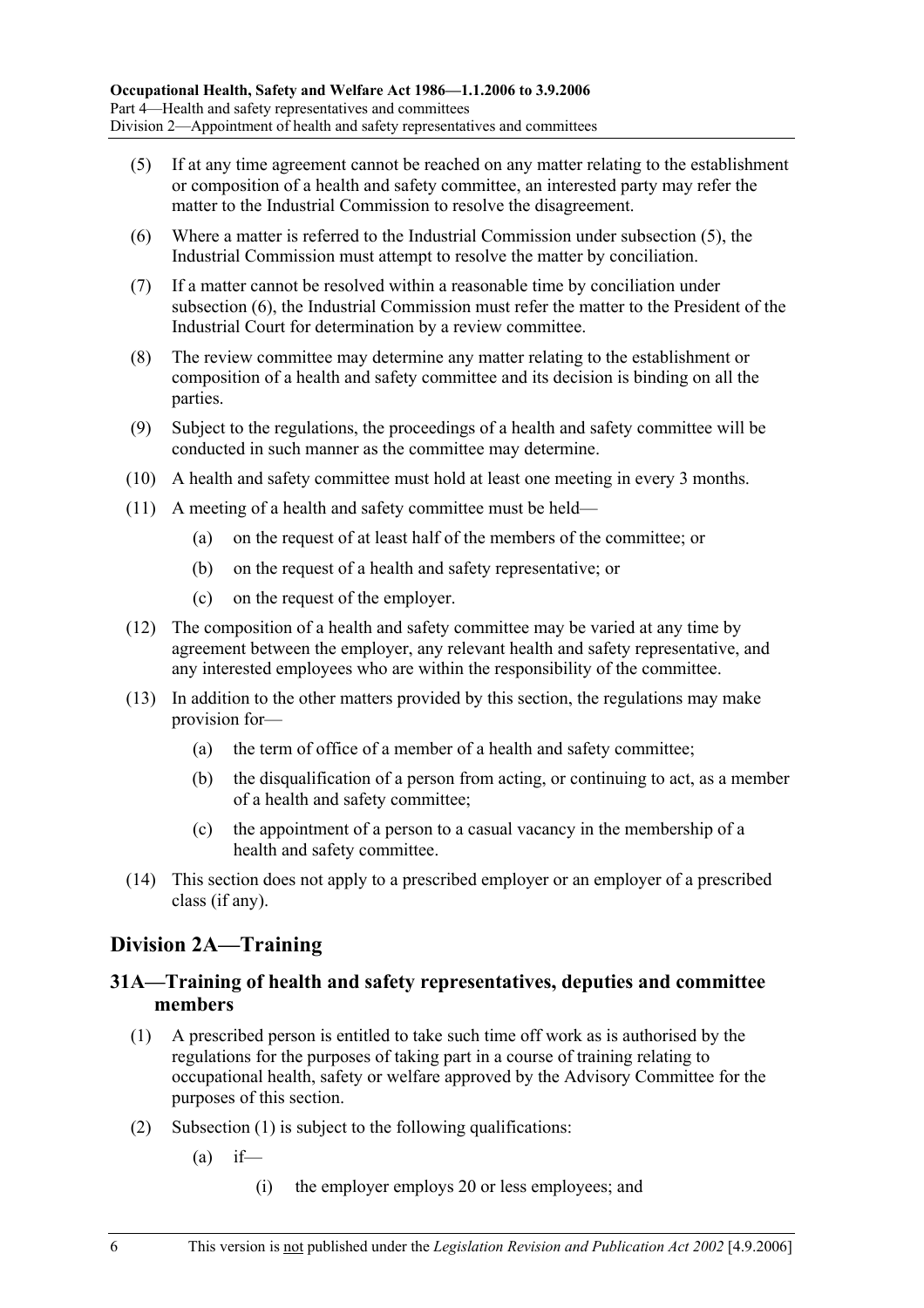(5) If at any time agreement cannot be reached on any matter relating to the establishment or composition of a health and safety committee, an interested party may refer the matter to the Industrial Commission to resolve the disagreement.

(6) Where a matter is referred to the Industrial Commission under subsection (5), the Industrial Commission must attempt to resolve the matter by conciliation.

(7) If a matter cannot be resolved within a reasonable time by conciliation under subsection (6), the Industrial Commission must refer the matter to the President of the Industrial Court for determination by a review committee.

(8) The review committee may determine any matter relating to the establishment or composition of a health and safety committee and its decision is binding on all the parties.

(9) Subject to the regulations, the proceedings of a health and safety committee will be conducted in such manner as the committee may determine.

(10) A health and safety committee must hold at least one meeting in every 3 months.

(11) A meeting of a health and safety committee must be held—

- (a) on the request of at least half of the members of the committee; or
- (b) on the request of a health and safety representative; or
- (c) on the request of the employer.

(12) The composition of a health and safety committee may be varied at any time by agreement between the employer, any relevant health and safety representative, and any interested employees who are within the responsibility of the committee.

(13) In addition to the other matters provided by this section, the regulations may make provision for—

- (a) the term of office of a member of a health and safety committee;
- (b) the disqualification of a person from acting, or continuing to act, as a member of a health and safety committee;
- (c) the appointment of a person to a casual vacancy in the membership of a health and safety committee.

(14) This section does not apply to a prescribed employer or an employer of a prescribed class (if any).

## Division 2A—Training

### 31A—Training of health and safety representatives, deputies and committee members

(1) A prescribed person is entitled to take such time off work as is authorised by the regulations for the purposes of taking part in a course of training relating to occupational health, safety or welfare approved by the Advisory Committee for the purposes of this section.

(2) Subsection (1) is subject to the following qualifications:

- (a) if—
  - (i) the employer employs 20 or less employees; and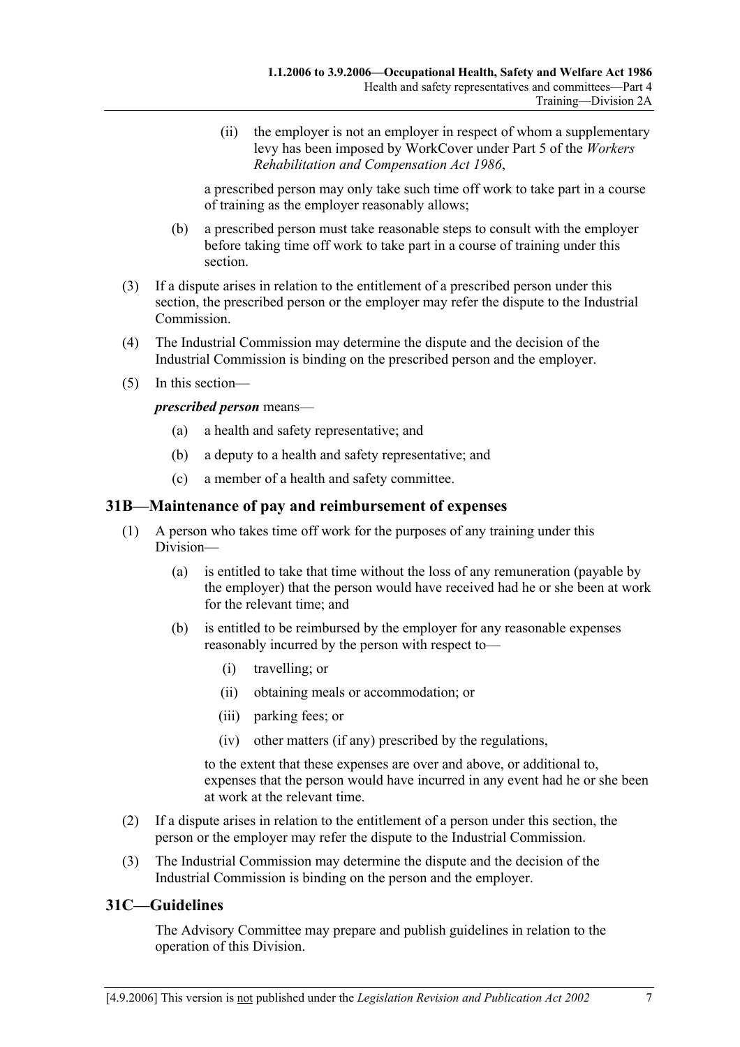(ii) the employer is not an employer in respect of whom a supplementary levy has been imposed by WorkCover under Part 5 of the *Workers Rehabilitation and Compensation Act 1986*,

a prescribed person may only take such time off work to take part in a course of training as the employer reasonably allows;

(b) a prescribed person must take reasonable steps to consult with the employer before taking time off work to take part in a course of training under this section.

(3) If a dispute arises in relation to the entitlement of a prescribed person under this section, the prescribed person or the employer may refer the dispute to the Industrial Commission.

(4) The Industrial Commission may determine the dispute and the decision of the Industrial Commission is binding on the prescribed person and the employer.

(5) In this section—

***prescribed person*** means—

(a) a health and safety representative; and

(b) a deputy to a health and safety representative; and

(c) a member of a health and safety committee.

## 31B—Maintenance of pay and reimbursement of expenses

(1) A person who takes time off work for the purposes of any training under this Division—

(a) is entitled to take that time without the loss of any remuneration (payable by the employer) that the person would have received had he or she been at work for the relevant time; and

(b) is entitled to be reimbursed by the employer for any reasonable expenses reasonably incurred by the person with respect to—

(i) travelling; or

(ii) obtaining meals or accommodation; or

(iii) parking fees; or

(iv) other matters (if any) prescribed by the regulations,

to the extent that these expenses are over and above, or additional to, expenses that the person would have incurred in any event had he or she been at work at the relevant time.

(2) If a dispute arises in relation to the entitlement of a person under this section, the person or the employer may refer the dispute to the Industrial Commission.

(3) The Industrial Commission may determine the dispute and the decision of the Industrial Commission is binding on the person and the employer.

## 31C—Guidelines

The Advisory Committee may prepare and publish guidelines in relation to the operation of this Division.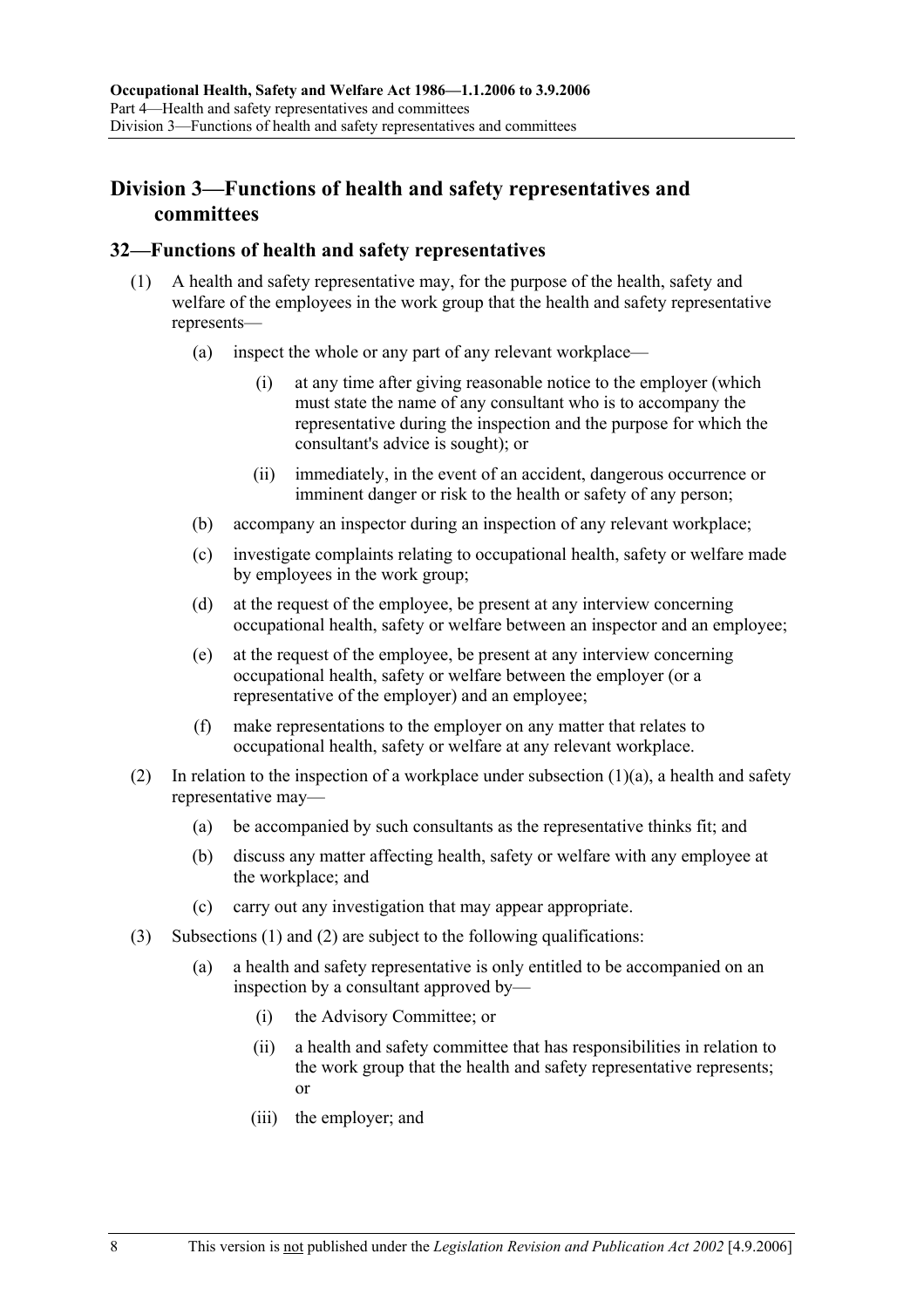## Division 3—Functions of health and safety representatives and committees

### 32—Functions of health and safety representatives

(1) A health and safety representative may, for the purpose of the health, safety and welfare of the employees in the work group that the health and safety representative represents—

(a) inspect the whole or any part of any relevant workplace—

(i) at any time after giving reasonable notice to the employer (which must state the name of any consultant who is to accompany the representative during the inspection and the purpose for which the consultant's advice is sought); or

(ii) immediately, in the event of an accident, dangerous occurrence or imminent danger or risk to the health or safety of any person;

(b) accompany an inspector during an inspection of any relevant workplace;

(c) investigate complaints relating to occupational health, safety or welfare made by employees in the work group;

(d) at the request of the employee, be present at any interview concerning occupational health, safety or welfare between an inspector and an employee;

(e) at the request of the employee, be present at any interview concerning occupational health, safety or welfare between the employer (or a representative of the employer) and an employee;

(f) make representations to the employer on any matter that relates to occupational health, safety or welfare at any relevant workplace.

(2) In relation to the inspection of a workplace under subsection (1)(a), a health and safety representative may—

(a) be accompanied by such consultants as the representative thinks fit; and

(b) discuss any matter affecting health, safety or welfare with any employee at the workplace; and

(c) carry out any investigation that may appear appropriate.

(3) Subsections (1) and (2) are subject to the following qualifications:

(a) a health and safety representative is only entitled to be accompanied on an inspection by a consultant approved by—

(i) the Advisory Committee; or

(ii) a health and safety committee that has responsibilities in relation to the work group that the health and safety representative represents; or

(iii) the employer; and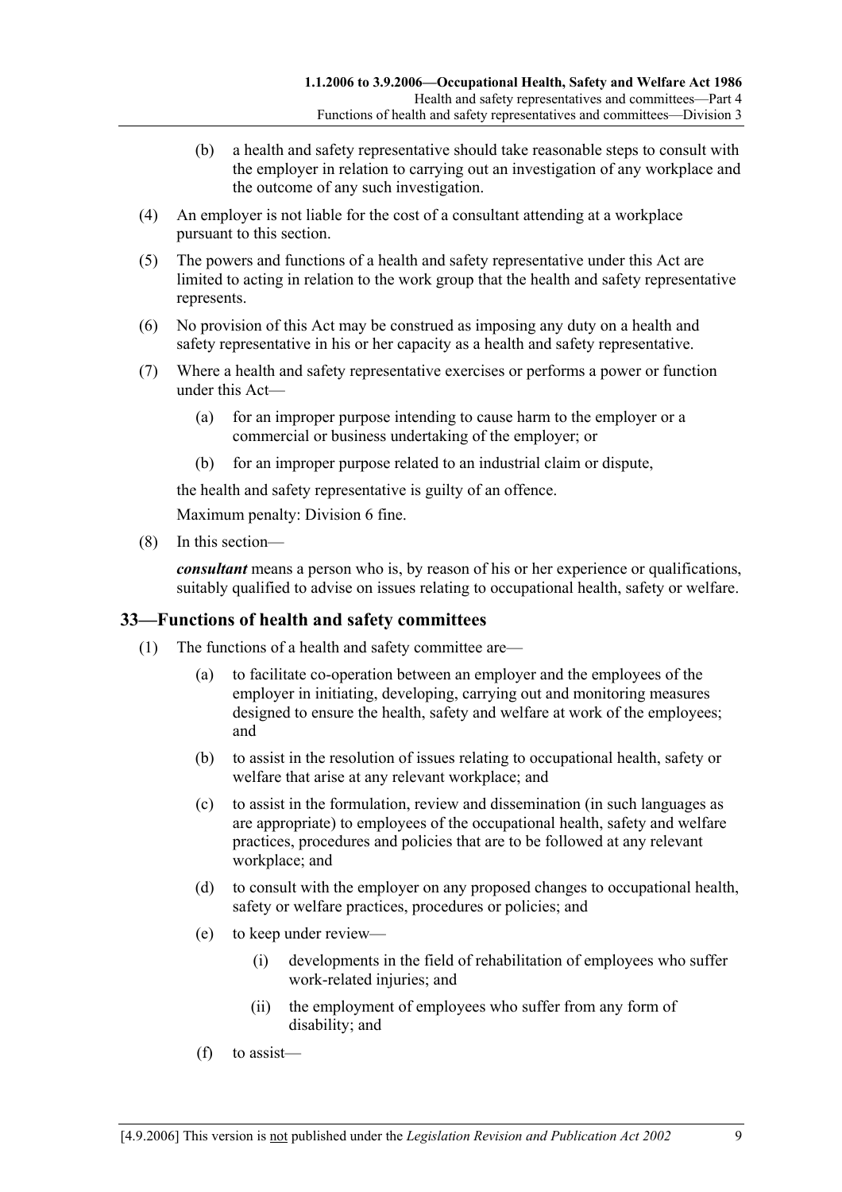(b) a health and safety representative should take reasonable steps to consult with the employer in relation to carrying out an investigation of any workplace and the outcome of any such investigation.

(4) An employer is not liable for the cost of a consultant attending at a workplace pursuant to this section.

(5) The powers and functions of a health and safety representative under this Act are limited to acting in relation to the work group that the health and safety representative represents.

(6) No provision of this Act may be construed as imposing any duty on a health and safety representative in his or her capacity as a health and safety representative.

(7) Where a health and safety representative exercises or performs a power or function under this Act—

(a) for an improper purpose intending to cause harm to the employer or a commercial or business undertaking of the employer; or

(b) for an improper purpose related to an industrial claim or dispute,

the health and safety representative is guilty of an offence.

Maximum penalty: Division 6 fine.

(8) In this section—

***consultant*** means a person who is, by reason of his or her experience or qualifications, suitably qualified to advise on issues relating to occupational health, safety or welfare.

## 33—Functions of health and safety committees

(1) The functions of a health and safety committee are—

(a) to facilitate co-operation between an employer and the employees of the employer in initiating, developing, carrying out and monitoring measures designed to ensure the health, safety and welfare at work of the employees; and

(b) to assist in the resolution of issues relating to occupational health, safety or welfare that arise at any relevant workplace; and

(c) to assist in the formulation, review and dissemination (in such languages as are appropriate) to employees of the occupational health, safety and welfare practices, procedures and policies that are to be followed at any relevant workplace; and

(d) to consult with the employer on any proposed changes to occupational health, safety or welfare practices, procedures or policies; and

(e) to keep under review—

(i) developments in the field of rehabilitation of employees who suffer work-related injuries; and

(ii) the employment of employees who suffer from any form of disability; and

(f) to assist—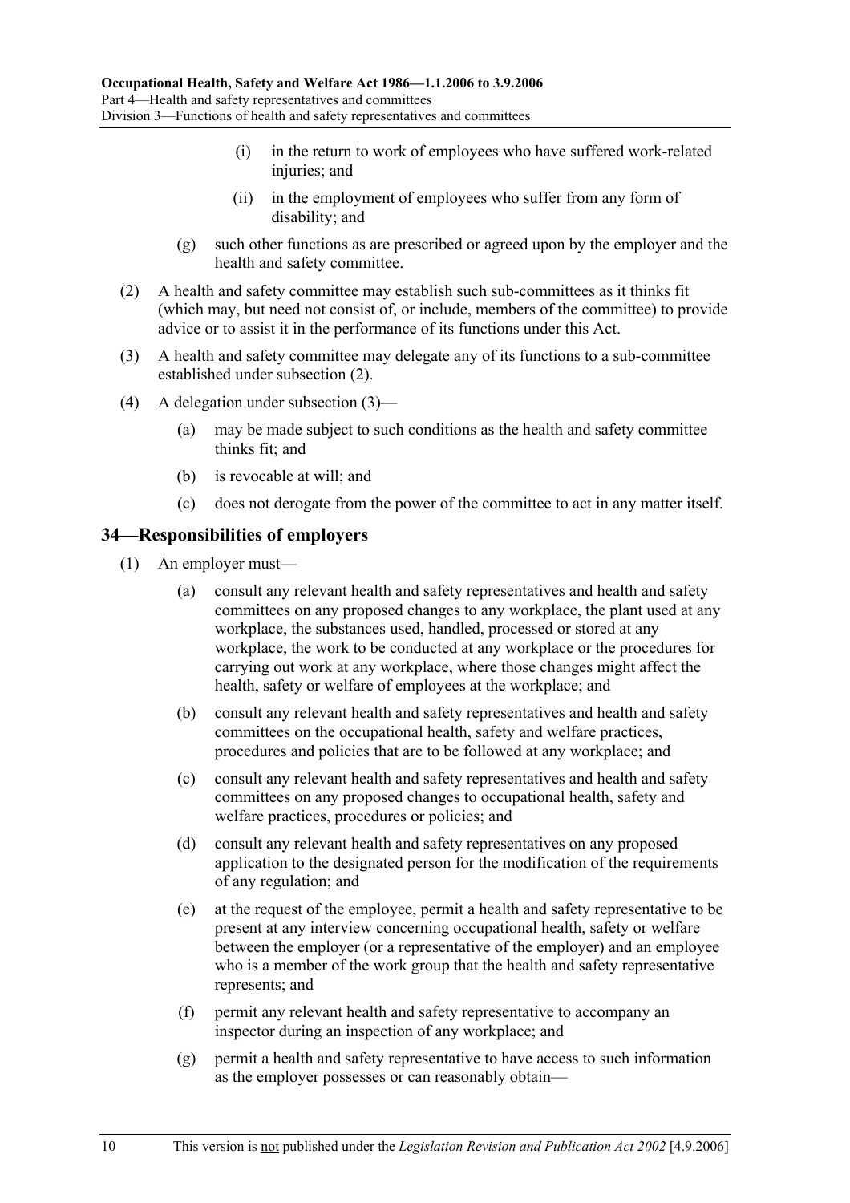(i) in the return to work of employees who have suffered work-related injuries; and

(ii) in the employment of employees who suffer from any form of disability; and

(g) such other functions as are prescribed or agreed upon by the employer and the health and safety committee.

(2) A health and safety committee may establish such sub-committees as it thinks fit (which may, but need not consist of, or include, members of the committee) to provide advice or to assist it in the performance of its functions under this Act.

(3) A health and safety committee may delegate any of its functions to a sub-committee established under subsection (2).

(4) A delegation under subsection (3)—

(a) may be made subject to such conditions as the health and safety committee thinks fit; and

(b) is revocable at will; and

(c) does not derogate from the power of the committee to act in any matter itself.

## 34—Responsibilities of employers

(1) An employer must—

(a) consult any relevant health and safety representatives and health and safety committees on any proposed changes to any workplace, the plant used at any workplace, the substances used, handled, processed or stored at any workplace, the work to be conducted at any workplace or the procedures for carrying out work at any workplace, where those changes might affect the health, safety or welfare of employees at the workplace; and

(b) consult any relevant health and safety representatives and health and safety committees on the occupational health, safety and welfare practices, procedures and policies that are to be followed at any workplace; and

(c) consult any relevant health and safety representatives and health and safety committees on any proposed changes to occupational health, safety and welfare practices, procedures or policies; and

(d) consult any relevant health and safety representatives on any proposed application to the designated person for the modification of the requirements of any regulation; and

(e) at the request of the employee, permit a health and safety representative to be present at any interview concerning occupational health, safety or welfare between the employer (or a representative of the employer) and an employee who is a member of the work group that the health and safety representative represents; and

(f) permit any relevant health and safety representative to accompany an inspector during an inspection of any workplace; and

(g) permit a health and safety representative to have access to such information as the employer possesses or can reasonably obtain—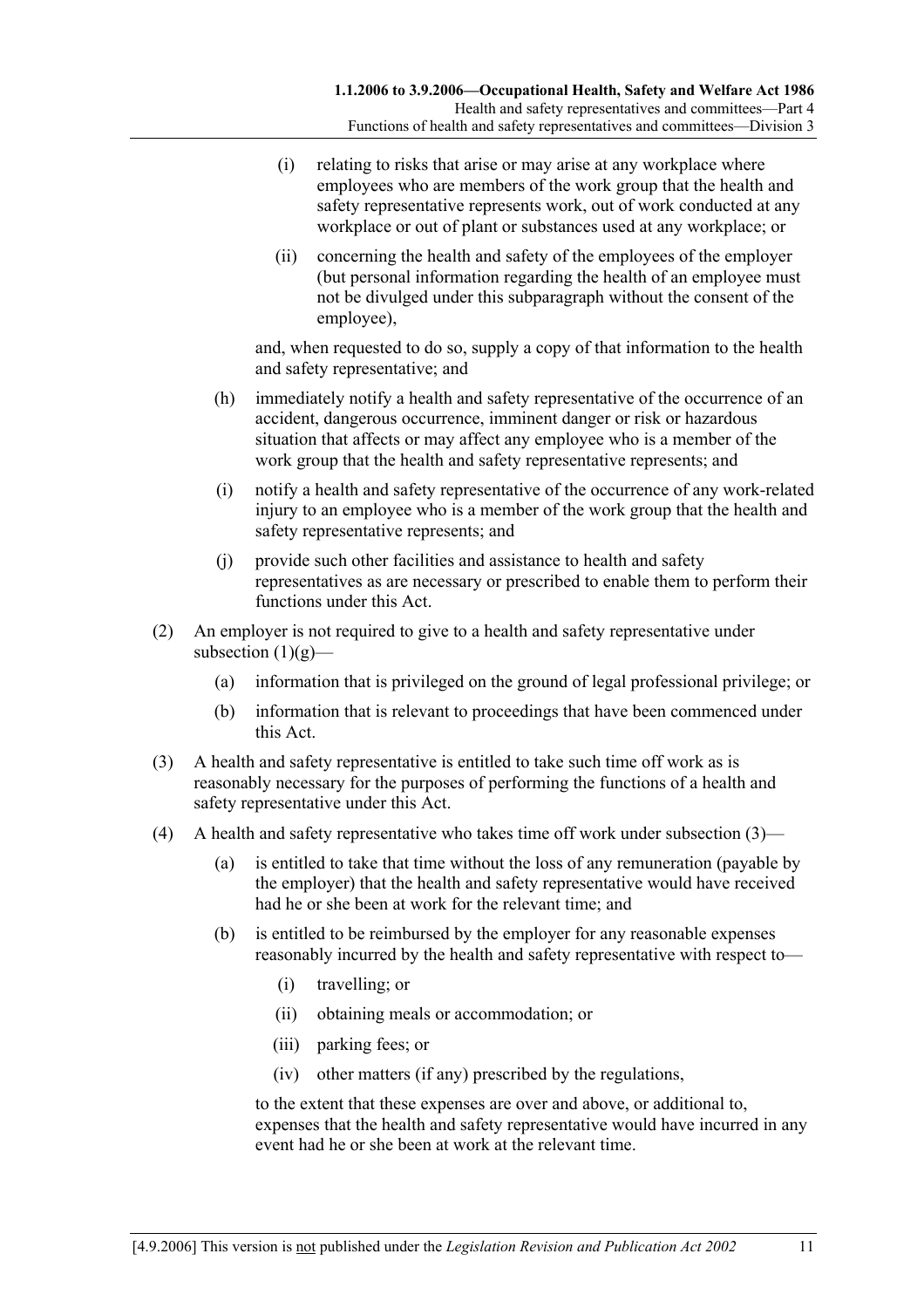(i) relating to risks that arise or may arise at any workplace where employees who are members of the work group that the health and safety representative represents work, out of work conducted at any workplace or out of plant or substances used at any workplace; or

(ii) concerning the health and safety of the employees of the employer (but personal information regarding the health of an employee must not be divulged under this subparagraph without the consent of the employee),

and, when requested to do so, supply a copy of that information to the health and safety representative; and

(h) immediately notify a health and safety representative of the occurrence of an accident, dangerous occurrence, imminent danger or risk or hazardous situation that affects or may affect any employee who is a member of the work group that the health and safety representative represents; and

(i) notify a health and safety representative of the occurrence of any work-related injury to an employee who is a member of the work group that the health and safety representative represents; and

(j) provide such other facilities and assistance to health and safety representatives as are necessary or prescribed to enable them to perform their functions under this Act.

(2) An employer is not required to give to a health and safety representative under subsection (1)(g)—

(a) information that is privileged on the ground of legal professional privilege; or

(b) information that is relevant to proceedings that have been commenced under this Act.

(3) A health and safety representative is entitled to take such time off work as is reasonably necessary for the purposes of performing the functions of a health and safety representative under this Act.

(4) A health and safety representative who takes time off work under subsection (3)—

(a) is entitled to take that time without the loss of any remuneration (payable by the employer) that the health and safety representative would have received had he or she been at work for the relevant time; and

(b) is entitled to be reimbursed by the employer for any reasonable expenses reasonably incurred by the health and safety representative with respect to—

(i) travelling; or

(ii) obtaining meals or accommodation; or

(iii) parking fees; or

(iv) other matters (if any) prescribed by the regulations,

to the extent that these expenses are over and above, or additional to, expenses that the health and safety representative would have incurred in any event had he or she been at work at the relevant time.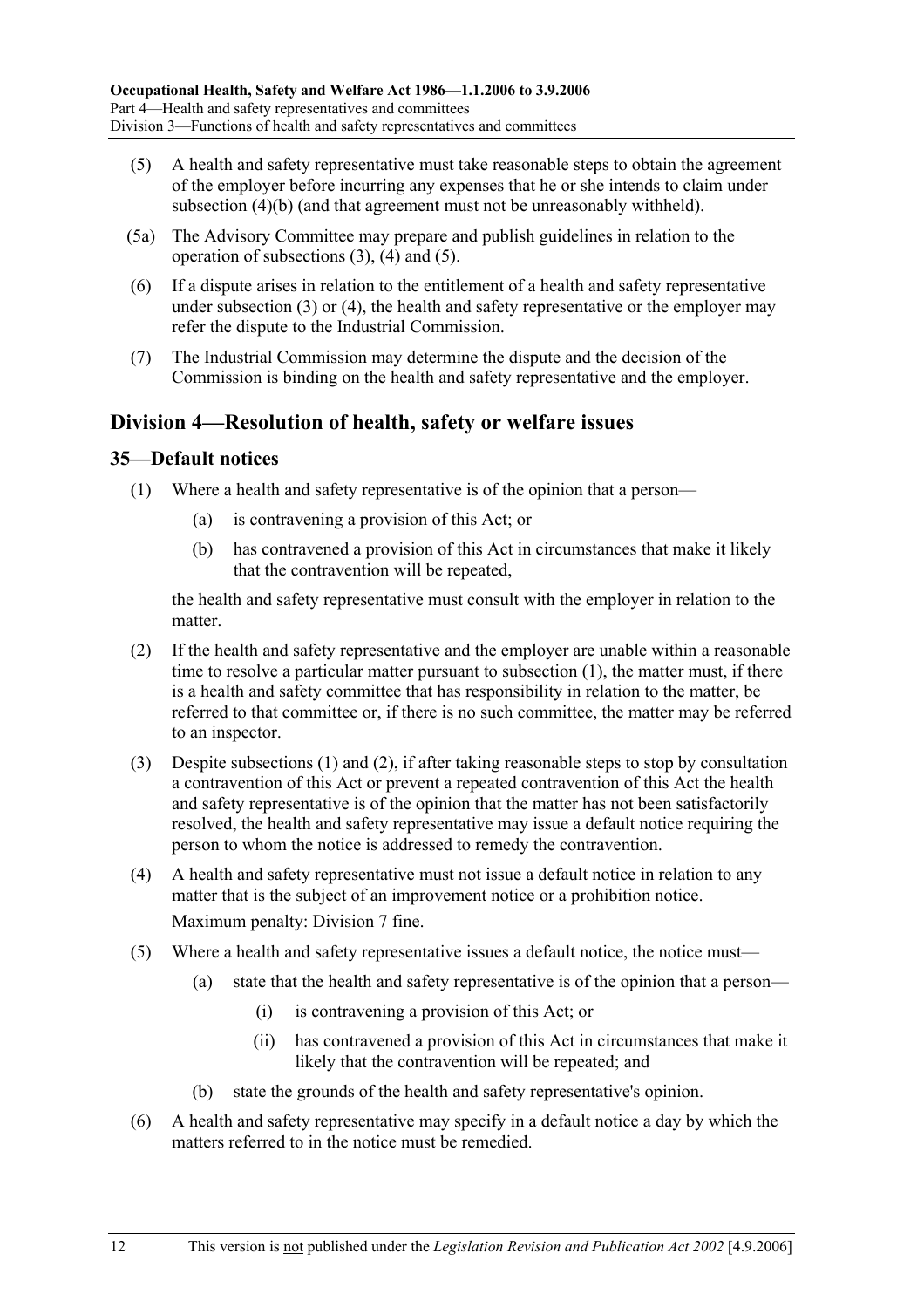(5) A health and safety representative must take reasonable steps to obtain the agreement of the employer before incurring any expenses that he or she intends to claim under subsection (4)(b) (and that agreement must not be unreasonably withheld).

(5a) The Advisory Committee may prepare and publish guidelines in relation to the operation of subsections (3), (4) and (5).

(6) If a dispute arises in relation to the entitlement of a health and safety representative under subsection (3) or (4), the health and safety representative or the employer may refer the dispute to the Industrial Commission.

(7) The Industrial Commission may determine the dispute and the decision of the Commission is binding on the health and safety representative and the employer.

## Division 4—Resolution of health, safety or welfare issues

### 35—Default notices

(1) Where a health and safety representative is of the opinion that a person—

- (a) is contravening a provision of this Act; or
- (b) has contravened a provision of this Act in circumstances that make it likely that the contravention will be repeated,

the health and safety representative must consult with the employer in relation to the matter.

(2) If the health and safety representative and the employer are unable within a reasonable time to resolve a particular matter pursuant to subsection (1), the matter must, if there is a health and safety committee that has responsibility in relation to the matter, be referred to that committee or, if there is no such committee, the matter may be referred to an inspector.

(3) Despite subsections (1) and (2), if after taking reasonable steps to stop by consultation a contravention of this Act or prevent a repeated contravention of this Act the health and safety representative is of the opinion that the matter has not been satisfactorily resolved, the health and safety representative may issue a default notice requiring the person to whom the notice is addressed to remedy the contravention.

(4) A health and safety representative must not issue a default notice in relation to any matter that is the subject of an improvement notice or a prohibition notice.

Maximum penalty: Division 7 fine.

(5) Where a health and safety representative issues a default notice, the notice must—

- (a) state that the health and safety representative is of the opinion that a person—
  - (i) is contravening a provision of this Act; or
  - (ii) has contravened a provision of this Act in circumstances that make it likely that the contravention will be repeated; and
- (b) state the grounds of the health and safety representative's opinion.

(6) A health and safety representative may specify in a default notice a day by which the matters referred to in the notice must be remedied.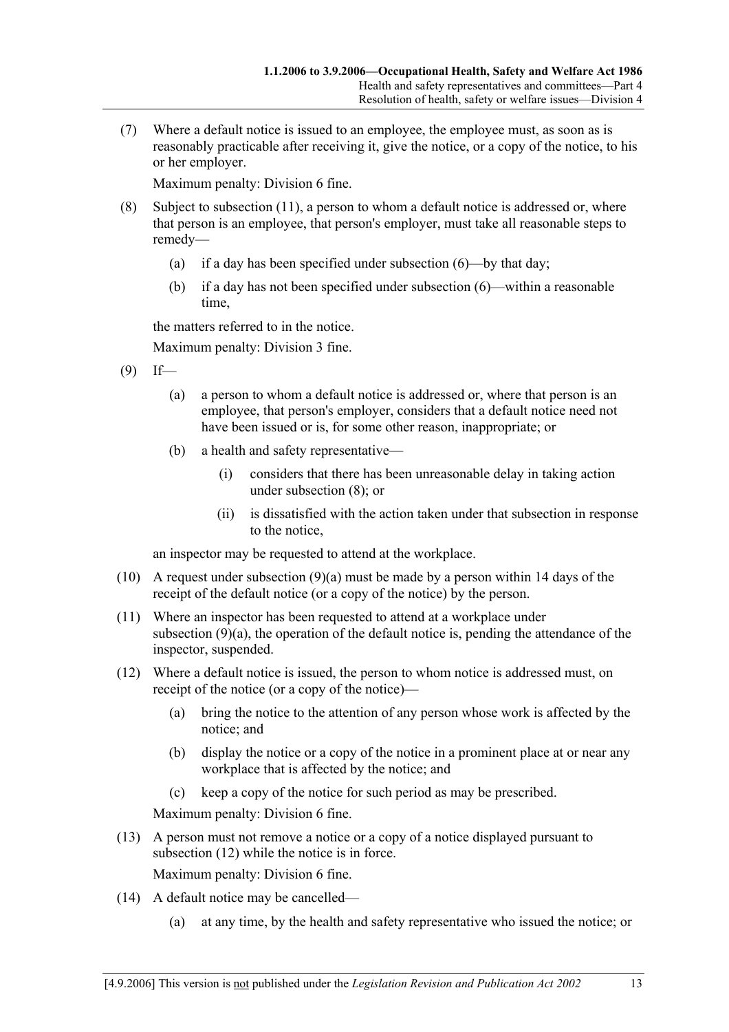(7) Where a default notice is issued to an employee, the employee must, as soon as is reasonably practicable after receiving it, give the notice, or a copy of the notice, to his or her employer.

Maximum penalty: Division 6 fine.

(8) Subject to subsection (11), a person to whom a default notice is addressed or, where that person is an employee, that person's employer, must take all reasonable steps to remedy—

(a) if a day has been specified under subsection (6)—by that day;

(b) if a day has not been specified under subsection (6)—within a reasonable time,

the matters referred to in the notice.

Maximum penalty: Division 3 fine.

(9) If—

(a) a person to whom a default notice is addressed or, where that person is an employee, that person's employer, considers that a default notice need not have been issued or is, for some other reason, inappropriate; or

(b) a health and safety representative—

(i) considers that there has been unreasonable delay in taking action under subsection (8); or

(ii) is dissatisfied with the action taken under that subsection in response to the notice,

an inspector may be requested to attend at the workplace.

(10) A request under subsection (9)(a) must be made by a person within 14 days of the receipt of the default notice (or a copy of the notice) by the person.

(11) Where an inspector has been requested to attend at a workplace under subsection (9)(a), the operation of the default notice is, pending the attendance of the inspector, suspended.

(12) Where a default notice is issued, the person to whom notice is addressed must, on receipt of the notice (or a copy of the notice)—

(a) bring the notice to the attention of any person whose work is affected by the notice; and

(b) display the notice or a copy of the notice in a prominent place at or near any workplace that is affected by the notice; and

(c) keep a copy of the notice for such period as may be prescribed.

Maximum penalty: Division 6 fine.

(13) A person must not remove a notice or a copy of a notice displayed pursuant to subsection (12) while the notice is in force.

Maximum penalty: Division 6 fine.

(14) A default notice may be cancelled—

(a) at any time, by the health and safety representative who issued the notice; or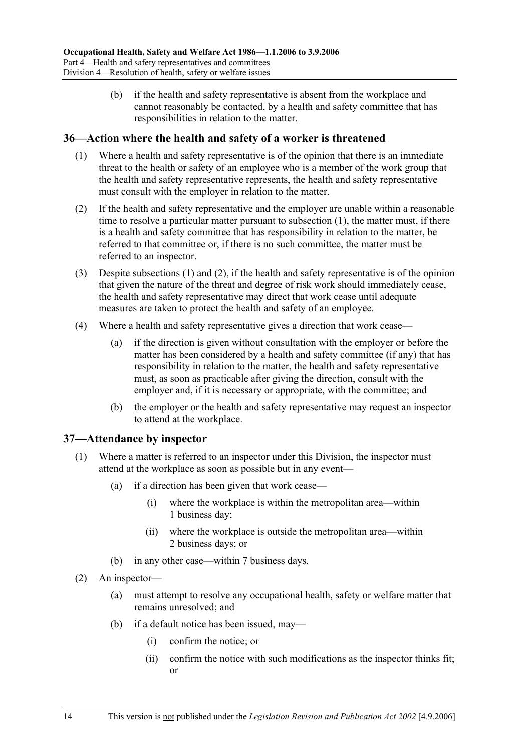(b) if the health and safety representative is absent from the workplace and cannot reasonably be contacted, by a health and safety committee that has responsibilities in relation to the matter.

## 36—Action where the health and safety of a worker is threatened

(1) Where a health and safety representative is of the opinion that there is an immediate threat to the health or safety of an employee who is a member of the work group that the health and safety representative represents, the health and safety representative must consult with the employer in relation to the matter.

(2) If the health and safety representative and the employer are unable within a reasonable time to resolve a particular matter pursuant to subsection (1), the matter must, if there is a health and safety committee that has responsibility in relation to the matter, be referred to that committee or, if there is no such committee, the matter must be referred to an inspector.

(3) Despite subsections (1) and (2), if the health and safety representative is of the opinion that given the nature of the threat and degree of risk work should immediately cease, the health and safety representative may direct that work cease until adequate measures are taken to protect the health and safety of an employee.

(4) Where a health and safety representative gives a direction that work cease—

(a) if the direction is given without consultation with the employer or before the matter has been considered by a health and safety committee (if any) that has responsibility in relation to the matter, the health and safety representative must, as soon as practicable after giving the direction, consult with the employer and, if it is necessary or appropriate, with the committee; and

(b) the employer or the health and safety representative may request an inspector to attend at the workplace.

## 37—Attendance by inspector

(1) Where a matter is referred to an inspector under this Division, the inspector must attend at the workplace as soon as possible but in any event—

(a) if a direction has been given that work cease—

(i) where the workplace is within the metropolitan area—within 1 business day;

(ii) where the workplace is outside the metropolitan area—within 2 business days; or

(b) in any other case—within 7 business days.

(2) An inspector—

(a) must attempt to resolve any occupational health, safety or welfare matter that remains unresolved; and

(b) if a default notice has been issued, may—

(i) confirm the notice; or

(ii) confirm the notice with such modifications as the inspector thinks fit; or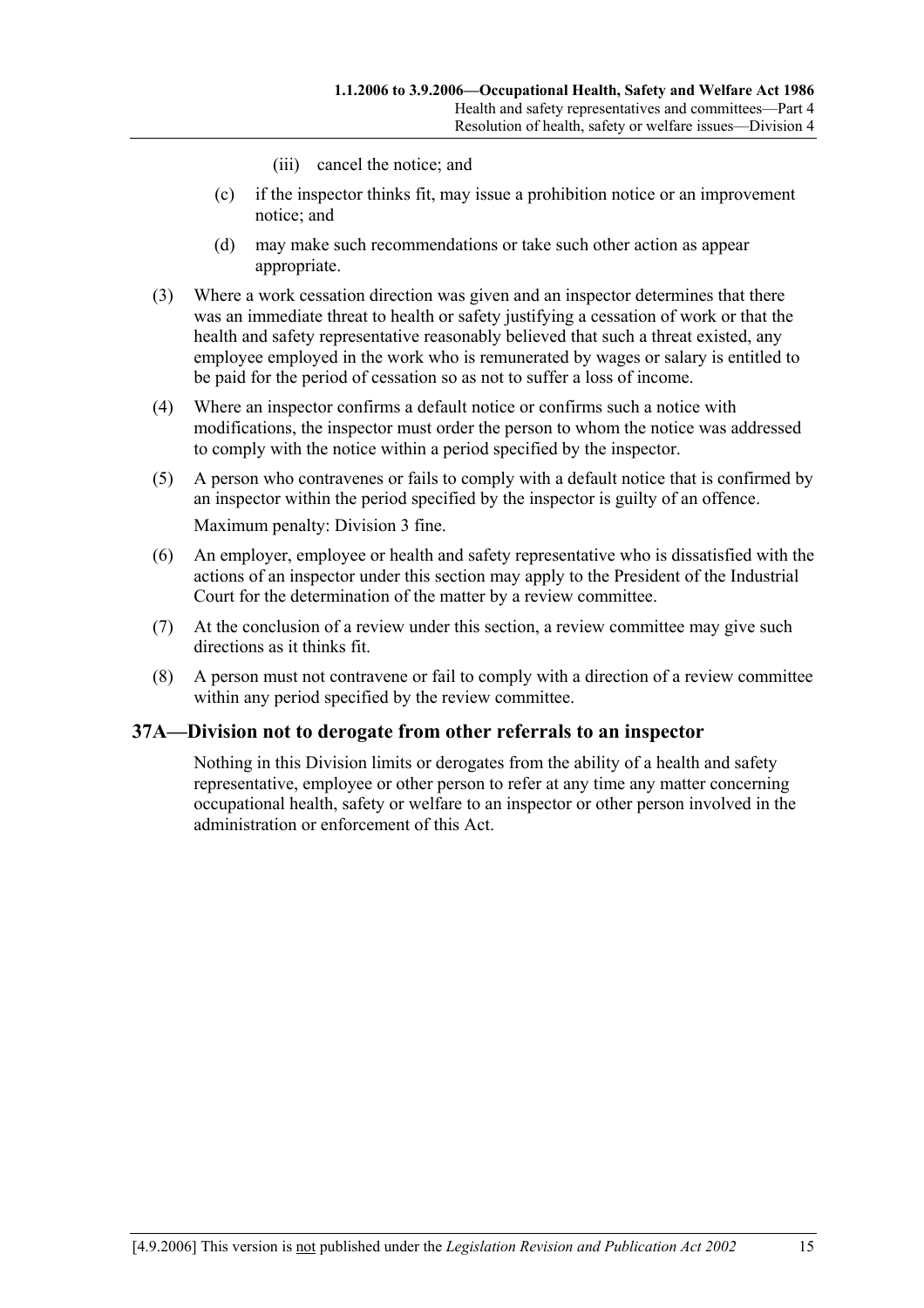(iii) cancel the notice; and

(c) if the inspector thinks fit, may issue a prohibition notice or an improvement notice; and

(d) may make such recommendations or take such other action as appear appropriate.

(3) Where a work cessation direction was given and an inspector determines that there was an immediate threat to health or safety justifying a cessation of work or that the health and safety representative reasonably believed that such a threat existed, any employee employed in the work who is remunerated by wages or salary is entitled to be paid for the period of cessation so as not to suffer a loss of income.

(4) Where an inspector confirms a default notice or confirms such a notice with modifications, the inspector must order the person to whom the notice was addressed to comply with the notice within a period specified by the inspector.

(5) A person who contravenes or fails to comply with a default notice that is confirmed by an inspector within the period specified by the inspector is guilty of an offence.

Maximum penalty: Division 3 fine.

(6) An employer, employee or health and safety representative who is dissatisfied with the actions of an inspector under this section may apply to the President of the Industrial Court for the determination of the matter by a review committee.

(7) At the conclusion of a review under this section, a review committee may give such directions as it thinks fit.

(8) A person must not contravene or fail to comply with a direction of a review committee within any period specified by the review committee.

## 37A—Division not to derogate from other referrals to an inspector

Nothing in this Division limits or derogates from the ability of a health and safety representative, employee or other person to refer at any time any matter concerning occupational health, safety or welfare to an inspector or other person involved in the administration or enforcement of this Act.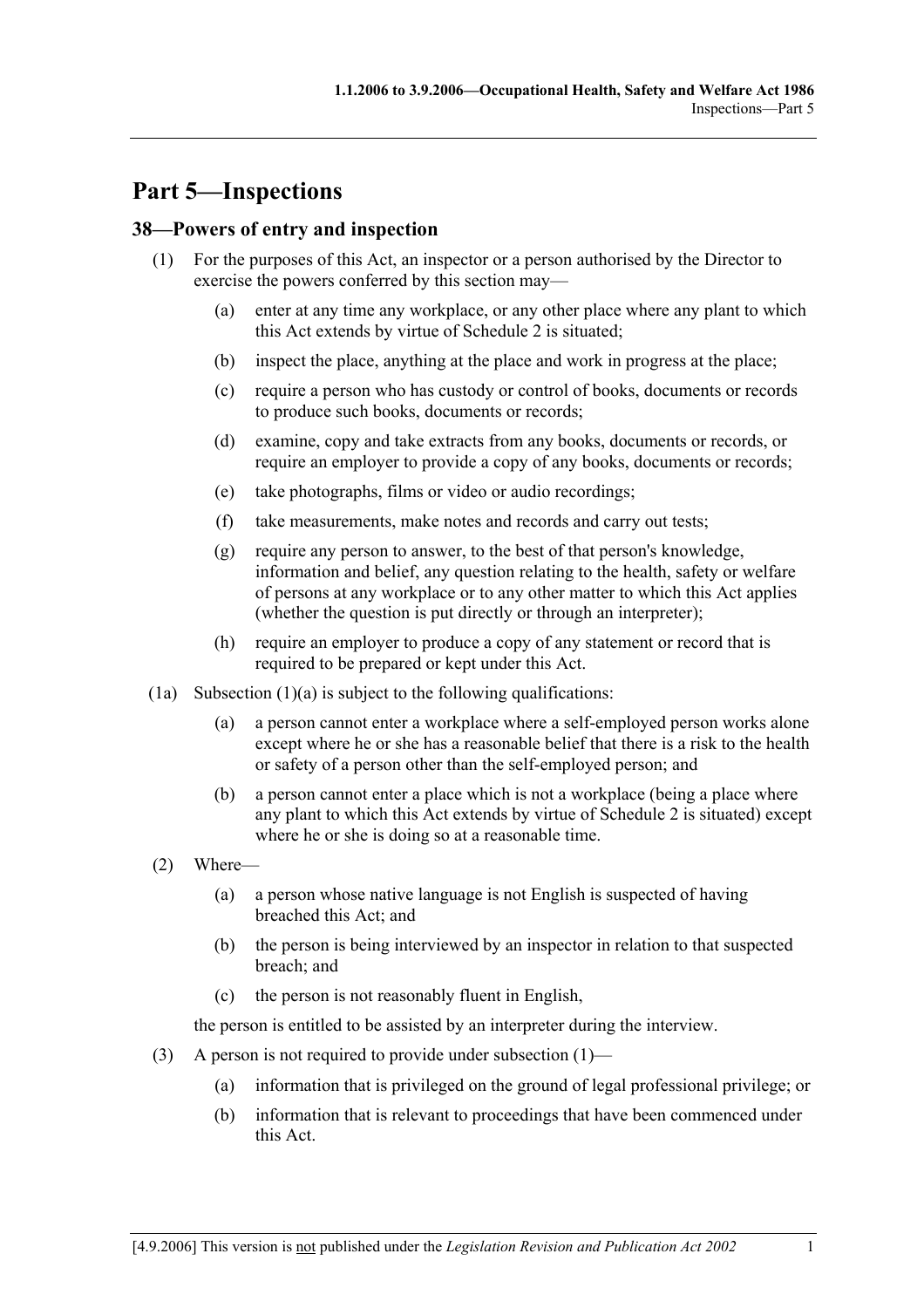# Part 5—Inspections

## 38—Powers of entry and inspection

(1) For the purposes of this Act, an inspector or a person authorised by the Director to exercise the powers conferred by this section may—

- (a) enter at any time any workplace, or any other place where any plant to which this Act extends by virtue of Schedule 2 is situated;
- (b) inspect the place, anything at the place and work in progress at the place;
- (c) require a person who has custody or control of books, documents or records to produce such books, documents or records;
- (d) examine, copy and take extracts from any books, documents or records, or require an employer to provide a copy of any books, documents or records;
- (e) take photographs, films or video or audio recordings;
- (f) take measurements, make notes and records and carry out tests;
- (g) require any person to answer, to the best of that person's knowledge, information and belief, any question relating to the health, safety or welfare of persons at any workplace or to any other matter to which this Act applies (whether the question is put directly or through an interpreter);
- (h) require an employer to produce a copy of any statement or record that is required to be prepared or kept under this Act.

(1a) Subsection (1)(a) is subject to the following qualifications:

- (a) a person cannot enter a workplace where a self-employed person works alone except where he or she has a reasonable belief that there is a risk to the health or safety of a person other than the self-employed person; and
- (b) a person cannot enter a place which is not a workplace (being a place where any plant to which this Act extends by virtue of Schedule 2 is situated) except where he or she is doing so at a reasonable time.

(2) Where—

- (a) a person whose native language is not English is suspected of having breached this Act; and
- (b) the person is being interviewed by an inspector in relation to that suspected breach; and
- (c) the person is not reasonably fluent in English,

the person is entitled to be assisted by an interpreter during the interview.

(3) A person is not required to provide under subsection (1)—

- (a) information that is privileged on the ground of legal professional privilege; or
- (b) information that is relevant to proceedings that have been commenced under this Act.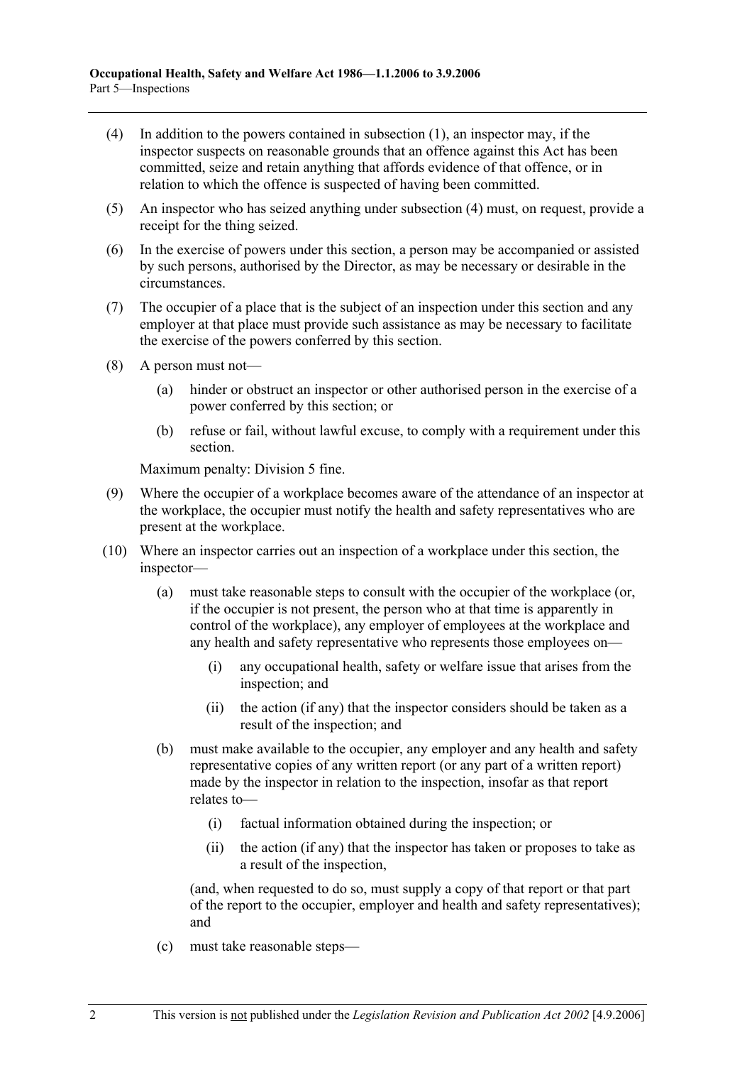(4) In addition to the powers contained in subsection (1), an inspector may, if the inspector suspects on reasonable grounds that an offence against this Act has been committed, seize and retain anything that affords evidence of that offence, or in relation to which the offence is suspected of having been committed.

(5) An inspector who has seized anything under subsection (4) must, on request, provide a receipt for the thing seized.

(6) In the exercise of powers under this section, a person may be accompanied or assisted by such persons, authorised by the Director, as may be necessary or desirable in the circumstances.

(7) The occupier of a place that is the subject of an inspection under this section and any employer at that place must provide such assistance as may be necessary to facilitate the exercise of the powers conferred by this section.

(8) A person must not—

(a) hinder or obstruct an inspector or other authorised person in the exercise of a power conferred by this section; or

(b) refuse or fail, without lawful excuse, to comply with a requirement under this section.

Maximum penalty: Division 5 fine.

(9) Where the occupier of a workplace becomes aware of the attendance of an inspector at the workplace, the occupier must notify the health and safety representatives who are present at the workplace.

(10) Where an inspector carries out an inspection of a workplace under this section, the inspector—

(a) must take reasonable steps to consult with the occupier of the workplace (or, if the occupier is not present, the person who at that time is apparently in control of the workplace), any employer of employees at the workplace and any health and safety representative who represents those employees on—

(i) any occupational health, safety or welfare issue that arises from the inspection; and

(ii) the action (if any) that the inspector considers should be taken as a result of the inspection; and

(b) must make available to the occupier, any employer and any health and safety representative copies of any written report (or any part of a written report) made by the inspector in relation to the inspection, insofar as that report relates to—

(i) factual information obtained during the inspection; or

(ii) the action (if any) that the inspector has taken or proposes to take as a result of the inspection,

(and, when requested to do so, must supply a copy of that report or that part of the report to the occupier, employer and health and safety representatives); and

(c) must take reasonable steps—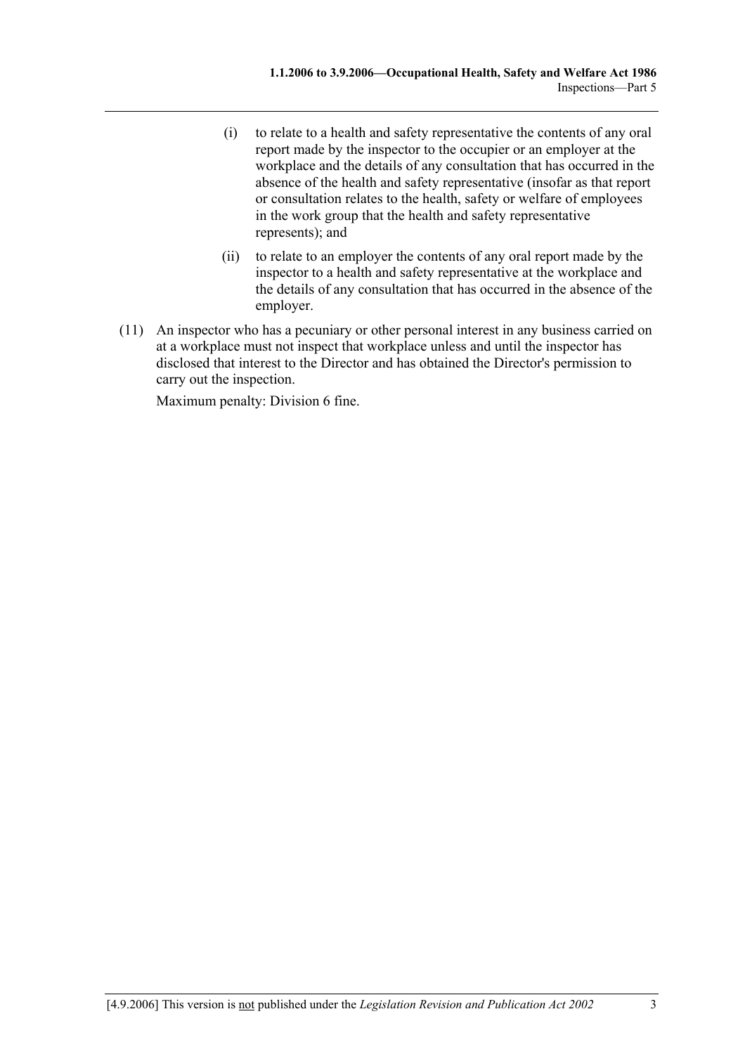(i) to relate to a health and safety representative the contents of any oral report made by the inspector to the occupier or an employer at the workplace and the details of any consultation that has occurred in the absence of the health and safety representative (insofar as that report or consultation relates to the health, safety or welfare of employees in the work group that the health and safety representative represents); and

(ii) to relate to an employer the contents of any oral report made by the inspector to a health and safety representative at the workplace and the details of any consultation that has occurred in the absence of the employer.

(11) An inspector who has a pecuniary or other personal interest in any business carried on at a workplace must not inspect that workplace unless and until the inspector has disclosed that interest to the Director and has obtained the Director's permission to carry out the inspection.

Maximum penalty: Division 6 fine.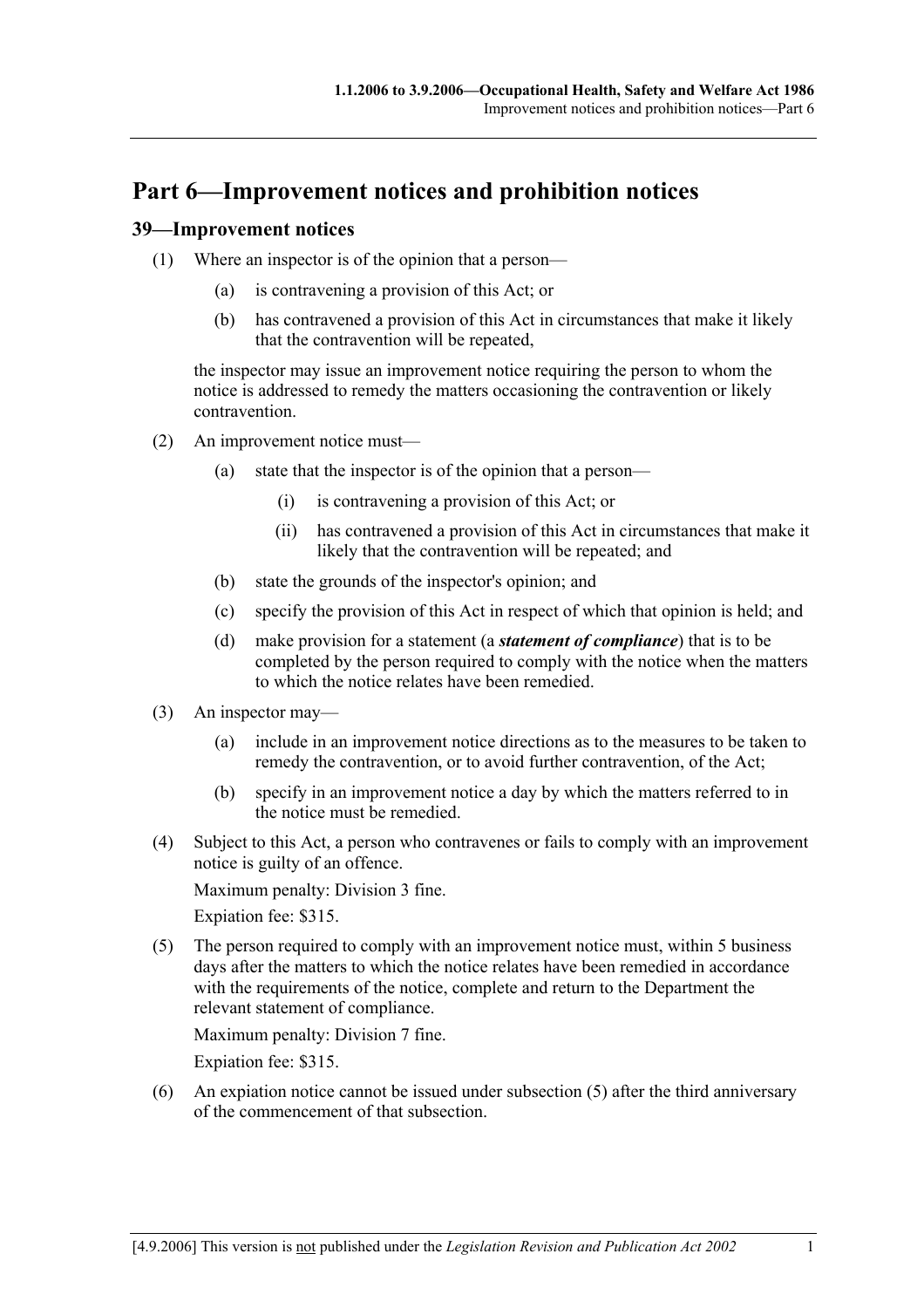# Part 6—Improvement notices and prohibition notices

## 39—Improvement notices

(1) Where an inspector is of the opinion that a person—

   (a) is contravening a provision of this Act; or

   (b) has contravened a provision of this Act in circumstances that make it likely that the contravention will be repeated,

   the inspector may issue an improvement notice requiring the person to whom the notice is addressed to remedy the matters occasioning the contravention or likely contravention.

(2) An improvement notice must—

   (a) state that the inspector is of the opinion that a person—

      (i) is contravening a provision of this Act; or

      (ii) has contravened a provision of this Act in circumstances that make it likely that the contravention will be repeated; and

   (b) state the grounds of the inspector's opinion; and

   (c) specify the provision of this Act in respect of which that opinion is held; and

   (d) make provision for a statement (a ***statement of compliance***) that is to be completed by the person required to comply with the notice when the matters to which the notice relates have been remedied.

(3) An inspector may—

   (a) include in an improvement notice directions as to the measures to be taken to remedy the contravention, or to avoid further contravention, of the Act;

   (b) specify in an improvement notice a day by which the matters referred to in the notice must be remedied.

(4) Subject to this Act, a person who contravenes or fails to comply with an improvement notice is guilty of an offence.

   Maximum penalty: Division 3 fine.

   Expiation fee: $315.

(5) The person required to comply with an improvement notice must, within 5 business days after the matters to which the notice relates have been remedied in accordance with the requirements of the notice, complete and return to the Department the relevant statement of compliance.

   Maximum penalty: Division 7 fine.

   Expiation fee: $315.

(6) An expiation notice cannot be issued under subsection (5) after the third anniversary of the commencement of that subsection.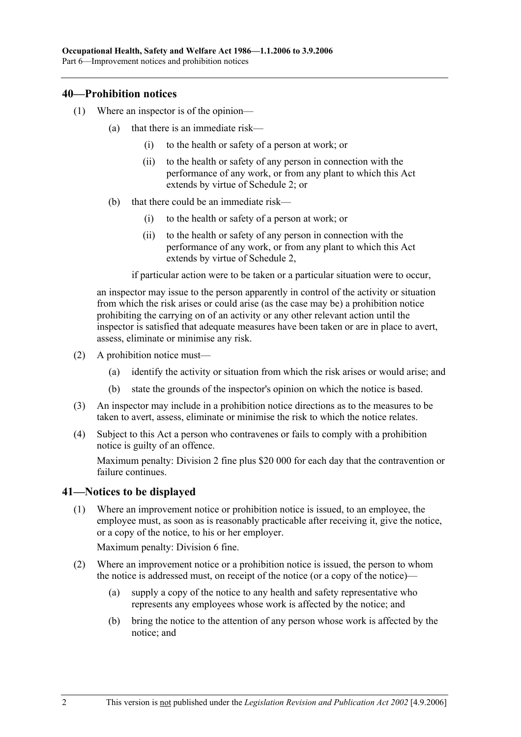## 40—Prohibition notices

(1) Where an inspector is of the opinion—

(a) that there is an immediate risk—

(i) to the health or safety of a person at work; or

(ii) to the health or safety of any person in connection with the performance of any work, or from any plant to which this Act extends by virtue of Schedule 2; or

(b) that there could be an immediate risk—

(i) to the health or safety of a person at work; or

(ii) to the health or safety of any person in connection with the performance of any work, or from any plant to which this Act extends by virtue of Schedule 2,

if particular action were to be taken or a particular situation were to occur,

an inspector may issue to the person apparently in control of the activity or situation from which the risk arises or could arise (as the case may be) a prohibition notice prohibiting the carrying on of an activity or any other relevant action until the inspector is satisfied that adequate measures have been taken or are in place to avert, assess, eliminate or minimise any risk.

(2) A prohibition notice must—

(a) identify the activity or situation from which the risk arises or would arise; and

(b) state the grounds of the inspector's opinion on which the notice is based.

(3) An inspector may include in a prohibition notice directions as to the measures to be taken to avert, assess, eliminate or minimise the risk to which the notice relates.

(4) Subject to this Act a person who contravenes or fails to comply with a prohibition notice is guilty of an offence.

Maximum penalty: Division 2 fine plus $20 000 for each day that the contravention or failure continues.

## 41—Notices to be displayed

(1) Where an improvement notice or prohibition notice is issued, to an employee, the employee must, as soon as is reasonably practicable after receiving it, give the notice, or a copy of the notice, to his or her employer.

Maximum penalty: Division 6 fine.

(2) Where an improvement notice or a prohibition notice is issued, the person to whom the notice is addressed must, on receipt of the notice (or a copy of the notice)—

(a) supply a copy of the notice to any health and safety representative who represents any employees whose work is affected by the notice; and

(b) bring the notice to the attention of any person whose work is affected by the notice; and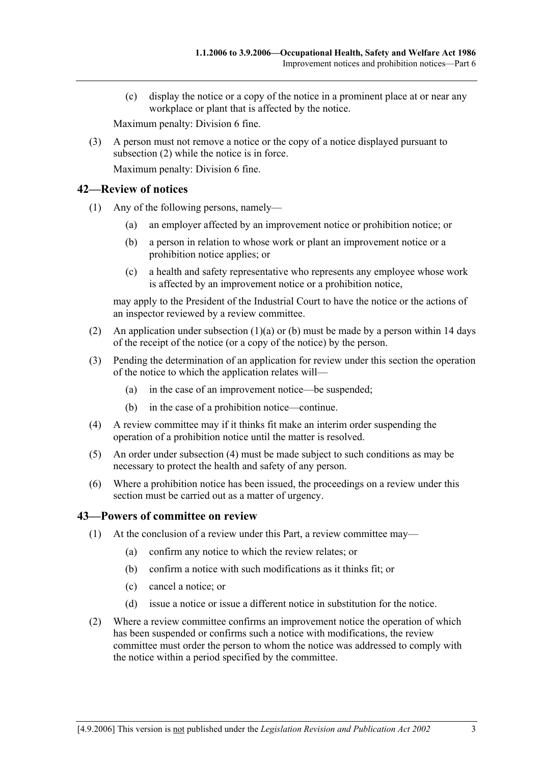(c) display the notice or a copy of the notice in a prominent place at or near any workplace or plant that is affected by the notice.

Maximum penalty: Division 6 fine.

(3) A person must not remove a notice or the copy of a notice displayed pursuant to subsection (2) while the notice is in force.

Maximum penalty: Division 6 fine.

## 42—Review of notices

(1) Any of the following persons, namely—

(a) an employer affected by an improvement notice or prohibition notice; or

(b) a person in relation to whose work or plant an improvement notice or a prohibition notice applies; or

(c) a health and safety representative who represents any employee whose work is affected by an improvement notice or a prohibition notice,

may apply to the President of the Industrial Court to have the notice or the actions of an inspector reviewed by a review committee.

(2) An application under subsection (1)(a) or (b) must be made by a person within 14 days of the receipt of the notice (or a copy of the notice) by the person.

(3) Pending the determination of an application for review under this section the operation of the notice to which the application relates will—

(a) in the case of an improvement notice—be suspended;

(b) in the case of a prohibition notice—continue.

(4) A review committee may if it thinks fit make an interim order suspending the operation of a prohibition notice until the matter is resolved.

(5) An order under subsection (4) must be made subject to such conditions as may be necessary to protect the health and safety of any person.

(6) Where a prohibition notice has been issued, the proceedings on a review under this section must be carried out as a matter of urgency.

## 43—Powers of committee on review

(1) At the conclusion of a review under this Part, a review committee may—

(a) confirm any notice to which the review relates; or

(b) confirm a notice with such modifications as it thinks fit; or

(c) cancel a notice; or

(d) issue a notice or issue a different notice in substitution for the notice.

(2) Where a review committee confirms an improvement notice the operation of which has been suspended or confirms such a notice with modifications, the review committee must order the person to whom the notice was addressed to comply with the notice within a period specified by the committee.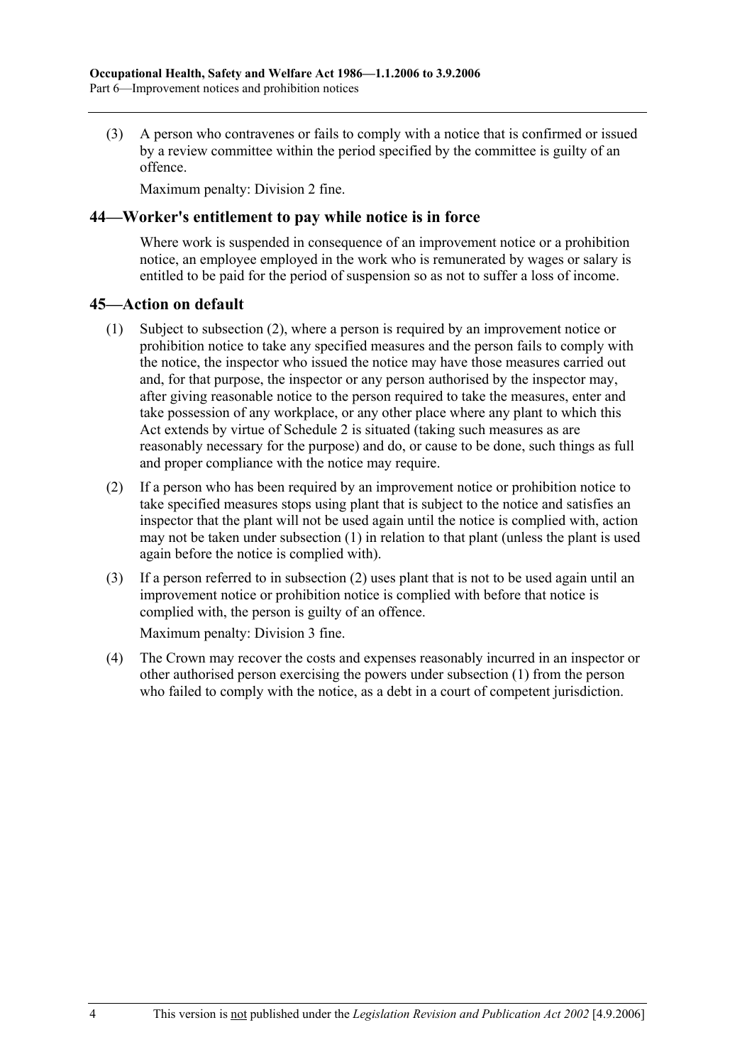(3) A person who contravenes or fails to comply with a notice that is confirmed or issued by a review committee within the period specified by the committee is guilty of an offence.

Maximum penalty: Division 2 fine.

## 44—Worker's entitlement to pay while notice is in force

Where work is suspended in consequence of an improvement notice or a prohibition notice, an employee employed in the work who is remunerated by wages or salary is entitled to be paid for the period of suspension so as not to suffer a loss of income.

## 45—Action on default

(1) Subject to subsection (2), where a person is required by an improvement notice or prohibition notice to take any specified measures and the person fails to comply with the notice, the inspector who issued the notice may have those measures carried out and, for that purpose, the inspector or any person authorised by the inspector may, after giving reasonable notice to the person required to take the measures, enter and take possession of any workplace, or any other place where any plant to which this Act extends by virtue of Schedule 2 is situated (taking such measures as are reasonably necessary for the purpose) and do, or cause to be done, such things as full and proper compliance with the notice may require.

(2) If a person who has been required by an improvement notice or prohibition notice to take specified measures stops using plant that is subject to the notice and satisfies an inspector that the plant will not be used again until the notice is complied with, action may not be taken under subsection (1) in relation to that plant (unless the plant is used again before the notice is complied with).

(3) If a person referred to in subsection (2) uses plant that is not to be used again until an improvement notice or prohibition notice is complied with before that notice is complied with, the person is guilty of an offence.

Maximum penalty: Division 3 fine.

(4) The Crown may recover the costs and expenses reasonably incurred in an inspector or other authorised person exercising the powers under subsection (1) from the person who failed to comply with the notice, as a debt in a court of competent jurisdiction.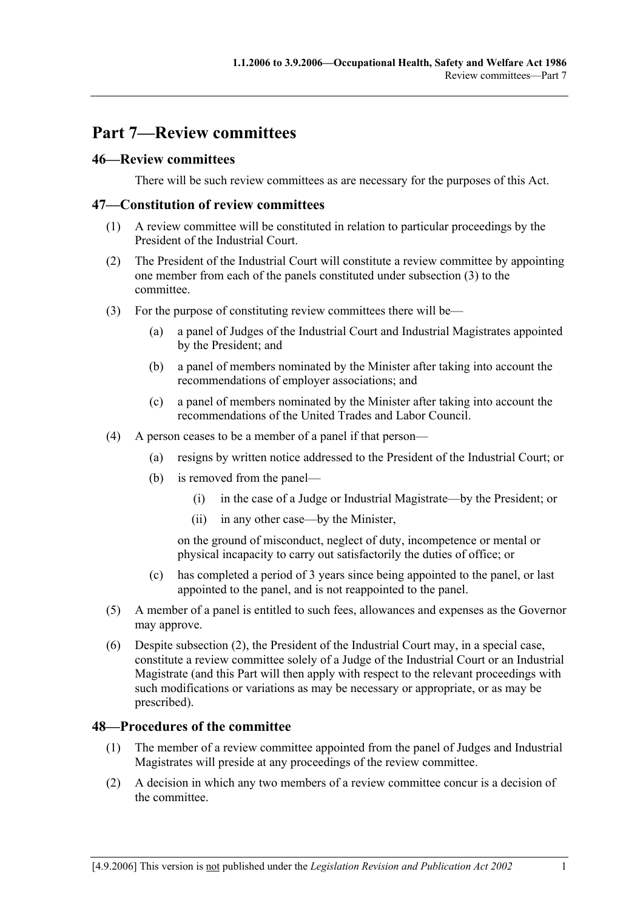# Part 7—Review committees

## 46—Review committees

There will be such review committees as are necessary for the purposes of this Act.

## 47—Constitution of review committees

(1) A review committee will be constituted in relation to particular proceedings by the President of the Industrial Court.

(2) The President of the Industrial Court will constitute a review committee by appointing one member from each of the panels constituted under subsection (3) to the committee.

(3) For the purpose of constituting review committees there will be—

- (a) a panel of Judges of the Industrial Court and Industrial Magistrates appointed by the President; and
- (b) a panel of members nominated by the Minister after taking into account the recommendations of employer associations; and
- (c) a panel of members nominated by the Minister after taking into account the recommendations of the United Trades and Labor Council.

(4) A person ceases to be a member of a panel if that person—

- (a) resigns by written notice addressed to the President of the Industrial Court; or
- (b) is removed from the panel—
  - (i) in the case of a Judge or Industrial Magistrate—by the President; or
  - (ii) in any other case—by the Minister,

  on the ground of misconduct, neglect of duty, incompetence or mental or physical incapacity to carry out satisfactorily the duties of office; or
- (c) has completed a period of 3 years since being appointed to the panel, or last appointed to the panel, and is not reappointed to the panel.

(5) A member of a panel is entitled to such fees, allowances and expenses as the Governor may approve.

(6) Despite subsection (2), the President of the Industrial Court may, in a special case, constitute a review committee solely of a Judge of the Industrial Court or an Industrial Magistrate (and this Part will then apply with respect to the relevant proceedings with such modifications or variations as may be necessary or appropriate, or as may be prescribed).

## 48—Procedures of the committee

(1) The member of a review committee appointed from the panel of Judges and Industrial Magistrates will preside at any proceedings of the review committee.

(2) A decision in which any two members of a review committee concur is a decision of the committee.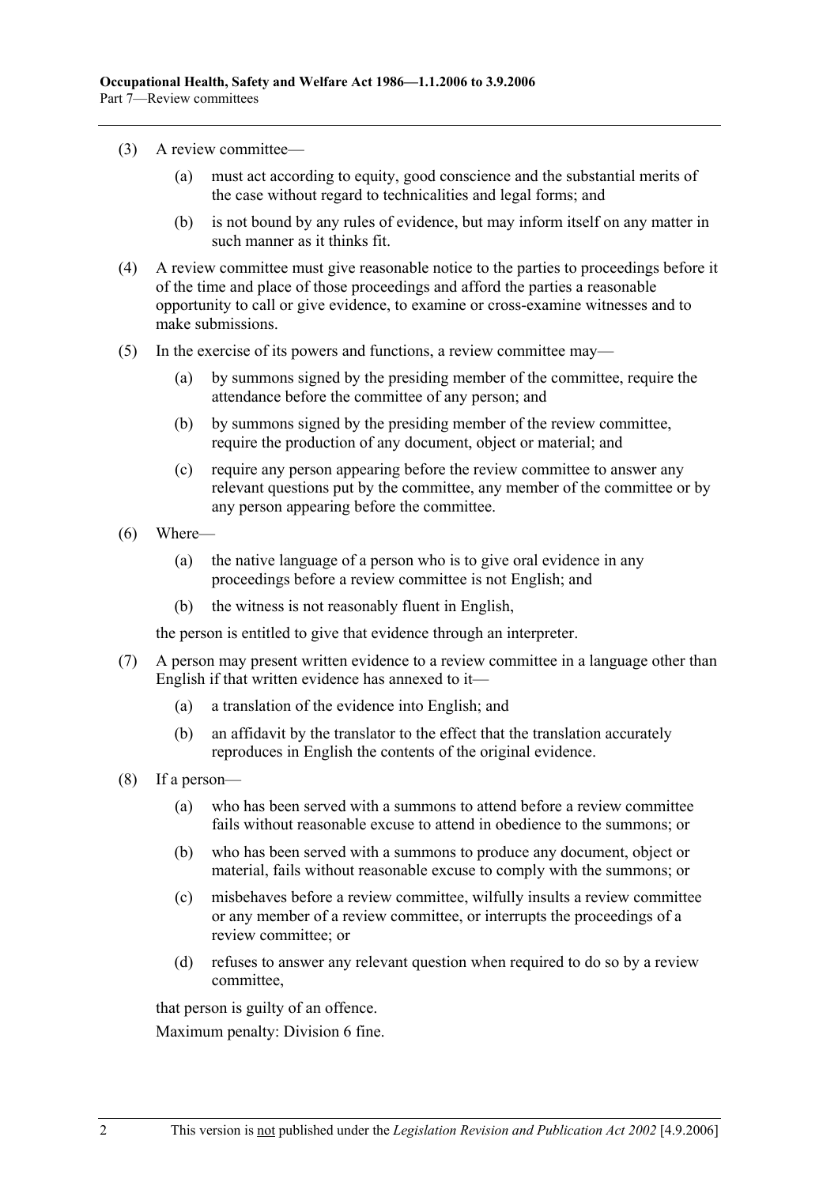(3) A review committee—

(a) must act according to equity, good conscience and the substantial merits of the case without regard to technicalities and legal forms; and

(b) is not bound by any rules of evidence, but may inform itself on any matter in such manner as it thinks fit.

(4) A review committee must give reasonable notice to the parties to proceedings before it of the time and place of those proceedings and afford the parties a reasonable opportunity to call or give evidence, to examine or cross-examine witnesses and to make submissions.

(5) In the exercise of its powers and functions, a review committee may—

(a) by summons signed by the presiding member of the committee, require the attendance before the committee of any person; and

(b) by summons signed by the presiding member of the review committee, require the production of any document, object or material; and

(c) require any person appearing before the review committee to answer any relevant questions put by the committee, any member of the committee or by any person appearing before the committee.

(6) Where—

(a) the native language of a person who is to give oral evidence in any proceedings before a review committee is not English; and

(b) the witness is not reasonably fluent in English,

the person is entitled to give that evidence through an interpreter.

(7) A person may present written evidence to a review committee in a language other than English if that written evidence has annexed to it—

(a) a translation of the evidence into English; and

(b) an affidavit by the translator to the effect that the translation accurately reproduces in English the contents of the original evidence.

(8) If a person—

(a) who has been served with a summons to attend before a review committee fails without reasonable excuse to attend in obedience to the summons; or

(b) who has been served with a summons to produce any document, object or material, fails without reasonable excuse to comply with the summons; or

(c) misbehaves before a review committee, wilfully insults a review committee or any member of a review committee, or interrupts the proceedings of a review committee; or

(d) refuses to answer any relevant question when required to do so by a review committee,

that person is guilty of an offence.

Maximum penalty: Division 6 fine.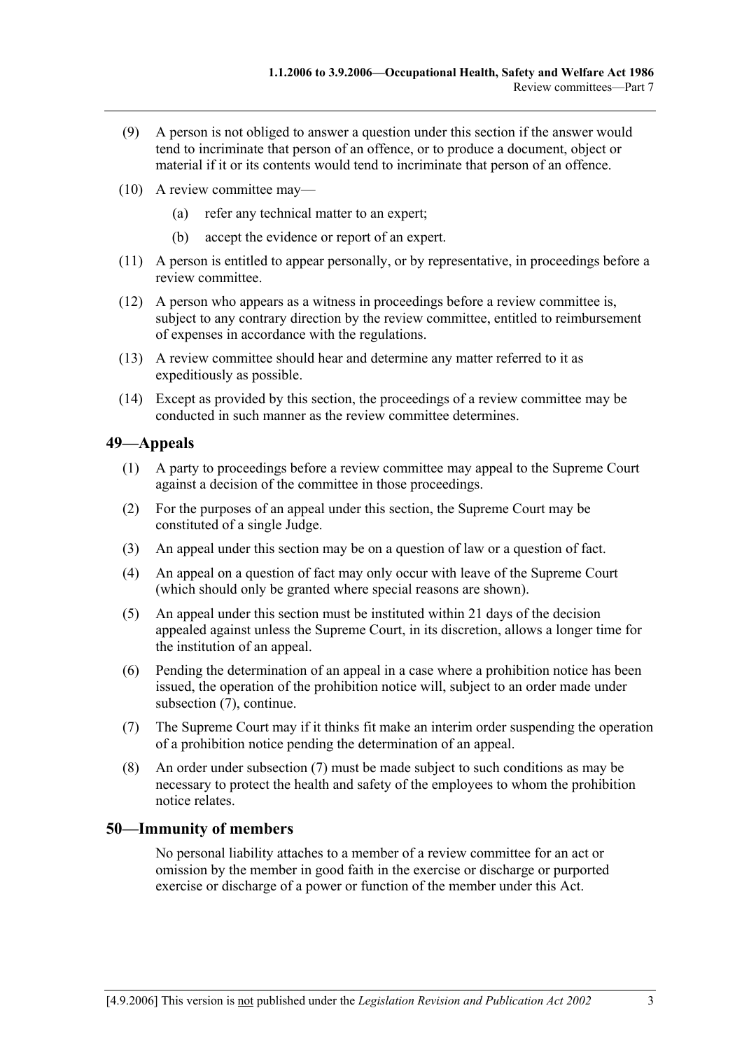(9) A person is not obliged to answer a question under this section if the answer would tend to incriminate that person of an offence, or to produce a document, object or material if it or its contents would tend to incriminate that person of an offence.

(10) A review committee may—

(a) refer any technical matter to an expert;

(b) accept the evidence or report of an expert.

(11) A person is entitled to appear personally, or by representative, in proceedings before a review committee.

(12) A person who appears as a witness in proceedings before a review committee is, subject to any contrary direction by the review committee, entitled to reimbursement of expenses in accordance with the regulations.

(13) A review committee should hear and determine any matter referred to it as expeditiously as possible.

(14) Except as provided by this section, the proceedings of a review committee may be conducted in such manner as the review committee determines.

## 49—Appeals

(1) A party to proceedings before a review committee may appeal to the Supreme Court against a decision of the committee in those proceedings.

(2) For the purposes of an appeal under this section, the Supreme Court may be constituted of a single Judge.

(3) An appeal under this section may be on a question of law or a question of fact.

(4) An appeal on a question of fact may only occur with leave of the Supreme Court (which should only be granted where special reasons are shown).

(5) An appeal under this section must be instituted within 21 days of the decision appealed against unless the Supreme Court, in its discretion, allows a longer time for the institution of an appeal.

(6) Pending the determination of an appeal in a case where a prohibition notice has been issued, the operation of the prohibition notice will, subject to an order made under subsection (7), continue.

(7) The Supreme Court may if it thinks fit make an interim order suspending the operation of a prohibition notice pending the determination of an appeal.

(8) An order under subsection (7) must be made subject to such conditions as may be necessary to protect the health and safety of the employees to whom the prohibition notice relates.

## 50—Immunity of members

No personal liability attaches to a member of a review committee for an act or omission by the member in good faith in the exercise or discharge or purported exercise or discharge of a power or function of the member under this Act.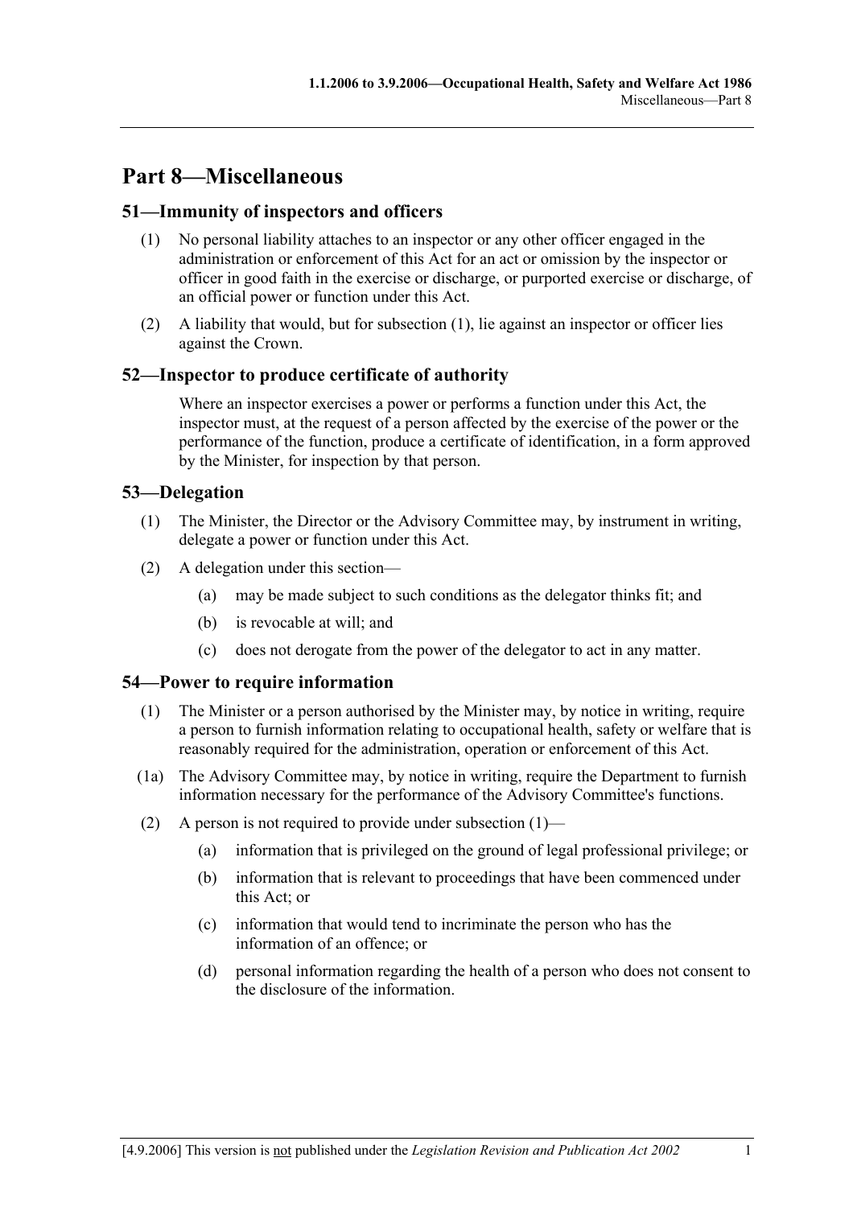# Part 8—Miscellaneous

## 51—Immunity of inspectors and officers

(1) No personal liability attaches to an inspector or any other officer engaged in the administration or enforcement of this Act for an act or omission by the inspector or officer in good faith in the exercise or discharge, or purported exercise or discharge, of an official power or function under this Act.

(2) A liability that would, but for subsection (1), lie against an inspector or officer lies against the Crown.

## 52—Inspector to produce certificate of authority

Where an inspector exercises a power or performs a function under this Act, the inspector must, at the request of a person affected by the exercise of the power or the performance of the function, produce a certificate of identification, in a form approved by the Minister, for inspection by that person.

## 53—Delegation

(1) The Minister, the Director or the Advisory Committee may, by instrument in writing, delegate a power or function under this Act.

(2) A delegation under this section—

- (a) may be made subject to such conditions as the delegator thinks fit; and
- (b) is revocable at will; and
- (c) does not derogate from the power of the delegator to act in any matter.

## 54—Power to require information

(1) The Minister or a person authorised by the Minister may, by notice in writing, require a person to furnish information relating to occupational health, safety or welfare that is reasonably required for the administration, operation or enforcement of this Act.

(1a) The Advisory Committee may, by notice in writing, require the Department to furnish information necessary for the performance of the Advisory Committee's functions.

(2) A person is not required to provide under subsection (1)—

- (a) information that is privileged on the ground of legal professional privilege; or
- (b) information that is relevant to proceedings that have been commenced under this Act; or
- (c) information that would tend to incriminate the person who has the information of an offence; or
- (d) personal information regarding the health of a person who does not consent to the disclosure of the information.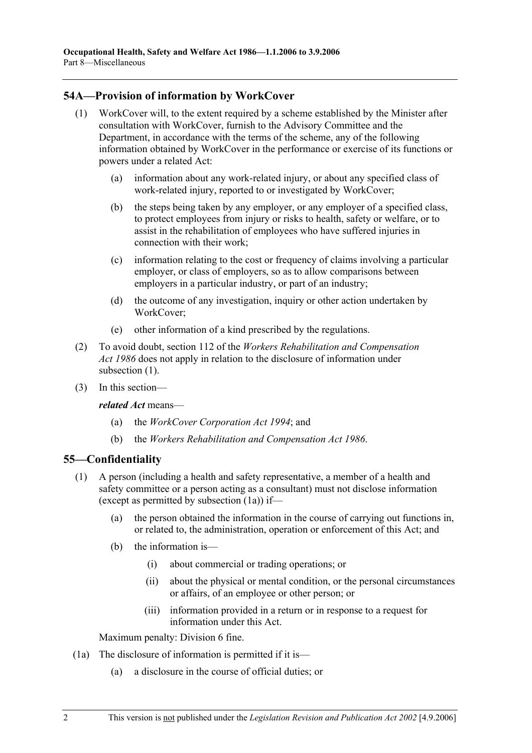## 54A—Provision of information by WorkCover

(1) WorkCover will, to the extent required by a scheme established by the Minister after consultation with WorkCover, furnish to the Advisory Committee and the Department, in accordance with the terms of the scheme, any of the following information obtained by WorkCover in the performance or exercise of its functions or powers under a related Act:

  (a) information about any work-related injury, or about any specified class of work-related injury, reported to or investigated by WorkCover;

  (b) the steps being taken by any employer, or any employer of a specified class, to protect employees from injury or risks to health, safety or welfare, or to assist in the rehabilitation of employees who have suffered injuries in connection with their work;

  (c) information relating to the cost or frequency of claims involving a particular employer, or class of employers, so as to allow comparisons between employers in a particular industry, or part of an industry;

  (d) the outcome of any investigation, inquiry or other action undertaken by WorkCover;

  (e) other information of a kind prescribed by the regulations.

(2) To avoid doubt, section 112 of the *Workers Rehabilitation and Compensation Act 1986* does not apply in relation to the disclosure of information under subsection (1).

(3) In this section—

***related Act*** means—

  (a) the *WorkCover Corporation Act 1994*; and

  (b) the *Workers Rehabilitation and Compensation Act 1986*.

## 55—Confidentiality

(1) A person (including a health and safety representative, a member of a health and safety committee or a person acting as a consultant) must not disclose information (except as permitted by subsection (1a)) if—

  (a) the person obtained the information in the course of carrying out functions in, or related to, the administration, operation or enforcement of this Act; and

  (b) the information is—

    (i) about commercial or trading operations; or

    (ii) about the physical or mental condition, or the personal circumstances or affairs, of an employee or other person; or

    (iii) information provided in a return or in response to a request for information under this Act.

Maximum penalty: Division 6 fine.

(1a) The disclosure of information is permitted if it is—

  (a) a disclosure in the course of official duties; or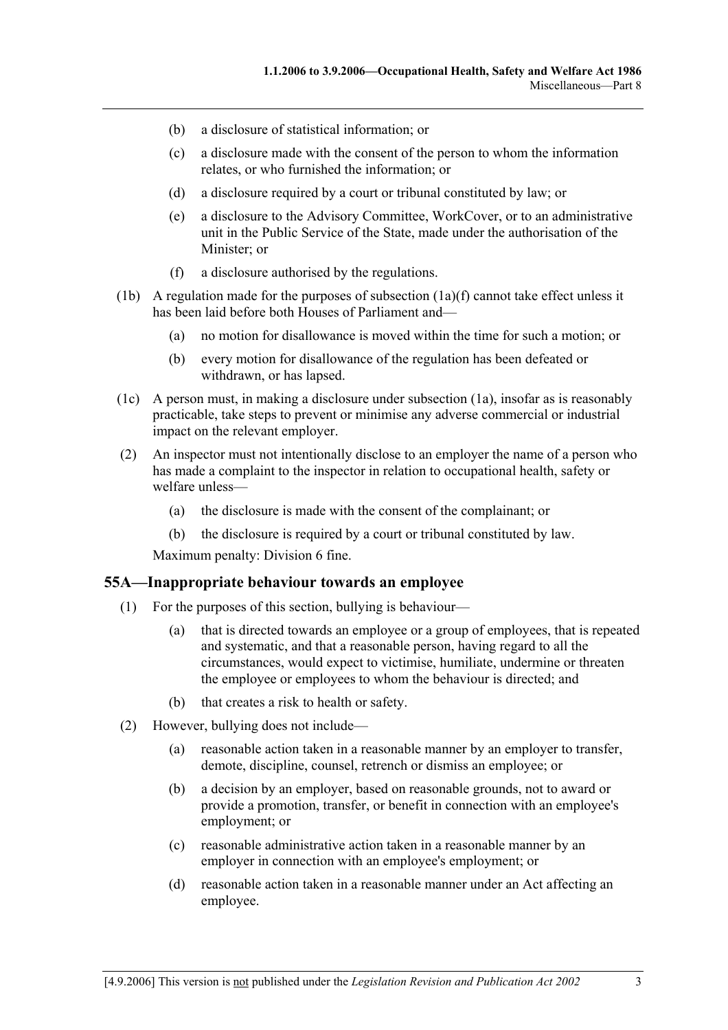(b) a disclosure of statistical information; or

(c) a disclosure made with the consent of the person to whom the information relates, or who furnished the information; or

(d) a disclosure required by a court or tribunal constituted by law; or

(e) a disclosure to the Advisory Committee, WorkCover, or to an administrative unit in the Public Service of the State, made under the authorisation of the Minister; or

(f) a disclosure authorised by the regulations.

(1b) A regulation made for the purposes of subsection (1a)(f) cannot take effect unless it has been laid before both Houses of Parliament and—

(a) no motion for disallowance is moved within the time for such a motion; or

(b) every motion for disallowance of the regulation has been defeated or withdrawn, or has lapsed.

(1c) A person must, in making a disclosure under subsection (1a), insofar as is reasonably practicable, take steps to prevent or minimise any adverse commercial or industrial impact on the relevant employer.

(2) An inspector must not intentionally disclose to an employer the name of a person who has made a complaint to the inspector in relation to occupational health, safety or welfare unless—

(a) the disclosure is made with the consent of the complainant; or

(b) the disclosure is required by a court or tribunal constituted by law.

Maximum penalty: Division 6 fine.

## 55A—Inappropriate behaviour towards an employee

(1) For the purposes of this section, bullying is behaviour—

(a) that is directed towards an employee or a group of employees, that is repeated and systematic, and that a reasonable person, having regard to all the circumstances, would expect to victimise, humiliate, undermine or threaten the employee or employees to whom the behaviour is directed; and

(b) that creates a risk to health or safety.

(2) However, bullying does not include—

(a) reasonable action taken in a reasonable manner by an employer to transfer, demote, discipline, counsel, retrench or dismiss an employee; or

(b) a decision by an employer, based on reasonable grounds, not to award or provide a promotion, transfer, or benefit in connection with an employee's employment; or

(c) reasonable administrative action taken in a reasonable manner by an employer in connection with an employee's employment; or

(d) reasonable action taken in a reasonable manner under an Act affecting an employee.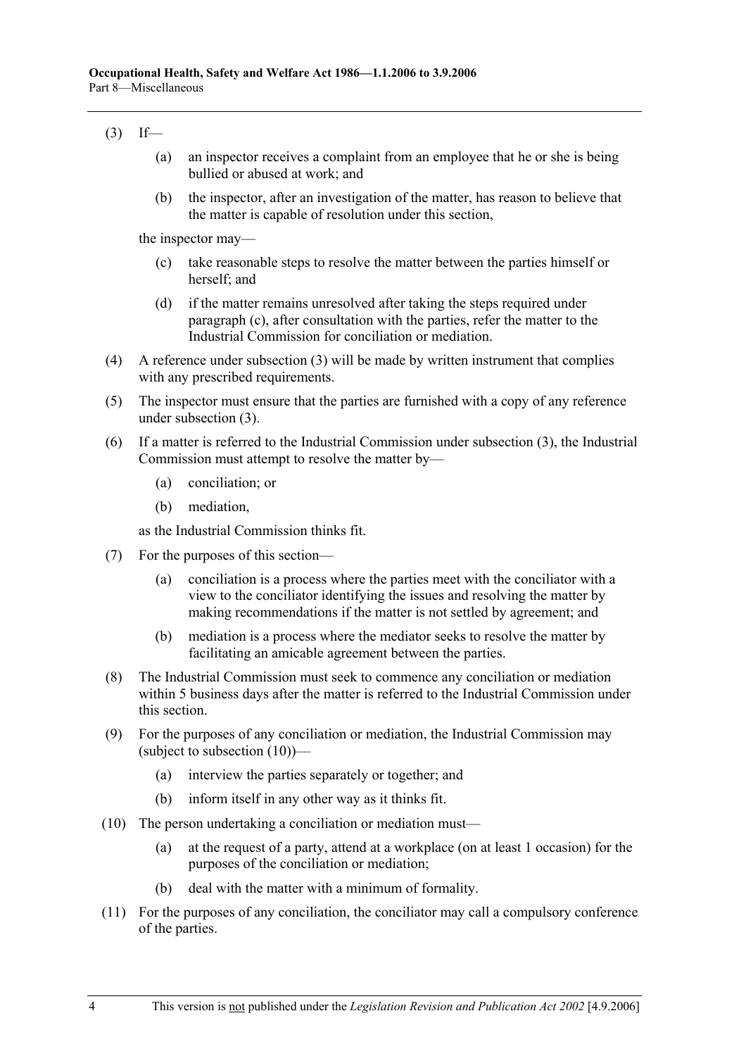(3) If—

(a) an inspector receives a complaint from an employee that he or she is being bullied or abused at work; and

(b) the inspector, after an investigation of the matter, has reason to believe that the matter is capable of resolution under this section,

the inspector may—

(c) take reasonable steps to resolve the matter between the parties himself or herself; and

(d) if the matter remains unresolved after taking the steps required under paragraph (c), after consultation with the parties, refer the matter to the Industrial Commission for conciliation or mediation.

(4) A reference under subsection (3) will be made by written instrument that complies with any prescribed requirements.

(5) The inspector must ensure that the parties are furnished with a copy of any reference under subsection (3).

(6) If a matter is referred to the Industrial Commission under subsection (3), the Industrial Commission must attempt to resolve the matter by—

(a) conciliation; or

(b) mediation,

as the Industrial Commission thinks fit.

(7) For the purposes of this section—

(a) conciliation is a process where the parties meet with the conciliator with a view to the conciliator identifying the issues and resolving the matter by making recommendations if the matter is not settled by agreement; and

(b) mediation is a process where the mediator seeks to resolve the matter by facilitating an amicable agreement between the parties.

(8) The Industrial Commission must seek to commence any conciliation or mediation within 5 business days after the matter is referred to the Industrial Commission under this section.

(9) For the purposes of any conciliation or mediation, the Industrial Commission may (subject to subsection (10))—

(a) interview the parties separately or together; and

(b) inform itself in any other way as it thinks fit.

(10) The person undertaking a conciliation or mediation must—

(a) at the request of a party, attend at a workplace (on at least 1 occasion) for the purposes of the conciliation or mediation;

(b) deal with the matter with a minimum of formality.

(11) For the purposes of any conciliation, the conciliator may call a compulsory conference of the parties.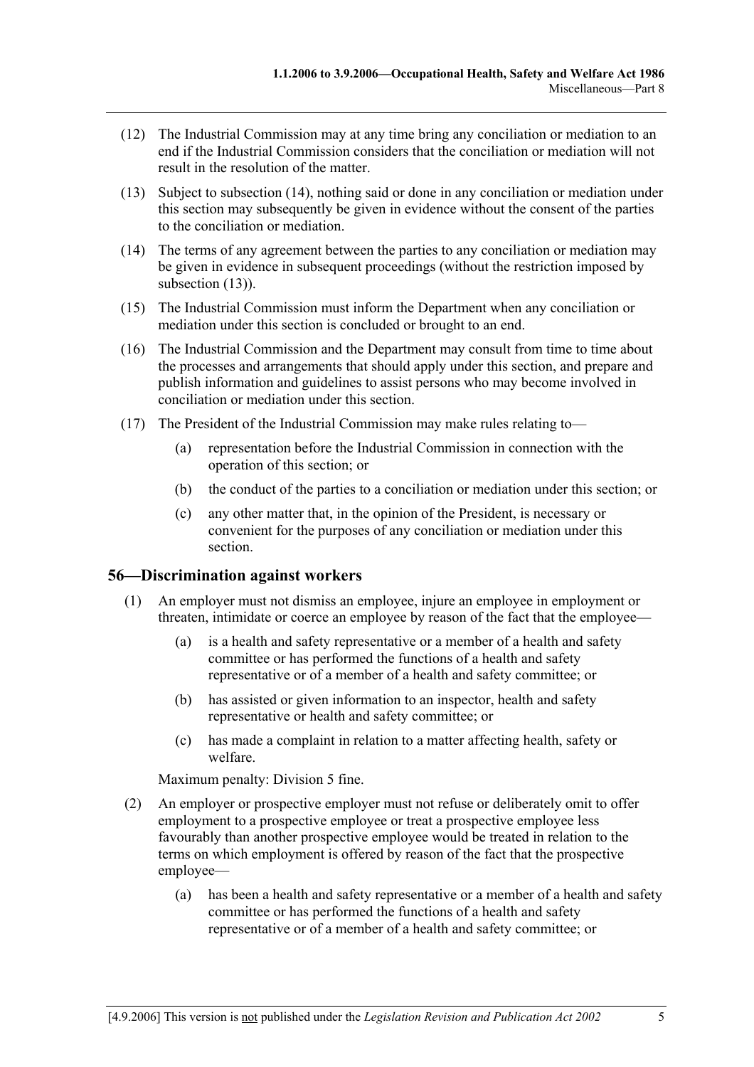(12) The Industrial Commission may at any time bring any conciliation or mediation to an end if the Industrial Commission considers that the conciliation or mediation will not result in the resolution of the matter.

(13) Subject to subsection (14), nothing said or done in any conciliation or mediation under this section may subsequently be given in evidence without the consent of the parties to the conciliation or mediation.

(14) The terms of any agreement between the parties to any conciliation or mediation may be given in evidence in subsequent proceedings (without the restriction imposed by subsection (13)).

(15) The Industrial Commission must inform the Department when any conciliation or mediation under this section is concluded or brought to an end.

(16) The Industrial Commission and the Department may consult from time to time about the processes and arrangements that should apply under this section, and prepare and publish information and guidelines to assist persons who may become involved in conciliation or mediation under this section.

(17) The President of the Industrial Commission may make rules relating to—

- (a) representation before the Industrial Commission in connection with the operation of this section; or
- (b) the conduct of the parties to a conciliation or mediation under this section; or
- (c) any other matter that, in the opinion of the President, is necessary or convenient for the purposes of any conciliation or mediation under this section.

## 56—Discrimination against workers

(1) An employer must not dismiss an employee, injure an employee in employment or threaten, intimidate or coerce an employee by reason of the fact that the employee—

- (a) is a health and safety representative or a member of a health and safety committee or has performed the functions of a health and safety representative or of a member of a health and safety committee; or
- (b) has assisted or given information to an inspector, health and safety representative or health and safety committee; or
- (c) has made a complaint in relation to a matter affecting health, safety or welfare.

Maximum penalty: Division 5 fine.

(2) An employer or prospective employer must not refuse or deliberately omit to offer employment to a prospective employee or treat a prospective employee less favourably than another prospective employee would be treated in relation to the terms on which employment is offered by reason of the fact that the prospective employee—

- (a) has been a health and safety representative or a member of a health and safety committee or has performed the functions of a health and safety representative or of a member of a health and safety committee; or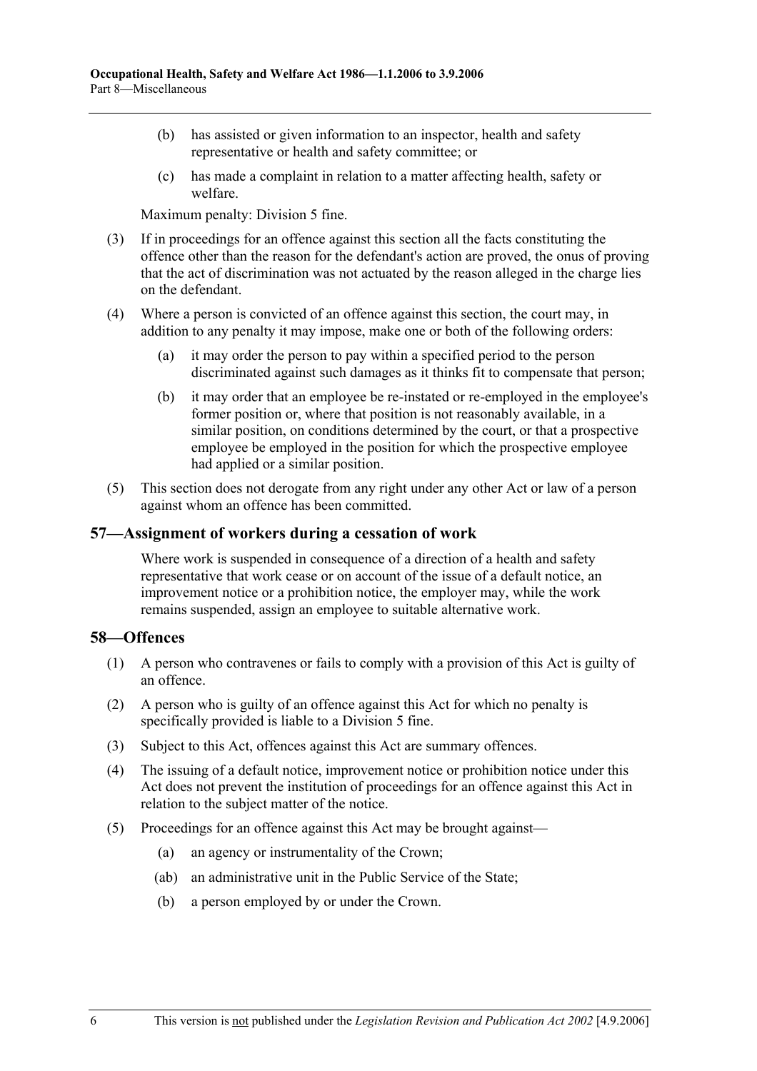(b) has assisted or given information to an inspector, health and safety representative or health and safety committee; or

(c) has made a complaint in relation to a matter affecting health, safety or welfare.

Maximum penalty: Division 5 fine.

(3) If in proceedings for an offence against this section all the facts constituting the offence other than the reason for the defendant's action are proved, the onus of proving that the act of discrimination was not actuated by the reason alleged in the charge lies on the defendant.

(4) Where a person is convicted of an offence against this section, the court may, in addition to any penalty it may impose, make one or both of the following orders:

(a) it may order the person to pay within a specified period to the person discriminated against such damages as it thinks fit to compensate that person;

(b) it may order that an employee be re-instated or re-employed in the employee's former position or, where that position is not reasonably available, in a similar position, on conditions determined by the court, or that a prospective employee be employed in the position for which the prospective employee had applied or a similar position.

(5) This section does not derogate from any right under any other Act or law of a person against whom an offence has been committed.

## 57—Assignment of workers during a cessation of work

Where work is suspended in consequence of a direction of a health and safety representative that work cease or on account of the issue of a default notice, an improvement notice or a prohibition notice, the employer may, while the work remains suspended, assign an employee to suitable alternative work.

## 58—Offences

(1) A person who contravenes or fails to comply with a provision of this Act is guilty of an offence.

(2) A person who is guilty of an offence against this Act for which no penalty is specifically provided is liable to a Division 5 fine.

(3) Subject to this Act, offences against this Act are summary offences.

(4) The issuing of a default notice, improvement notice or prohibition notice under this Act does not prevent the institution of proceedings for an offence against this Act in relation to the subject matter of the notice.

(5) Proceedings for an offence against this Act may be brought against—

(a) an agency or instrumentality of the Crown;

(ab) an administrative unit in the Public Service of the State;

(b) a person employed by or under the Crown.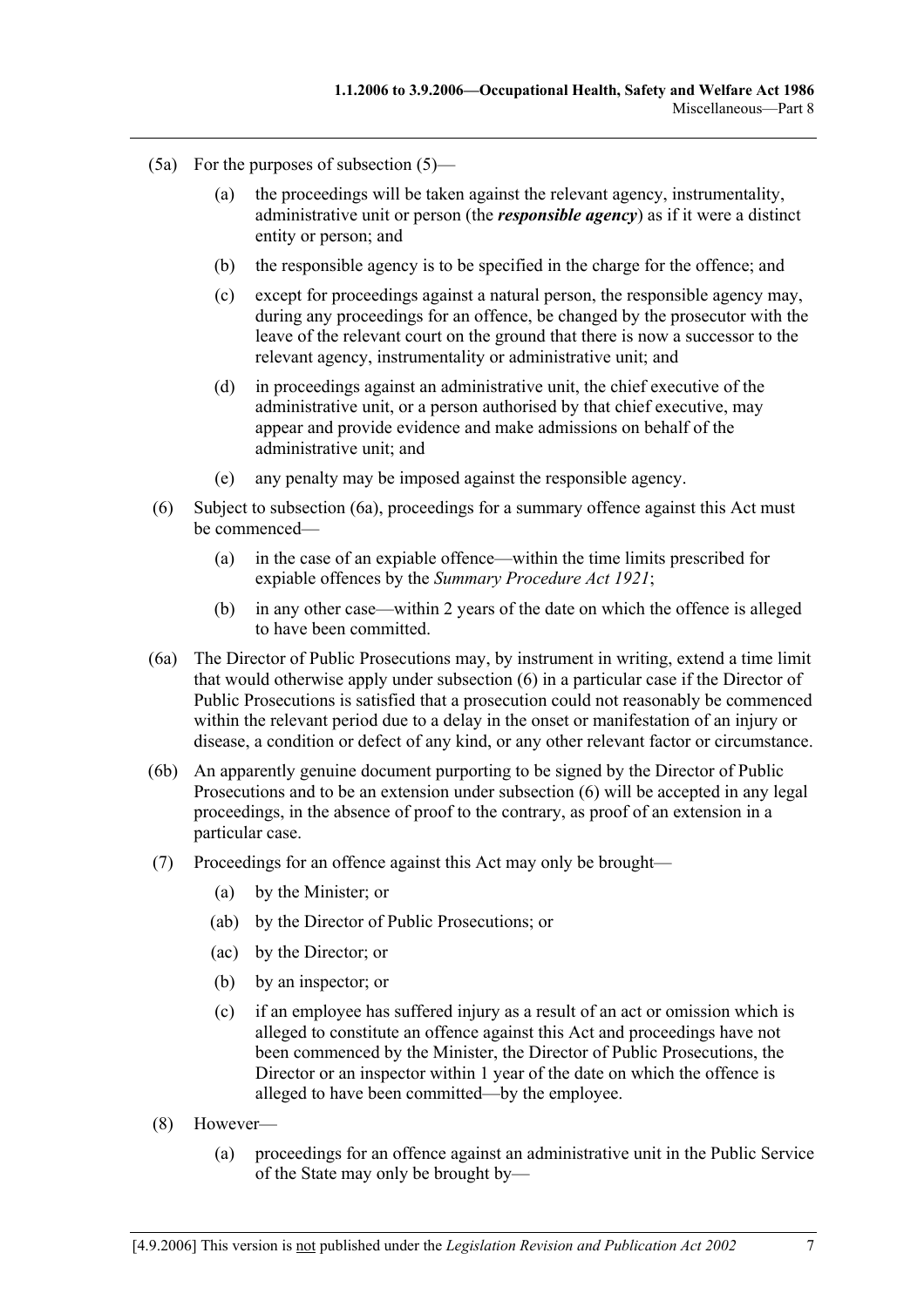(5a) For the purposes of subsection (5)—

  (a) the proceedings will be taken against the relevant agency, instrumentality, administrative unit or person (the ***responsible agency***) as if it were a distinct entity or person; and

  (b) the responsible agency is to be specified in the charge for the offence; and

  (c) except for proceedings against a natural person, the responsible agency may, during any proceedings for an offence, be changed by the prosecutor with the leave of the relevant court on the ground that there is now a successor to the relevant agency, instrumentality or administrative unit; and

  (d) in proceedings against an administrative unit, the chief executive of the administrative unit, or a person authorised by that chief executive, may appear and provide evidence and make admissions on behalf of the administrative unit; and

  (e) any penalty may be imposed against the responsible agency.

(6) Subject to subsection (6a), proceedings for a summary offence against this Act must be commenced—

  (a) in the case of an expiable offence—within the time limits prescribed for expiable offences by the *Summary Procedure Act 1921*;

  (b) in any other case—within 2 years of the date on which the offence is alleged to have been committed.

(6a) The Director of Public Prosecutions may, by instrument in writing, extend a time limit that would otherwise apply under subsection (6) in a particular case if the Director of Public Prosecutions is satisfied that a prosecution could not reasonably be commenced within the relevant period due to a delay in the onset or manifestation of an injury or disease, a condition or defect of any kind, or any other relevant factor or circumstance.

(6b) An apparently genuine document purporting to be signed by the Director of Public Prosecutions and to be an extension under subsection (6) will be accepted in any legal proceedings, in the absence of proof to the contrary, as proof of an extension in a particular case.

(7) Proceedings for an offence against this Act may only be brought—

  (a) by the Minister; or

  (ab) by the Director of Public Prosecutions; or

  (ac) by the Director; or

  (b) by an inspector; or

  (c) if an employee has suffered injury as a result of an act or omission which is alleged to constitute an offence against this Act and proceedings have not been commenced by the Minister, the Director of Public Prosecutions, the Director or an inspector within 1 year of the date on which the offence is alleged to have been committed—by the employee.

(8) However—

  (a) proceedings for an offence against an administrative unit in the Public Service of the State may only be brought by—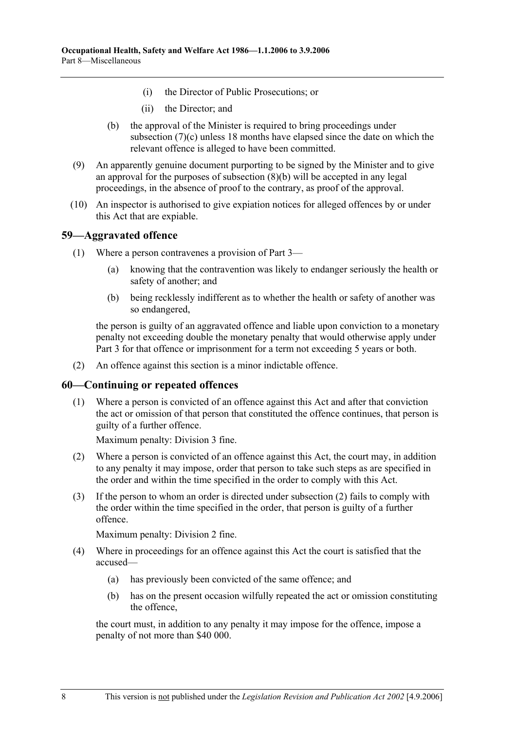(i) the Director of Public Prosecutions; or

(ii) the Director; and

(b) the approval of the Minister is required to bring proceedings under subsection (7)(c) unless 18 months have elapsed since the date on which the relevant offence is alleged to have been committed.

(9) An apparently genuine document purporting to be signed by the Minister and to give an approval for the purposes of subsection (8)(b) will be accepted in any legal proceedings, in the absence of proof to the contrary, as proof of the approval.

(10) An inspector is authorised to give expiation notices for alleged offences by or under this Act that are expiable.

## 59—Aggravated offence

(1) Where a person contravenes a provision of Part 3—

(a) knowing that the contravention was likely to endanger seriously the health or safety of another; and

(b) being recklessly indifferent as to whether the health or safety of another was so endangered,

the person is guilty of an aggravated offence and liable upon conviction to a monetary penalty not exceeding double the monetary penalty that would otherwise apply under Part 3 for that offence or imprisonment for a term not exceeding 5 years or both.

(2) An offence against this section is a minor indictable offence.

## 60—Continuing or repeated offences

(1) Where a person is convicted of an offence against this Act and after that conviction the act or omission of that person that constituted the offence continues, that person is guilty of a further offence.

Maximum penalty: Division 3 fine.

(2) Where a person is convicted of an offence against this Act, the court may, in addition to any penalty it may impose, order that person to take such steps as are specified in the order and within the time specified in the order to comply with this Act.

(3) If the person to whom an order is directed under subsection (2) fails to comply with the order within the time specified in the order, that person is guilty of a further offence.

Maximum penalty: Division 2 fine.

(4) Where in proceedings for an offence against this Act the court is satisfied that the accused—

(a) has previously been convicted of the same offence; and

(b) has on the present occasion wilfully repeated the act or omission constituting the offence,

the court must, in addition to any penalty it may impose for the offence, impose a penalty of not more than $40 000.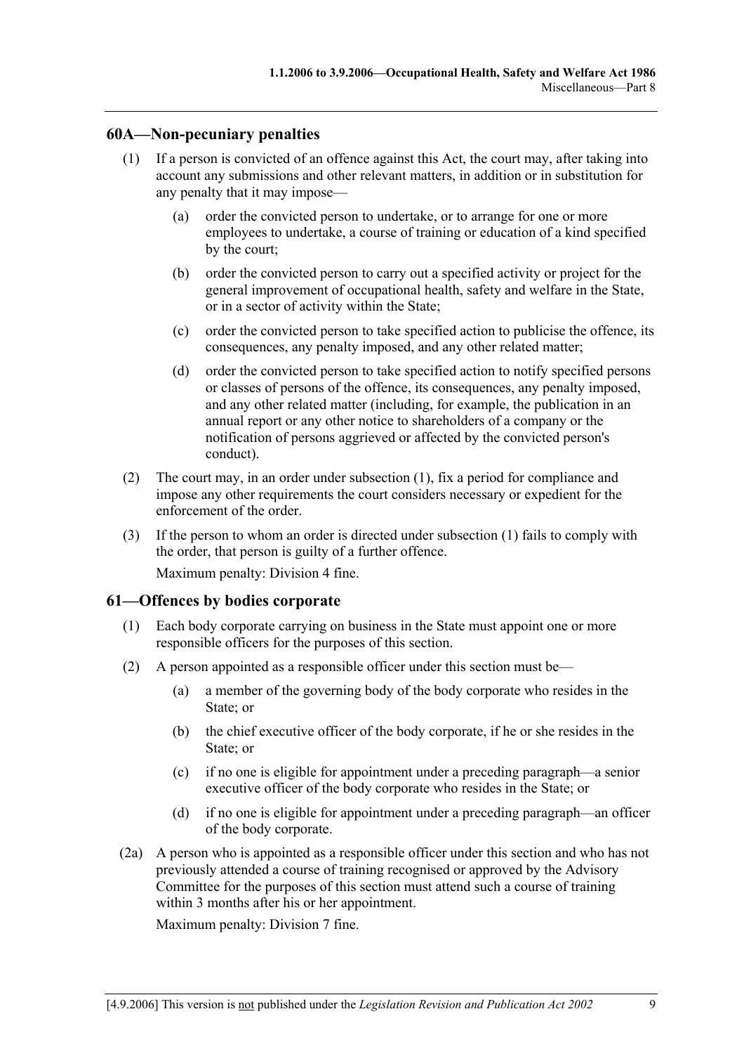## 60A—Non-pecuniary penalties

(1) If a person is convicted of an offence against this Act, the court may, after taking into account any submissions and other relevant matters, in addition or in substitution for any penalty that it may impose—

(a) order the convicted person to undertake, or to arrange for one or more employees to undertake, a course of training or education of a kind specified by the court;

(b) order the convicted person to carry out a specified activity or project for the general improvement of occupational health, safety and welfare in the State, or in a sector of activity within the State;

(c) order the convicted person to take specified action to publicise the offence, its consequences, any penalty imposed, and any other related matter;

(d) order the convicted person to take specified action to notify specified persons or classes of persons of the offence, its consequences, any penalty imposed, and any other related matter (including, for example, the publication in an annual report or any other notice to shareholders of a company or the notification of persons aggrieved or affected by the convicted person's conduct).

(2) The court may, in an order under subsection (1), fix a period for compliance and impose any other requirements the court considers necessary or expedient for the enforcement of the order.

(3) If the person to whom an order is directed under subsection (1) fails to comply with the order, that person is guilty of a further offence.

Maximum penalty: Division 4 fine.

## 61—Offences by bodies corporate

(1) Each body corporate carrying on business in the State must appoint one or more responsible officers for the purposes of this section.

(2) A person appointed as a responsible officer under this section must be—

(a) a member of the governing body of the body corporate who resides in the State; or

(b) the chief executive officer of the body corporate, if he or she resides in the State; or

(c) if no one is eligible for appointment under a preceding paragraph—a senior executive officer of the body corporate who resides in the State; or

(d) if no one is eligible for appointment under a preceding paragraph—an officer of the body corporate.

(2a) A person who is appointed as a responsible officer under this section and who has not previously attended a course of training recognised or approved by the Advisory Committee for the purposes of this section must attend such a course of training within 3 months after his or her appointment.

Maximum penalty: Division 7 fine.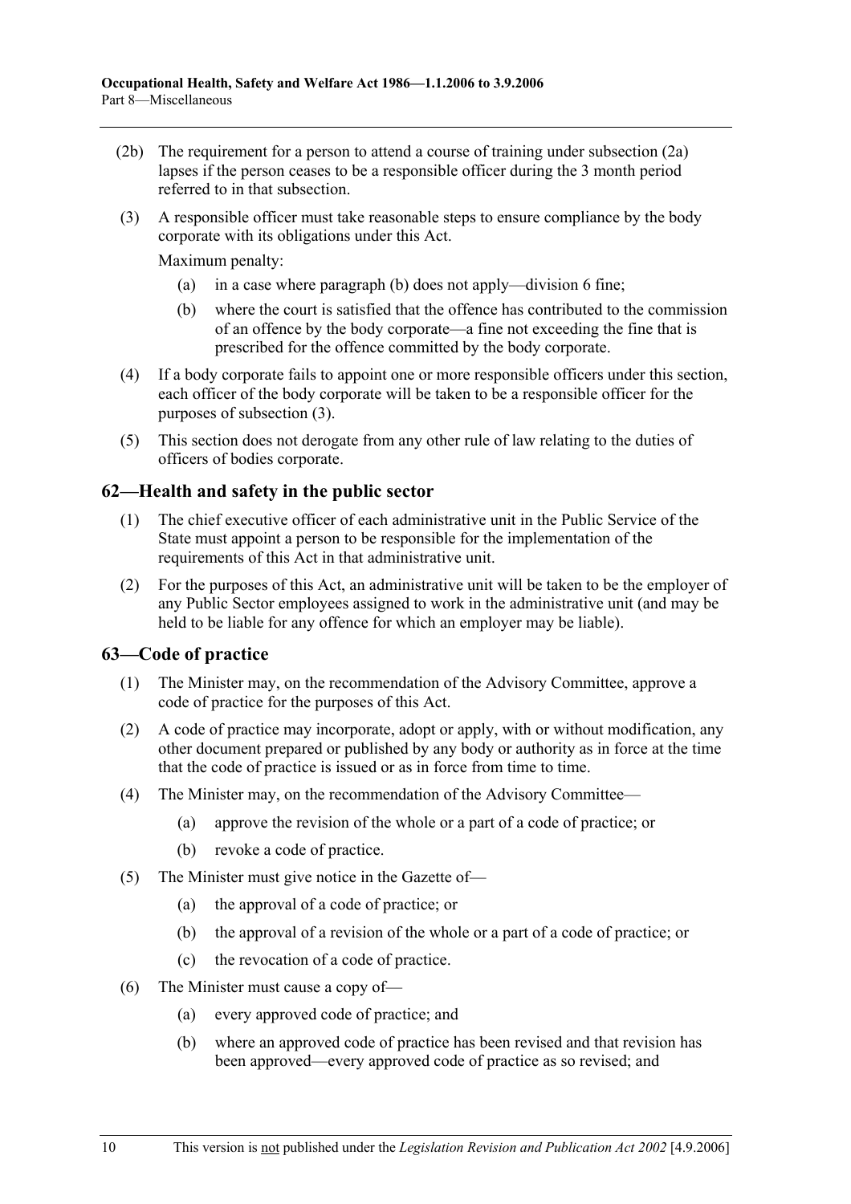(2b) The requirement for a person to attend a course of training under subsection (2a) lapses if the person ceases to be a responsible officer during the 3 month period referred to in that subsection.

(3) A responsible officer must take reasonable steps to ensure compliance by the body corporate with its obligations under this Act.

Maximum penalty:

(a) in a case where paragraph (b) does not apply—division 6 fine;

(b) where the court is satisfied that the offence has contributed to the commission of an offence by the body corporate—a fine not exceeding the fine that is prescribed for the offence committed by the body corporate.

(4) If a body corporate fails to appoint one or more responsible officers under this section, each officer of the body corporate will be taken to be a responsible officer for the purposes of subsection (3).

(5) This section does not derogate from any other rule of law relating to the duties of officers of bodies corporate.

## 62—Health and safety in the public sector

(1) The chief executive officer of each administrative unit in the Public Service of the State must appoint a person to be responsible for the implementation of the requirements of this Act in that administrative unit.

(2) For the purposes of this Act, an administrative unit will be taken to be the employer of any Public Sector employees assigned to work in the administrative unit (and may be held to be liable for any offence for which an employer may be liable).

## 63—Code of practice

(1) The Minister may, on the recommendation of the Advisory Committee, approve a code of practice for the purposes of this Act.

(2) A code of practice may incorporate, adopt or apply, with or without modification, any other document prepared or published by any body or authority as in force at the time that the code of practice is issued or as in force from time to time.

(4) The Minister may, on the recommendation of the Advisory Committee—

(a) approve the revision of the whole or a part of a code of practice; or

(b) revoke a code of practice.

(5) The Minister must give notice in the Gazette of—

(a) the approval of a code of practice; or

(b) the approval of a revision of the whole or a part of a code of practice; or

(c) the revocation of a code of practice.

(6) The Minister must cause a copy of—

(a) every approved code of practice; and

(b) where an approved code of practice has been revised and that revision has been approved—every approved code of practice as so revised; and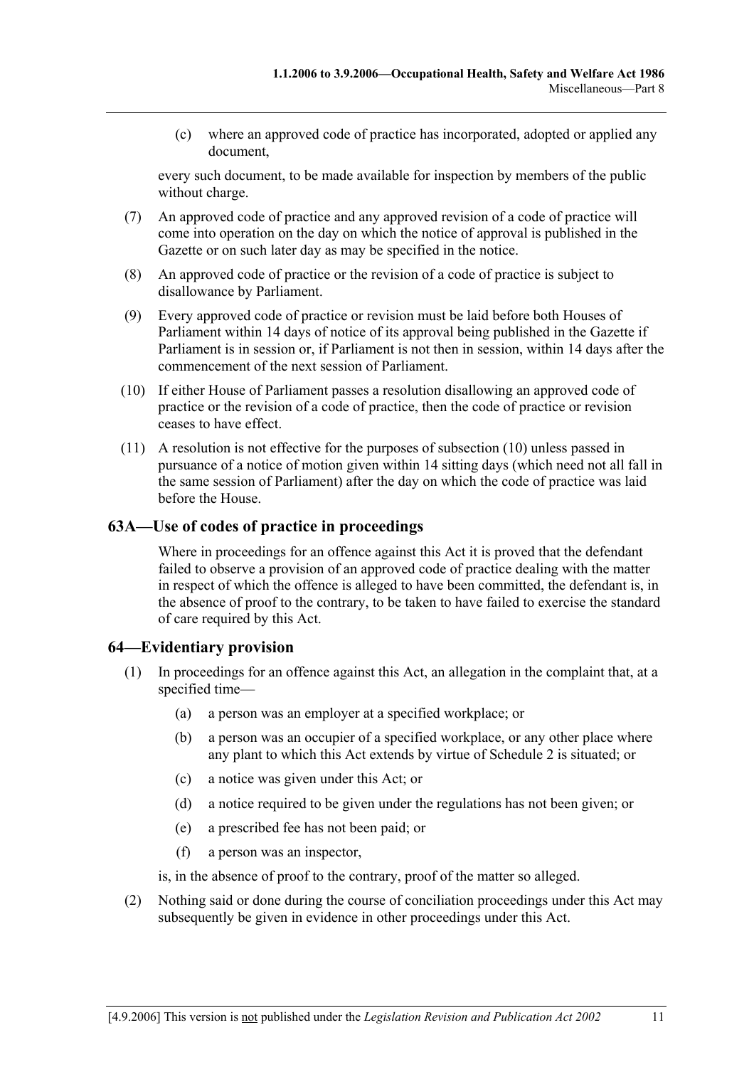(c) where an approved code of practice has incorporated, adopted or applied any document,

every such document, to be made available for inspection by members of the public without charge.

(7) An approved code of practice and any approved revision of a code of practice will come into operation on the day on which the notice of approval is published in the Gazette or on such later day as may be specified in the notice.

(8) An approved code of practice or the revision of a code of practice is subject to disallowance by Parliament.

(9) Every approved code of practice or revision must be laid before both Houses of Parliament within 14 days of notice of its approval being published in the Gazette if Parliament is in session or, if Parliament is not then in session, within 14 days after the commencement of the next session of Parliament.

(10) If either House of Parliament passes a resolution disallowing an approved code of practice or the revision of a code of practice, then the code of practice or revision ceases to have effect.

(11) A resolution is not effective for the purposes of subsection (10) unless passed in pursuance of a notice of motion given within 14 sitting days (which need not all fall in the same session of Parliament) after the day on which the code of practice was laid before the House.

## 63A—Use of codes of practice in proceedings

Where in proceedings for an offence against this Act it is proved that the defendant failed to observe a provision of an approved code of practice dealing with the matter in respect of which the offence is alleged to have been committed, the defendant is, in the absence of proof to the contrary, to be taken to have failed to exercise the standard of care required by this Act.

## 64—Evidentiary provision

(1) In proceedings for an offence against this Act, an allegation in the complaint that, at a specified time—

(a) a person was an employer at a specified workplace; or

(b) a person was an occupier of a specified workplace, or any other place where any plant to which this Act extends by virtue of Schedule 2 is situated; or

(c) a notice was given under this Act; or

(d) a notice required to be given under the regulations has not been given; or

(e) a prescribed fee has not been paid; or

(f) a person was an inspector,

is, in the absence of proof to the contrary, proof of the matter so alleged.

(2) Nothing said or done during the course of conciliation proceedings under this Act may subsequently be given in evidence in other proceedings under this Act.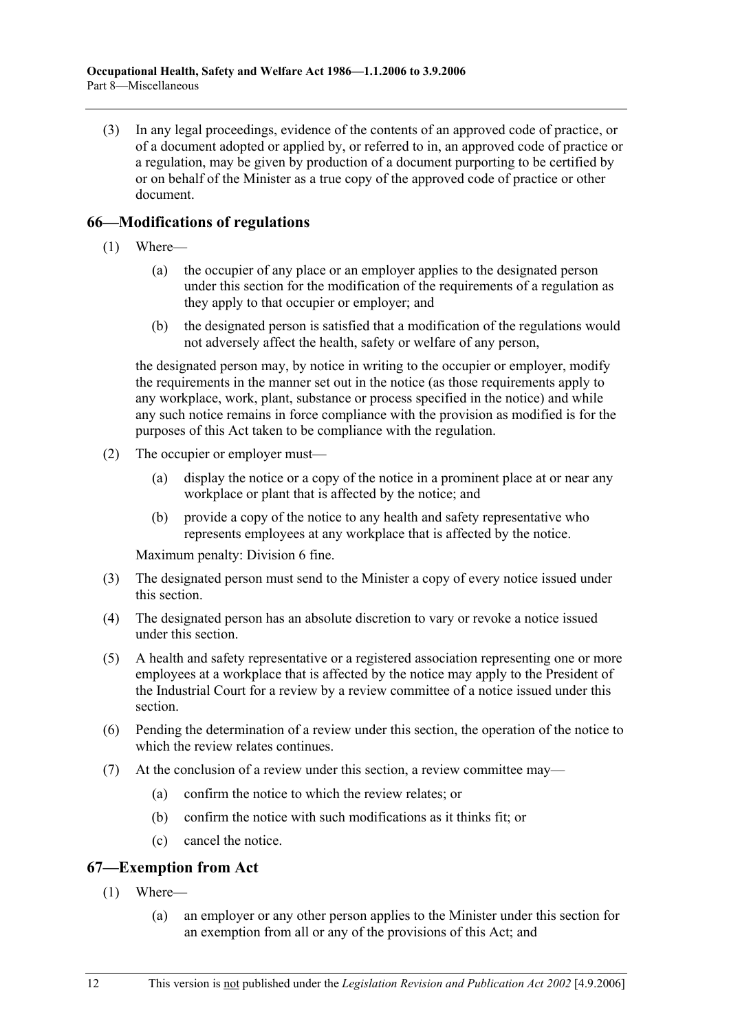(3) In any legal proceedings, evidence of the contents of an approved code of practice, or of a document adopted or applied by, or referred to in, an approved code of practice or a regulation, may be given by production of a document purporting to be certified by or on behalf of the Minister as a true copy of the approved code of practice or other document.

## 66—Modifications of regulations

(1) Where—

(a) the occupier of any place or an employer applies to the designated person under this section for the modification of the requirements of a regulation as they apply to that occupier or employer; and

(b) the designated person is satisfied that a modification of the regulations would not adversely affect the health, safety or welfare of any person,

the designated person may, by notice in writing to the occupier or employer, modify the requirements in the manner set out in the notice (as those requirements apply to any workplace, work, plant, substance or process specified in the notice) and while any such notice remains in force compliance with the provision as modified is for the purposes of this Act taken to be compliance with the regulation.

(2) The occupier or employer must—

(a) display the notice or a copy of the notice in a prominent place at or near any workplace or plant that is affected by the notice; and

(b) provide a copy of the notice to any health and safety representative who represents employees at any workplace that is affected by the notice.

Maximum penalty: Division 6 fine.

(3) The designated person must send to the Minister a copy of every notice issued under this section.

(4) The designated person has an absolute discretion to vary or revoke a notice issued under this section.

(5) A health and safety representative or a registered association representing one or more employees at a workplace that is affected by the notice may apply to the President of the Industrial Court for a review by a review committee of a notice issued under this section.

(6) Pending the determination of a review under this section, the operation of the notice to which the review relates continues.

(7) At the conclusion of a review under this section, a review committee may—

(a) confirm the notice to which the review relates; or

(b) confirm the notice with such modifications as it thinks fit; or

(c) cancel the notice.

## 67—Exemption from Act

(1) Where—

(a) an employer or any other person applies to the Minister under this section for an exemption from all or any of the provisions of this Act; and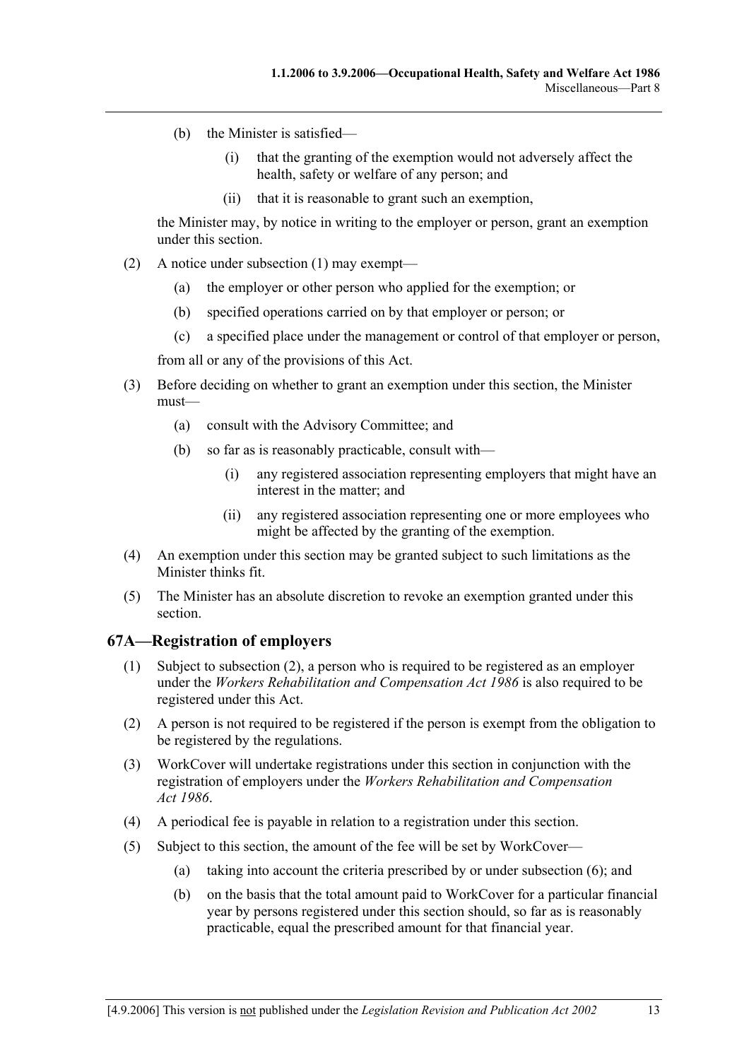(b) the Minister is satisfied—

(i) that the granting of the exemption would not adversely affect the health, safety or welfare of any person; and

(ii) that it is reasonable to grant such an exemption,

the Minister may, by notice in writing to the employer or person, grant an exemption under this section.

(2) A notice under subsection (1) may exempt—

(a) the employer or other person who applied for the exemption; or

(b) specified operations carried on by that employer or person; or

(c) a specified place under the management or control of that employer or person,

from all or any of the provisions of this Act.

(3) Before deciding on whether to grant an exemption under this section, the Minister must—

(a) consult with the Advisory Committee; and

(b) so far as is reasonably practicable, consult with—

(i) any registered association representing employers that might have an interest in the matter; and

(ii) any registered association representing one or more employees who might be affected by the granting of the exemption.

(4) An exemption under this section may be granted subject to such limitations as the Minister thinks fit.

(5) The Minister has an absolute discretion to revoke an exemption granted under this section.

## 67A—Registration of employers

(1) Subject to subsection (2), a person who is required to be registered as an employer under the *Workers Rehabilitation and Compensation Act 1986* is also required to be registered under this Act.

(2) A person is not required to be registered if the person is exempt from the obligation to be registered by the regulations.

(3) WorkCover will undertake registrations under this section in conjunction with the registration of employers under the *Workers Rehabilitation and Compensation Act 1986*.

(4) A periodical fee is payable in relation to a registration under this section.

(5) Subject to this section, the amount of the fee will be set by WorkCover—

(a) taking into account the criteria prescribed by or under subsection (6); and

(b) on the basis that the total amount paid to WorkCover for a particular financial year by persons registered under this section should, so far as is reasonably practicable, equal the prescribed amount for that financial year.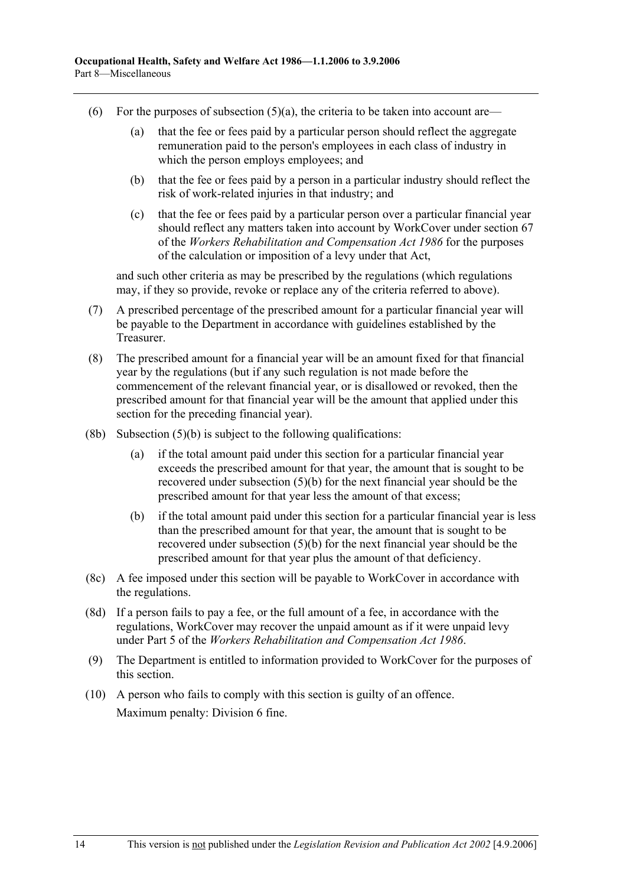(6) For the purposes of subsection (5)(a), the criteria to be taken into account are—

(a) that the fee or fees paid by a particular person should reflect the aggregate remuneration paid to the person's employees in each class of industry in which the person employs employees; and

(b) that the fee or fees paid by a person in a particular industry should reflect the risk of work-related injuries in that industry; and

(c) that the fee or fees paid by a particular person over a particular financial year should reflect any matters taken into account by WorkCover under section 67 of the *Workers Rehabilitation and Compensation Act 1986* for the purposes of the calculation or imposition of a levy under that Act,

and such other criteria as may be prescribed by the regulations (which regulations may, if they so provide, revoke or replace any of the criteria referred to above).

(7) A prescribed percentage of the prescribed amount for a particular financial year will be payable to the Department in accordance with guidelines established by the Treasurer.

(8) The prescribed amount for a financial year will be an amount fixed for that financial year by the regulations (but if any such regulation is not made before the commencement of the relevant financial year, or is disallowed or revoked, then the prescribed amount for that financial year will be the amount that applied under this section for the preceding financial year).

(8b) Subsection (5)(b) is subject to the following qualifications:

(a) if the total amount paid under this section for a particular financial year exceeds the prescribed amount for that year, the amount that is sought to be recovered under subsection (5)(b) for the next financial year should be the prescribed amount for that year less the amount of that excess;

(b) if the total amount paid under this section for a particular financial year is less than the prescribed amount for that year, the amount that is sought to be recovered under subsection (5)(b) for the next financial year should be the prescribed amount for that year plus the amount of that deficiency.

(8c) A fee imposed under this section will be payable to WorkCover in accordance with the regulations.

(8d) If a person fails to pay a fee, or the full amount of a fee, in accordance with the regulations, WorkCover may recover the unpaid amount as if it were unpaid levy under Part 5 of the *Workers Rehabilitation and Compensation Act 1986*.

(9) The Department is entitled to information provided to WorkCover for the purposes of this section.

(10) A person who fails to comply with this section is guilty of an offence.

Maximum penalty: Division 6 fine.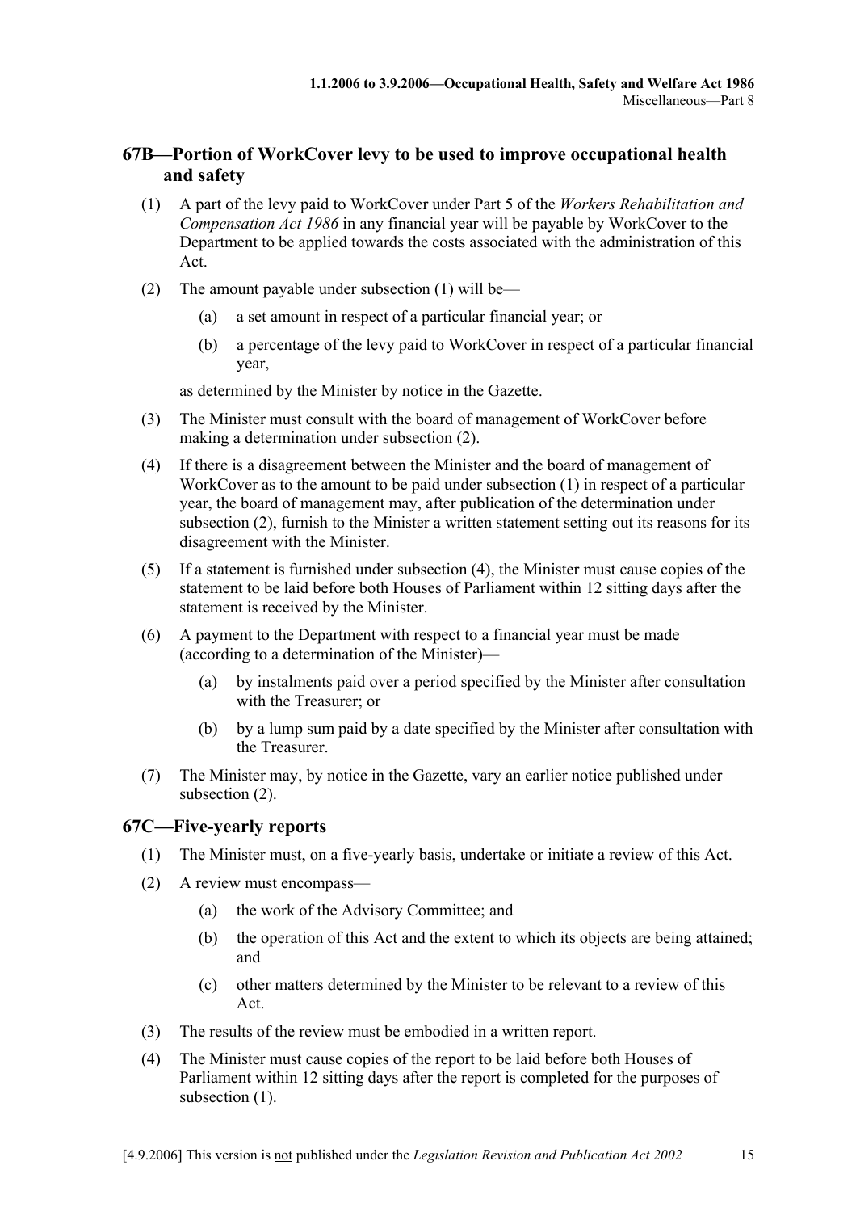## 67B—Portion of WorkCover levy to be used to improve occupational health and safety

(1) A part of the levy paid to WorkCover under Part 5 of the *Workers Rehabilitation and Compensation Act 1986* in any financial year will be payable by WorkCover to the Department to be applied towards the costs associated with the administration of this Act.

(2) The amount payable under subsection (1) will be—

- (a) a set amount in respect of a particular financial year; or
- (b) a percentage of the levy paid to WorkCover in respect of a particular financial year,

as determined by the Minister by notice in the Gazette.

(3) The Minister must consult with the board of management of WorkCover before making a determination under subsection (2).

(4) If there is a disagreement between the Minister and the board of management of WorkCover as to the amount to be paid under subsection (1) in respect of a particular year, the board of management may, after publication of the determination under subsection (2), furnish to the Minister a written statement setting out its reasons for its disagreement with the Minister.

(5) If a statement is furnished under subsection (4), the Minister must cause copies of the statement to be laid before both Houses of Parliament within 12 sitting days after the statement is received by the Minister.

(6) A payment to the Department with respect to a financial year must be made (according to a determination of the Minister)—

- (a) by instalments paid over a period specified by the Minister after consultation with the Treasurer; or
- (b) by a lump sum paid by a date specified by the Minister after consultation with the Treasurer.

(7) The Minister may, by notice in the Gazette, vary an earlier notice published under subsection (2).

## 67C—Five-yearly reports

(1) The Minister must, on a five-yearly basis, undertake or initiate a review of this Act.

(2) A review must encompass—

- (a) the work of the Advisory Committee; and
- (b) the operation of this Act and the extent to which its objects are being attained; and
- (c) other matters determined by the Minister to be relevant to a review of this Act.

(3) The results of the review must be embodied in a written report.

(4) The Minister must cause copies of the report to be laid before both Houses of Parliament within 12 sitting days after the report is completed for the purposes of subsection (1).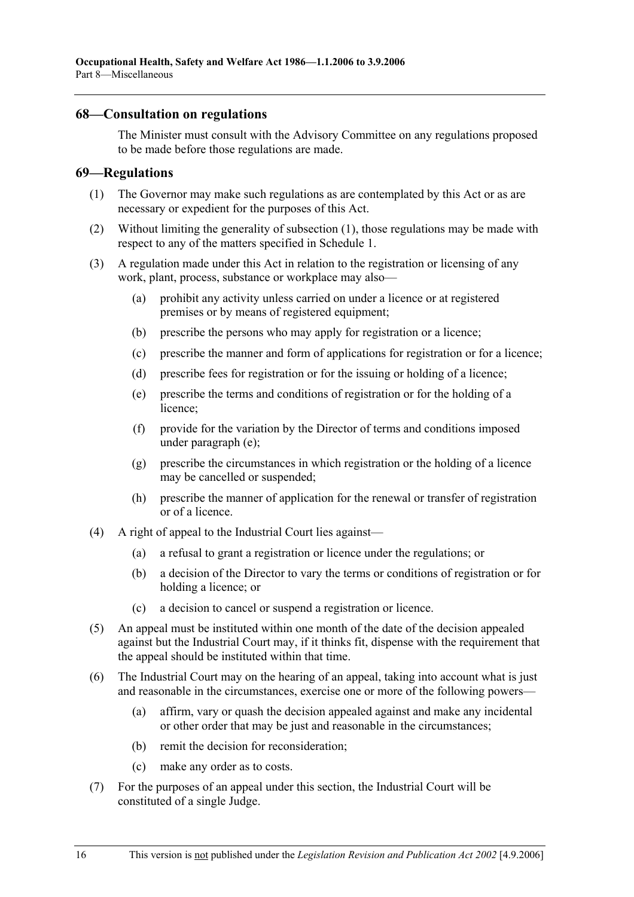## 68—Consultation on regulations

The Minister must consult with the Advisory Committee on any regulations proposed to be made before those regulations are made.

## 69—Regulations

(1) The Governor may make such regulations as are contemplated by this Act or as are necessary or expedient for the purposes of this Act.

(2) Without limiting the generality of subsection (1), those regulations may be made with respect to any of the matters specified in Schedule 1.

(3) A regulation made under this Act in relation to the registration or licensing of any work, plant, process, substance or workplace may also—

- (a) prohibit any activity unless carried on under a licence or at registered premises or by means of registered equipment;
- (b) prescribe the persons who may apply for registration or a licence;
- (c) prescribe the manner and form of applications for registration or for a licence;
- (d) prescribe fees for registration or for the issuing or holding of a licence;
- (e) prescribe the terms and conditions of registration or for the holding of a licence;
- (f) provide for the variation by the Director of terms and conditions imposed under paragraph (e);
- (g) prescribe the circumstances in which registration or the holding of a licence may be cancelled or suspended;
- (h) prescribe the manner of application for the renewal or transfer of registration or of a licence.

(4) A right of appeal to the Industrial Court lies against—

- (a) a refusal to grant a registration or licence under the regulations; or
- (b) a decision of the Director to vary the terms or conditions of registration or for holding a licence; or
- (c) a decision to cancel or suspend a registration or licence.

(5) An appeal must be instituted within one month of the date of the decision appealed against but the Industrial Court may, if it thinks fit, dispense with the requirement that the appeal should be instituted within that time.

(6) The Industrial Court may on the hearing of an appeal, taking into account what is just and reasonable in the circumstances, exercise one or more of the following powers—

- (a) affirm, vary or quash the decision appealed against and make any incidental or other order that may be just and reasonable in the circumstances;
- (b) remit the decision for reconsideration;
- (c) make any order as to costs.

(7) For the purposes of an appeal under this section, the Industrial Court will be constituted of a single Judge.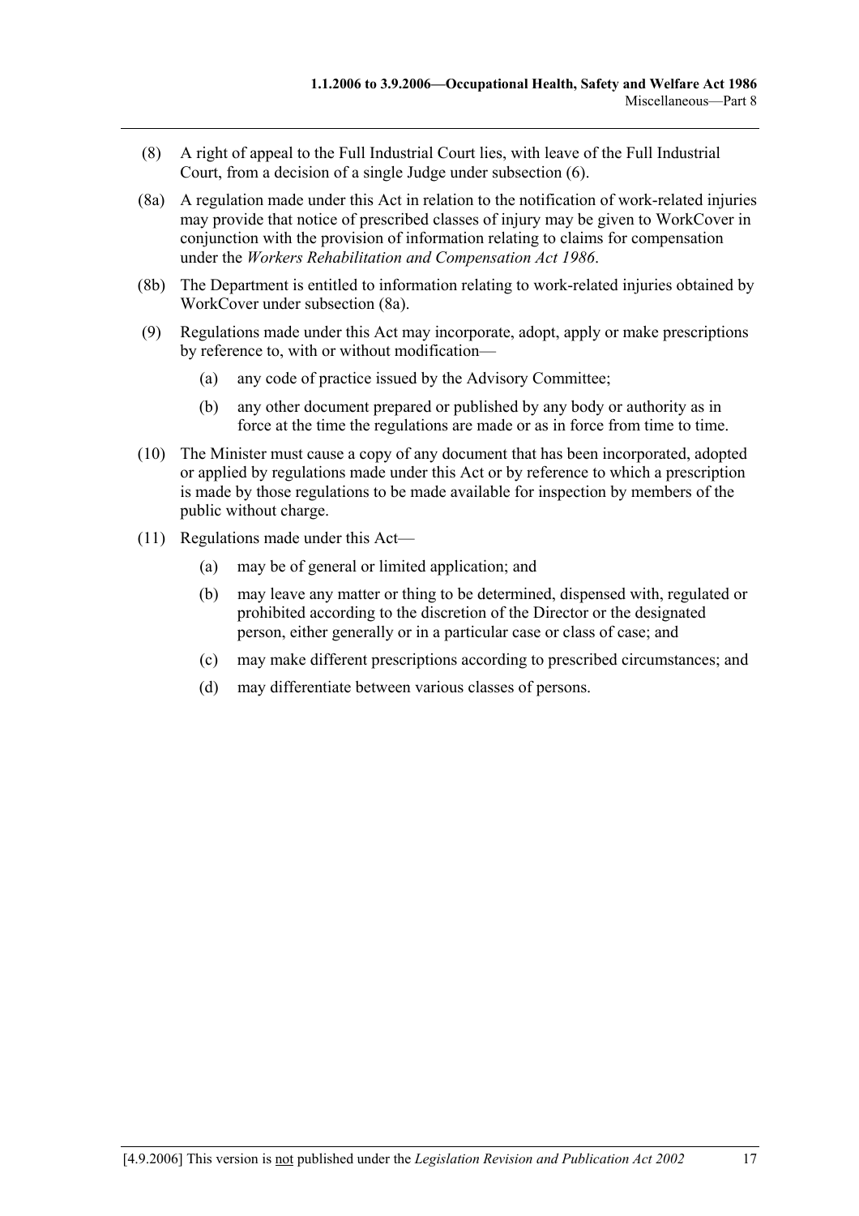(8) A right of appeal to the Full Industrial Court lies, with leave of the Full Industrial Court, from a decision of a single Judge under subsection (6).

(8a) A regulation made under this Act in relation to the notification of work-related injuries may provide that notice of prescribed classes of injury may be given to WorkCover in conjunction with the provision of information relating to claims for compensation under the *Workers Rehabilitation and Compensation Act 1986*.

(8b) The Department is entitled to information relating to work-related injuries obtained by WorkCover under subsection (8a).

(9) Regulations made under this Act may incorporate, adopt, apply or make prescriptions by reference to, with or without modification—

- (a) any code of practice issued by the Advisory Committee;
- (b) any other document prepared or published by any body or authority as in force at the time the regulations are made or as in force from time to time.

(10) The Minister must cause a copy of any document that has been incorporated, adopted or applied by regulations made under this Act or by reference to which a prescription is made by those regulations to be made available for inspection by members of the public without charge.

(11) Regulations made under this Act—

- (a) may be of general or limited application; and
- (b) may leave any matter or thing to be determined, dispensed with, regulated or prohibited according to the discretion of the Director or the designated person, either generally or in a particular case or class of case; and
- (c) may make different prescriptions according to prescribed circumstances; and
- (d) may differentiate between various classes of persons.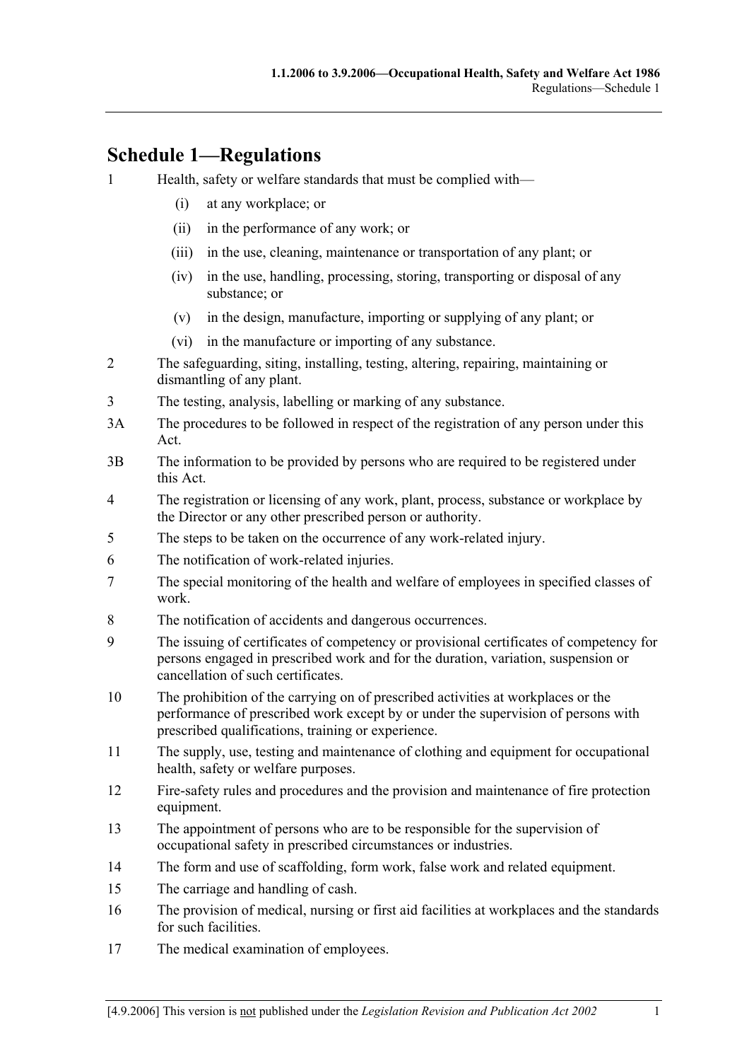## Schedule 1—Regulations

1 Health, safety or welfare standards that must be complied with—

- (i) at any workplace; or
- (ii) in the performance of any work; or
- (iii) in the use, cleaning, maintenance or transportation of any plant; or
- (iv) in the use, handling, processing, storing, transporting or disposal of any substance; or
- (v) in the design, manufacture, importing or supplying of any plant; or
- (vi) in the manufacture or importing of any substance.

2 The safeguarding, siting, installing, testing, altering, repairing, maintaining or dismantling of any plant.

3 The testing, analysis, labelling or marking of any substance.

3A The procedures to be followed in respect of the registration of any person under this Act.

3B The information to be provided by persons who are required to be registered under this Act.

4 The registration or licensing of any work, plant, process, substance or workplace by the Director or any other prescribed person or authority.

5 The steps to be taken on the occurrence of any work-related injury.

6 The notification of work-related injuries.

7 The special monitoring of the health and welfare of employees in specified classes of work.

8 The notification of accidents and dangerous occurrences.

9 The issuing of certificates of competency or provisional certificates of competency for persons engaged in prescribed work and for the duration, variation, suspension or cancellation of such certificates.

10 The prohibition of the carrying on of prescribed activities at workplaces or the performance of prescribed work except by or under the supervision of persons with prescribed qualifications, training or experience.

11 The supply, use, testing and maintenance of clothing and equipment for occupational health, safety or welfare purposes.

12 Fire-safety rules and procedures and the provision and maintenance of fire protection equipment.

13 The appointment of persons who are to be responsible for the supervision of occupational safety in prescribed circumstances or industries.

14 The form and use of scaffolding, form work, false work and related equipment.

15 The carriage and handling of cash.

16 The provision of medical, nursing or first aid facilities at workplaces and the standards for such facilities.

17 The medical examination of employees.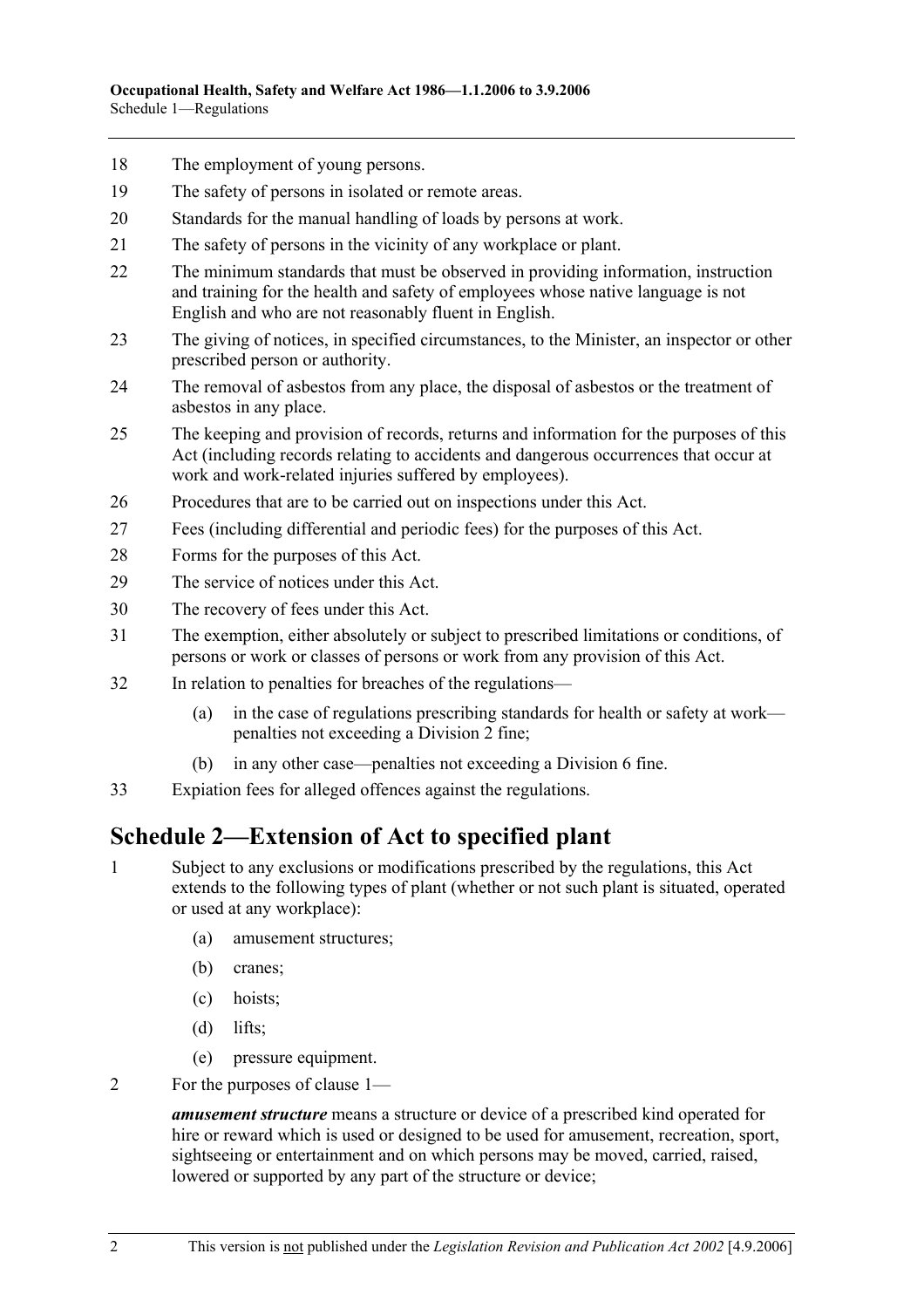18 The employment of young persons.

19 The safety of persons in isolated or remote areas.

20 Standards for the manual handling of loads by persons at work.

21 The safety of persons in the vicinity of any workplace or plant.

22 The minimum standards that must be observed in providing information, instruction and training for the health and safety of employees whose native language is not English and who are not reasonably fluent in English.

23 The giving of notices, in specified circumstances, to the Minister, an inspector or other prescribed person or authority.

24 The removal of asbestos from any place, the disposal of asbestos or the treatment of asbestos in any place.

25 The keeping and provision of records, returns and information for the purposes of this Act (including records relating to accidents and dangerous occurrences that occur at work and work-related injuries suffered by employees).

26 Procedures that are to be carried out on inspections under this Act.

27 Fees (including differential and periodic fees) for the purposes of this Act.

28 Forms for the purposes of this Act.

29 The service of notices under this Act.

30 The recovery of fees under this Act.

31 The exemption, either absolutely or subject to prescribed limitations or conditions, of persons or work or classes of persons or work from any provision of this Act.

32 In relation to penalties for breaches of the regulations—

(a) in the case of regulations prescribing standards for health or safety at work—penalties not exceeding a Division 2 fine;

(b) in any other case—penalties not exceeding a Division 6 fine.

33 Expiation fees for alleged offences against the regulations.

# Schedule 2—Extension of Act to specified plant

1 Subject to any exclusions or modifications prescribed by the regulations, this Act extends to the following types of plant (whether or not such plant is situated, operated or used at any workplace):

(a) amusement structures;

(b) cranes;

(c) hoists;

(d) lifts;

(e) pressure equipment.

2 For the purposes of clause 1—

***amusement structure*** means a structure or device of a prescribed kind operated for hire or reward which is used or designed to be used for amusement, recreation, sport, sightseeing or entertainment and on which persons may be moved, carried, raised, lowered or supported by any part of the structure or device;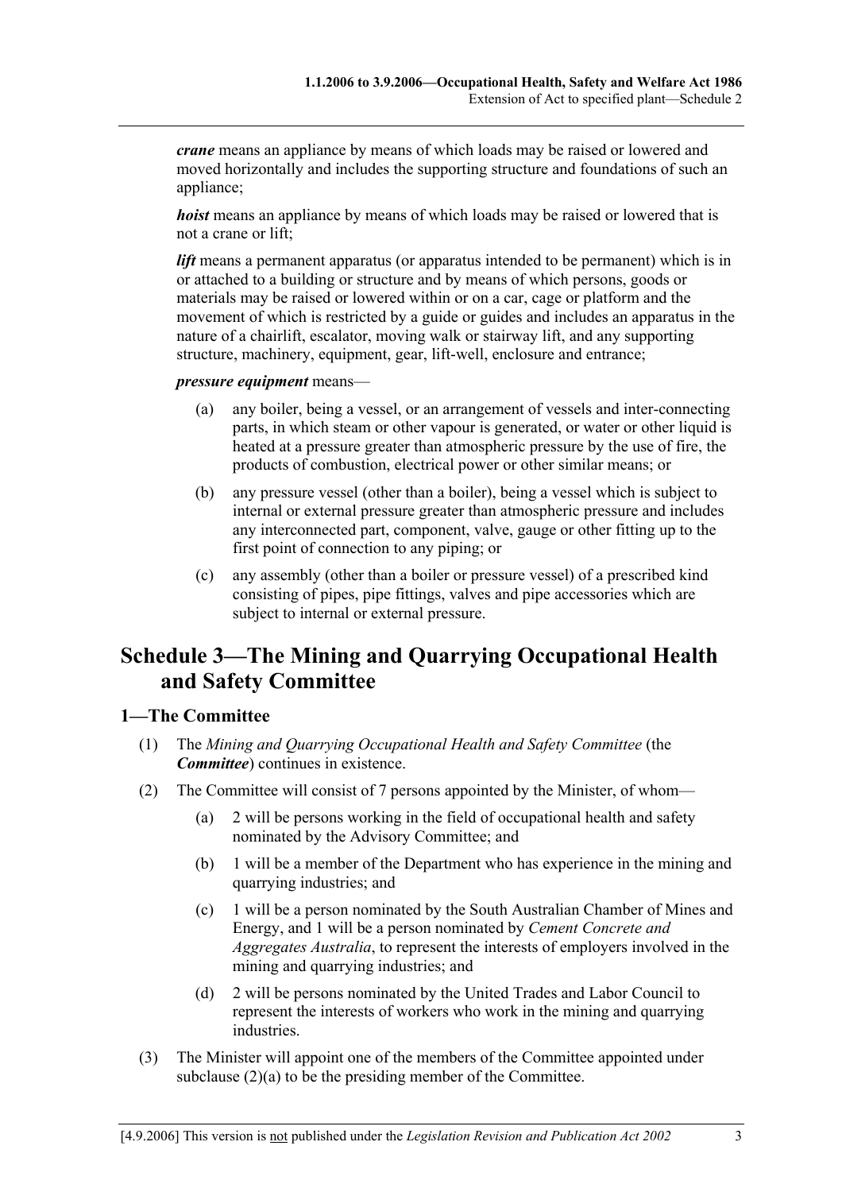***crane*** means an appliance by means of which loads may be raised or lowered and moved horizontally and includes the supporting structure and foundations of such an appliance;

***hoist*** means an appliance by means of which loads may be raised or lowered that is not a crane or lift;

***lift*** means a permanent apparatus (or apparatus intended to be permanent) which is in or attached to a building or structure and by means of which persons, goods or materials may be raised or lowered within or on a car, cage or platform and the movement of which is restricted by a guide or guides and includes an apparatus in the nature of a chairlift, escalator, moving walk or stairway lift, and any supporting structure, machinery, equipment, gear, lift-well, enclosure and entrance;

***pressure equipment*** means—

(a) any boiler, being a vessel, or an arrangement of vessels and inter-connecting parts, in which steam or other vapour is generated, or water or other liquid is heated at a pressure greater than atmospheric pressure by the use of fire, the products of combustion, electrical power or other similar means; or

(b) any pressure vessel (other than a boiler), being a vessel which is subject to internal or external pressure greater than atmospheric pressure and includes any interconnected part, component, valve, gauge or other fitting up to the first point of connection to any piping; or

(c) any assembly (other than a boiler or pressure vessel) of a prescribed kind consisting of pipes, pipe fittings, valves and pipe accessories which are subject to internal or external pressure.

# Schedule 3—The Mining and Quarrying Occupational Health and Safety Committee

## 1—The Committee

(1) The *Mining and Quarrying Occupational Health and Safety Committee* (the ***Committee***) continues in existence.

(2) The Committee will consist of 7 persons appointed by the Minister, of whom—

(a) 2 will be persons working in the field of occupational health and safety nominated by the Advisory Committee; and

(b) 1 will be a member of the Department who has experience in the mining and quarrying industries; and

(c) 1 will be a person nominated by the South Australian Chamber of Mines and Energy, and 1 will be a person nominated by *Cement Concrete and Aggregates Australia*, to represent the interests of employers involved in the mining and quarrying industries; and

(d) 2 will be persons nominated by the United Trades and Labor Council to represent the interests of workers who work in the mining and quarrying industries.

(3) The Minister will appoint one of the members of the Committee appointed under subclause (2)(a) to be the presiding member of the Committee.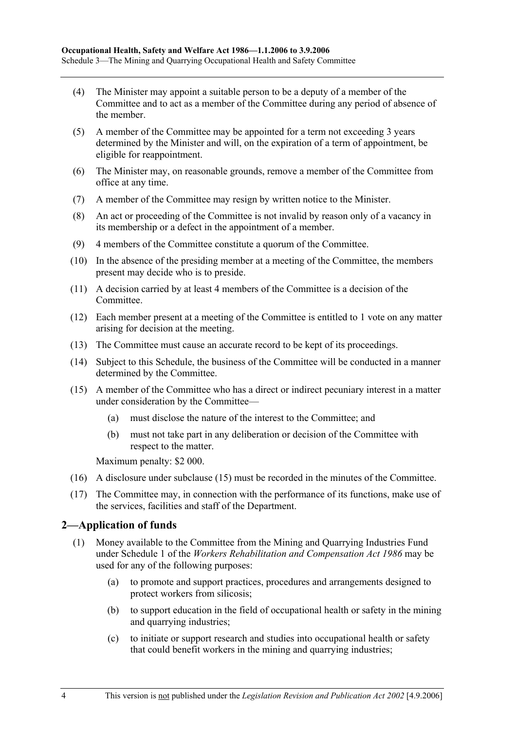(4) The Minister may appoint a suitable person to be a deputy of a member of the Committee and to act as a member of the Committee during any period of absence of the member.

(5) A member of the Committee may be appointed for a term not exceeding 3 years determined by the Minister and will, on the expiration of a term of appointment, be eligible for reappointment.

(6) The Minister may, on reasonable grounds, remove a member of the Committee from office at any time.

(7) A member of the Committee may resign by written notice to the Minister.

(8) An act or proceeding of the Committee is not invalid by reason only of a vacancy in its membership or a defect in the appointment of a member.

(9) 4 members of the Committee constitute a quorum of the Committee.

(10) In the absence of the presiding member at a meeting of the Committee, the members present may decide who is to preside.

(11) A decision carried by at least 4 members of the Committee is a decision of the Committee.

(12) Each member present at a meeting of the Committee is entitled to 1 vote on any matter arising for decision at the meeting.

(13) The Committee must cause an accurate record to be kept of its proceedings.

(14) Subject to this Schedule, the business of the Committee will be conducted in a manner determined by the Committee.

(15) A member of the Committee who has a direct or indirect pecuniary interest in a matter under consideration by the Committee—

- (a) must disclose the nature of the interest to the Committee; and
- (b) must not take part in any deliberation or decision of the Committee with respect to the matter.

Maximum penalty: $2 000.

(16) A disclosure under subclause (15) must be recorded in the minutes of the Committee.

(17) The Committee may, in connection with the performance of its functions, make use of the services, facilities and staff of the Department.

## 2—Application of funds

(1) Money available to the Committee from the Mining and Quarrying Industries Fund under Schedule 1 of the *Workers Rehabilitation and Compensation Act 1986* may be used for any of the following purposes:

- (a) to promote and support practices, procedures and arrangements designed to protect workers from silicosis;
- (b) to support education in the field of occupational health or safety in the mining and quarrying industries;
- (c) to initiate or support research and studies into occupational health or safety that could benefit workers in the mining and quarrying industries;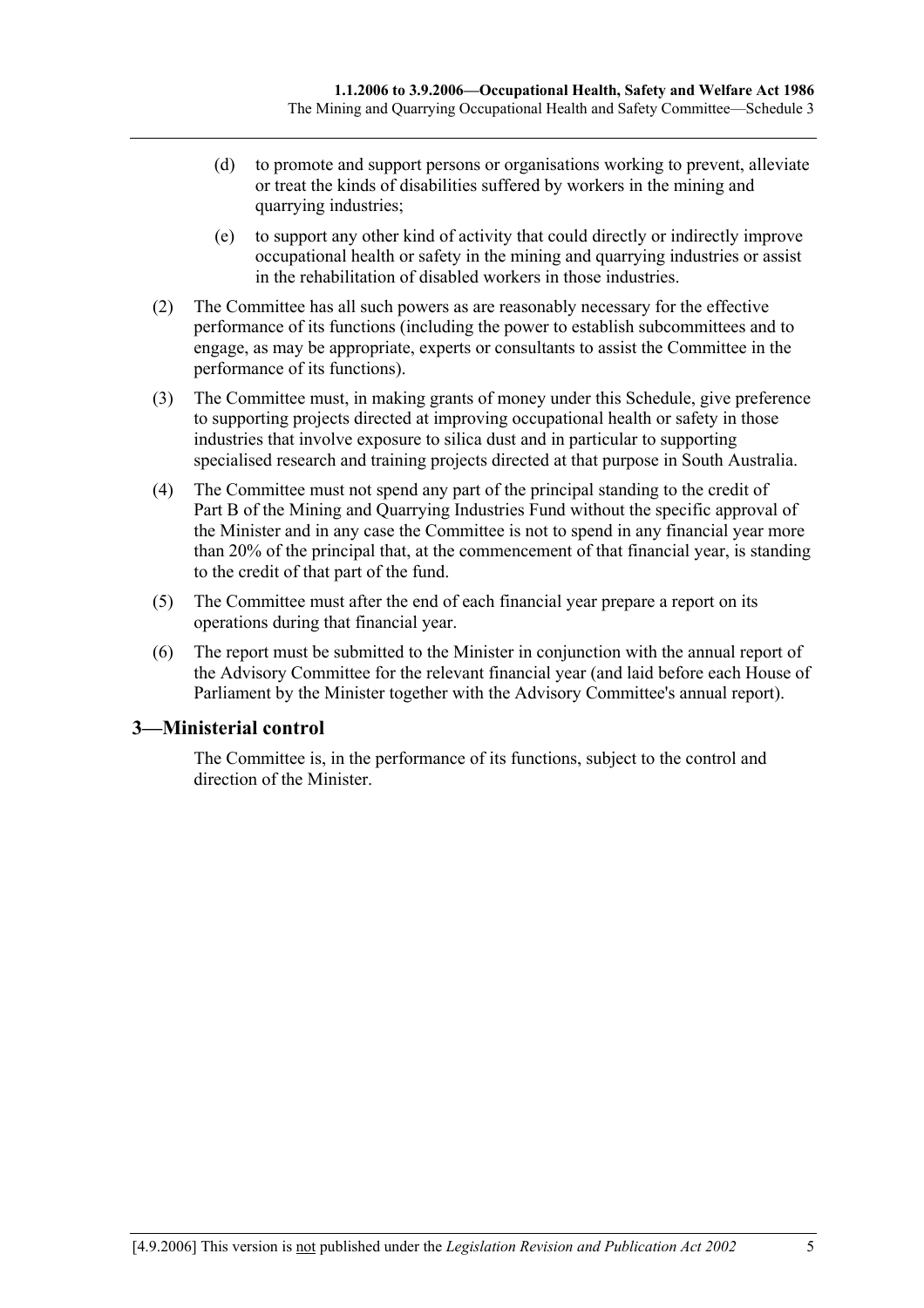(d) to promote and support persons or organisations working to prevent, alleviate or treat the kinds of disabilities suffered by workers in the mining and quarrying industries;

(e) to support any other kind of activity that could directly or indirectly improve occupational health or safety in the mining and quarrying industries or assist in the rehabilitation of disabled workers in those industries.

(2) The Committee has all such powers as are reasonably necessary for the effective performance of its functions (including the power to establish subcommittees and to engage, as may be appropriate, experts or consultants to assist the Committee in the performance of its functions).

(3) The Committee must, in making grants of money under this Schedule, give preference to supporting projects directed at improving occupational health or safety in those industries that involve exposure to silica dust and in particular to supporting specialised research and training projects directed at that purpose in South Australia.

(4) The Committee must not spend any part of the principal standing to the credit of Part B of the Mining and Quarrying Industries Fund without the specific approval of the Minister and in any case the Committee is not to spend in any financial year more than 20% of the principal that, at the commencement of that financial year, is standing to the credit of that part of the fund.

(5) The Committee must after the end of each financial year prepare a report on its operations during that financial year.

(6) The report must be submitted to the Minister in conjunction with the annual report of the Advisory Committee for the relevant financial year (and laid before each House of Parliament by the Minister together with the Advisory Committee's annual report).

## 3—Ministerial control

The Committee is, in the performance of its functions, subject to the control and direction of the Minister.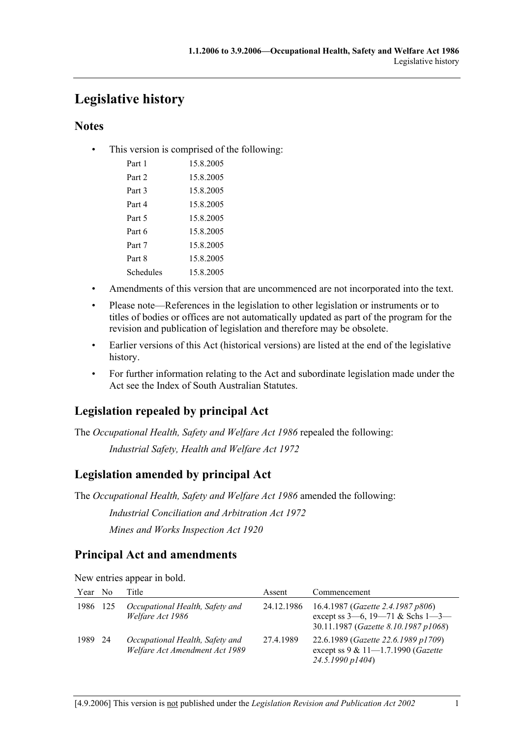# Legislative history

## Notes

- This version is comprised of the following:

| | |
|---|---|
| Part 1 | 15.8.2005 |
| Part 2 | 15.8.2005 |
| Part 3 | 15.8.2005 |
| Part 4 | 15.8.2005 |
| Part 5 | 15.8.2005 |
| Part 6 | 15.8.2005 |
| Part 7 | 15.8.2005 |
| Part 8 | 15.8.2005 |
| Schedules | 15.8.2005 |

- Amendments of this version that are uncommenced are not incorporated into the text.
- Please note—References in the legislation to other legislation or instruments or to titles of bodies or offices are not automatically updated as part of the program for the revision and publication of legislation and therefore may be obsolete.
- Earlier versions of this Act (historical versions) are listed at the end of the legislative history.
- For further information relating to the Act and subordinate legislation made under the Act see the Index of South Australian Statutes.

## Legislation repealed by principal Act

The *Occupational Health, Safety and Welfare Act 1986* repealed the following:

*Industrial Safety, Health and Welfare Act 1972*

## Legislation amended by principal Act

The *Occupational Health, Safety and Welfare Act 1986* amended the following:

*Industrial Conciliation and Arbitration Act 1972*

*Mines and Works Inspection Act 1920*

## Principal Act and amendments

New entries appear in bold.

| Year | No | Title | Assent | Commencement |
|---|---|---|---|---|
| 1986 | 125 | *Occupational Health, Safety and Welfare Act 1986* | 24.12.1986 | 16.4.1987 (*Gazette 2.4.1987 p806*) except ss 3—6, 19—71 & Schs 1—3—30.11.1987 (*Gazette 8.10.1987 p1068*) |
| 1989 | 24 | *Occupational Health, Safety and Welfare Act Amendment Act 1989* | 27.4.1989 | 22.6.1989 (*Gazette 22.6.1989 p1709*) except ss 9 & 11—1.7.1990 (*Gazette 24.5.1990 p1404*) |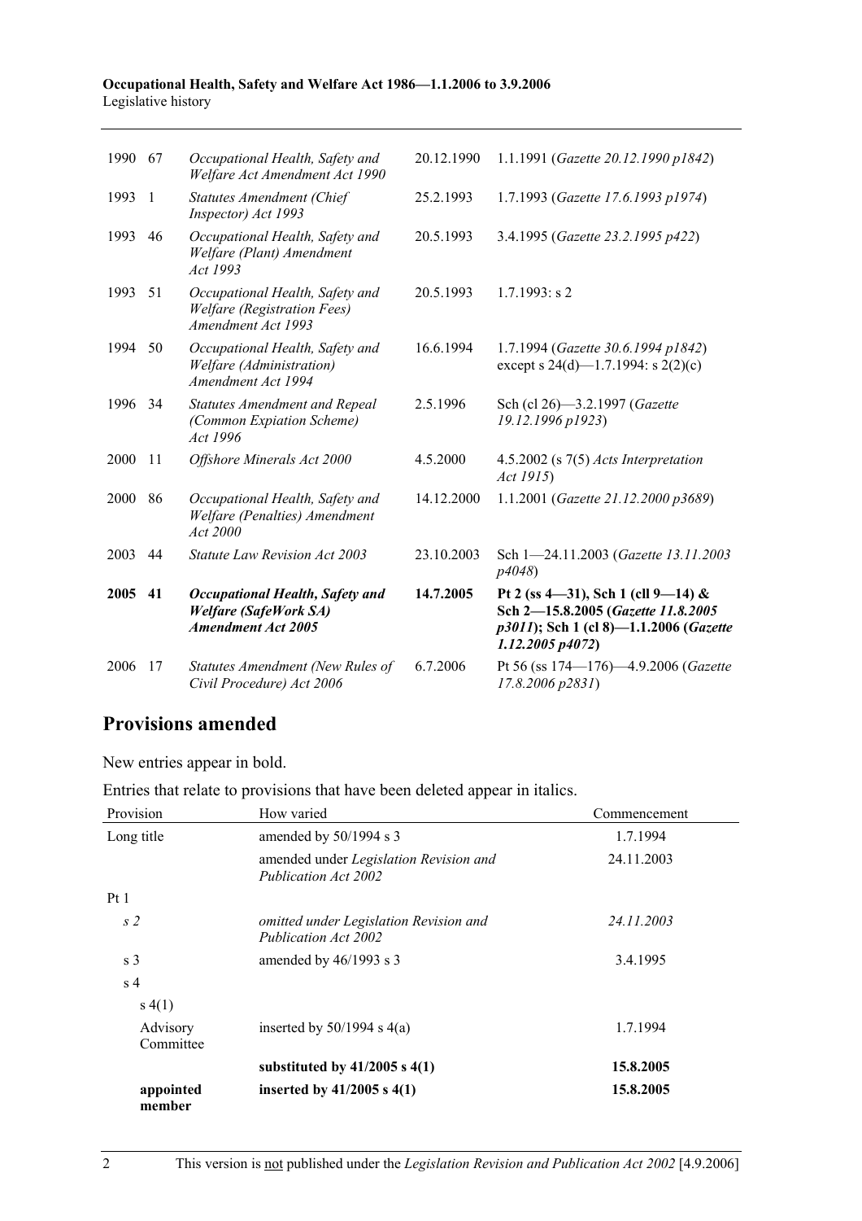| | | | | |
|---|---|---|---|---|
| 1990 | 67 | *Occupational Health, Safety and Welfare Act Amendment Act 1990* | 20.12.1990 | 1.1.1991 (*Gazette 20.12.1990 p1842*) |
| 1993 | 1 | *Statutes Amendment (Chief Inspector) Act 1993* | 25.2.1993 | 1.7.1993 (*Gazette 17.6.1993 p1974*) |
| 1993 | 46 | *Occupational Health, Safety and Welfare (Plant) Amendment Act 1993* | 20.5.1993 | 3.4.1995 (*Gazette 23.2.1995 p422*) |
| 1993 | 51 | *Occupational Health, Safety and Welfare (Registration Fees) Amendment Act 1993* | 20.5.1993 | 1.7.1993: s 2 |
| 1994 | 50 | *Occupational Health, Safety and Welfare (Administration) Amendment Act 1994* | 16.6.1994 | 1.7.1994 (*Gazette 30.6.1994 p1842*) except s 24(d)—1.7.1994: s 2(2)(c) |
| 1996 | 34 | *Statutes Amendment and Repeal (Common Expiation Scheme) Act 1996* | 2.5.1996 | Sch (cl 26)—3.2.1997 (*Gazette 19.12.1996 p1923*) |
| 2000 | 11 | *Offshore Minerals Act 2000* | 4.5.2000 | 4.5.2002 (s 7(5) *Acts Interpretation Act 1915*) |
| 2000 | 86 | *Occupational Health, Safety and Welfare (Penalties) Amendment Act 2000* | 14.12.2000 | 1.1.2001 (*Gazette 21.12.2000 p3689*) |
| 2003 | 44 | *Statute Law Revision Act 2003* | 23.10.2003 | Sch 1—24.11.2003 (*Gazette 13.11.2003 p4048*) |
| **2005** | **41** | ***Occupational Health, Safety and Welfare (SafeWork SA) Amendment Act 2005*** | **14.7.2005** | **Pt 2 (ss 4—31), Sch 1 (cll 9—14) & Sch 2—15.8.2005 (*Gazette 11.8.2005 p3011*); Sch 1 (cl 8)—1.1.2006 (*Gazette 1.12.2005 p4072*)** |
| 2006 | 17 | *Statutes Amendment (New Rules of Civil Procedure) Act 2006* | 6.7.2006 | Pt 56 (ss 174—176)—4.9.2006 (*Gazette 17.8.2006 p2831*) |

## Provisions amended

New entries appear in bold.

Entries that relate to provisions that have been deleted appear in italics.

| Provision | How varied | Commencement |
|---|---|---|
| Long title | amended by 50/1994 s 3 | 1.7.1994 |
| | amended under *Legislation Revision and Publication Act 2002* | 24.11.2003 |
| Pt 1 | | |
| *s 2* | *omitted under Legislation Revision and Publication Act 2002* | *24.11.2003* |
| s 3 | amended by 46/1993 s 3 | 3.4.1995 |
| s 4 | | |
| s 4(1) | | |
| Advisory Committee | inserted by 50/1994 s 4(a) | 1.7.1994 |
| | **substituted by 41/2005 s 4(1)** | **15.8.2005** |
| **appointed member** | **inserted by 41/2005 s 4(1)** | **15.8.2005** |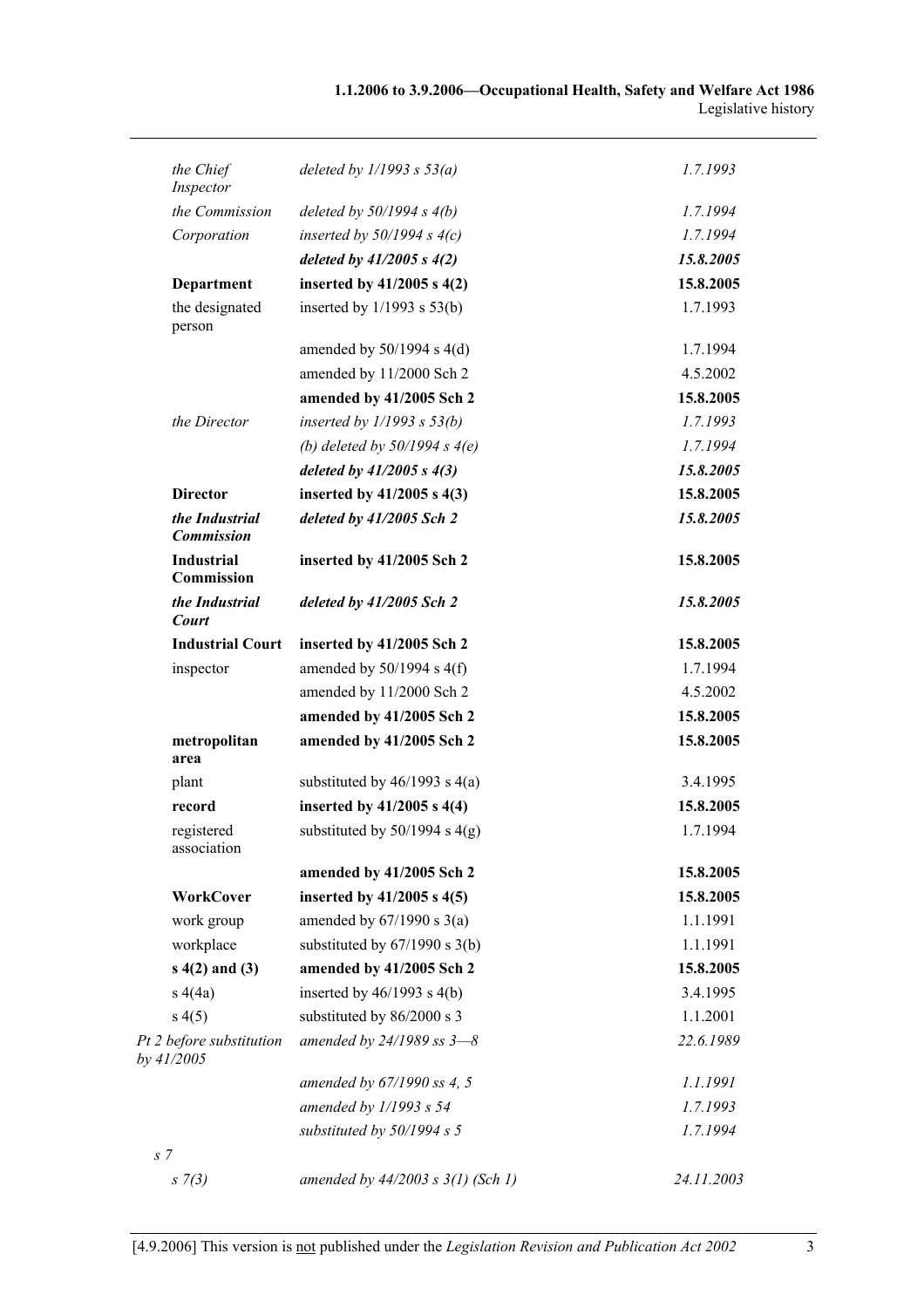| | | |
|---|---|---|
| *the Chief Inspector* | *deleted by 1/1993 s 53(a)* | *1.7.1993* |
| *the Commission* | *deleted by 50/1994 s 4(b)* | *1.7.1994* |
| *Corporation* | *inserted by 50/1994 s 4(c)* | *1.7.1994* |
| | ***deleted by 41/2005 s 4(2)*** | ***15.8.2005*** |
| **Department** | **inserted by 41/2005 s 4(2)** | **15.8.2005** |
| the designated person | inserted by 1/1993 s 53(b) | 1.7.1993 |
| | amended by 50/1994 s 4(d) | 1.7.1994 |
| | amended by 11/2000 Sch 2 | 4.5.2002 |
| | **amended by 41/2005 Sch 2** | **15.8.2005** |
| *the Director* | *inserted by 1/1993 s 53(b)* | *1.7.1993* |
| | *(b) deleted by 50/1994 s 4(e)* | *1.7.1994* |
| | ***deleted by 41/2005 s 4(3)*** | ***15.8.2005*** |
| **Director** | **inserted by 41/2005 s 4(3)** | **15.8.2005** |
| ***the Industrial Commission*** | ***deleted by 41/2005 Sch 2*** | ***15.8.2005*** |
| **Industrial Commission** | **inserted by 41/2005 Sch 2** | **15.8.2005** |
| ***the Industrial Court*** | ***deleted by 41/2005 Sch 2*** | ***15.8.2005*** |
| **Industrial Court** | **inserted by 41/2005 Sch 2** | **15.8.2005** |
| inspector | amended by 50/1994 s 4(f) | 1.7.1994 |
| | amended by 11/2000 Sch 2 | 4.5.2002 |
| | **amended by 41/2005 Sch 2** | **15.8.2005** |
| **metropolitan area** | **amended by 41/2005 Sch 2** | **15.8.2005** |
| plant | substituted by 46/1993 s 4(a) | 3.4.1995 |
| **record** | **inserted by 41/2005 s 4(4)** | **15.8.2005** |
| registered association | substituted by 50/1994 s 4(g) | 1.7.1994 |
| | **amended by 41/2005 Sch 2** | **15.8.2005** |
| **WorkCover** | **inserted by 41/2005 s 4(5)** | **15.8.2005** |
| work group | amended by 67/1990 s 3(a) | 1.1.1991 |
| workplace | substituted by 67/1990 s 3(b) | 1.1.1991 |
| **s 4(2) and (3)** | **amended by 41/2005 Sch 2** | **15.8.2005** |
| s 4(4a) | inserted by 46/1993 s 4(b) | 3.4.1995 |
| s 4(5) | substituted by 86/2000 s 3 | 1.1.2001 |
| *Pt 2 before substitution by 41/2005* | *amended by 24/1989 ss 3—8* | *22.6.1989* |
| | *amended by 67/1990 ss 4, 5* | *1.1.1991* |
| | *amended by 1/1993 s 54* | *1.7.1993* |
| | *substituted by 50/1994 s 5* | *1.7.1994* |
| *s 7* | | |
| *s 7(3)* | *amended by 44/2003 s 3(1) (Sch 1)* | *24.11.2003* |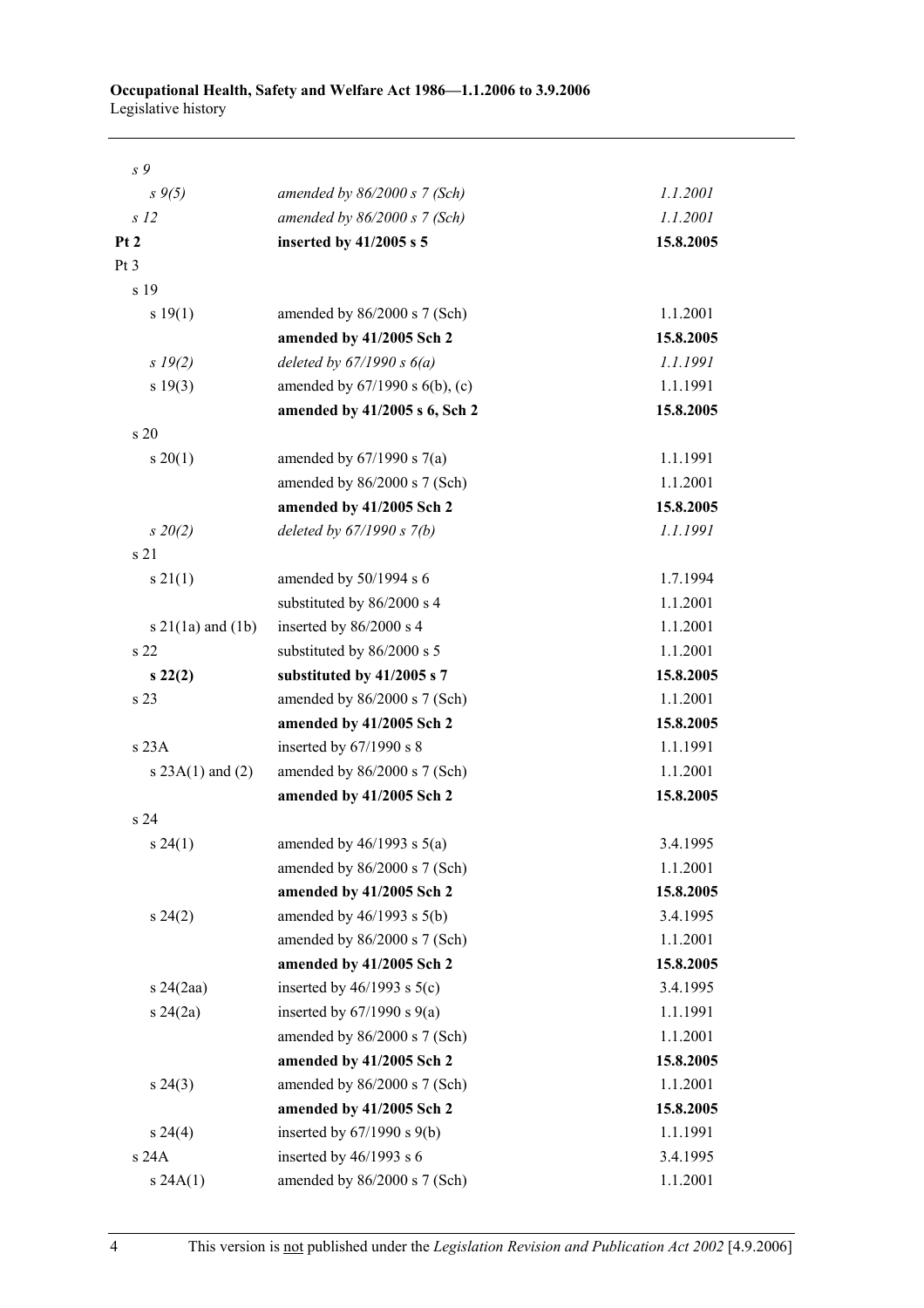| | | |
|---|---|---|
| *s 9* | | |
| *s 9(5)* | *amended by 86/2000 s 7 (Sch)* | *1.1.2001* |
| *s 12* | *amended by 86/2000 s 7 (Sch)* | *1.1.2001* |
| **Pt 2** | **inserted by 41/2005 s 5** | **15.8.2005** |
| Pt 3 | | |
| s 19 | | |
| s 19(1) | amended by 86/2000 s 7 (Sch) | 1.1.2001 |
| | **amended by 41/2005 Sch 2** | **15.8.2005** |
| *s 19(2)* | *deleted by 67/1990 s 6(a)* | *1.1.1991* |
| s 19(3) | amended by 67/1990 s 6(b), (c) | 1.1.1991 |
| | **amended by 41/2005 s 6, Sch 2** | **15.8.2005** |
| s 20 | | |
| s 20(1) | amended by 67/1990 s 7(a) | 1.1.1991 |
| | amended by 86/2000 s 7 (Sch) | 1.1.2001 |
| | **amended by 41/2005 Sch 2** | **15.8.2005** |
| *s 20(2)* | *deleted by 67/1990 s 7(b)* | *1.1.1991* |
| s 21 | | |
| s 21(1) | amended by 50/1994 s 6 | 1.7.1994 |
| | substituted by 86/2000 s 4 | 1.1.2001 |
| s 21(1a) and (1b) | inserted by 86/2000 s 4 | 1.1.2001 |
| s 22 | substituted by 86/2000 s 5 | 1.1.2001 |
| **s 22(2)** | **substituted by 41/2005 s 7** | **15.8.2005** |
| s 23 | amended by 86/2000 s 7 (Sch) | 1.1.2001 |
| | **amended by 41/2005 Sch 2** | **15.8.2005** |
| s 23A | inserted by 67/1990 s 8 | 1.1.1991 |
| s 23A(1) and (2) | amended by 86/2000 s 7 (Sch) | 1.1.2001 |
| | **amended by 41/2005 Sch 2** | **15.8.2005** |
| s 24 | | |
| s 24(1) | amended by 46/1993 s 5(a) | 3.4.1995 |
| | amended by 86/2000 s 7 (Sch) | 1.1.2001 |
| | **amended by 41/2005 Sch 2** | **15.8.2005** |
| s 24(2) | amended by 46/1993 s 5(b) | 3.4.1995 |
| | amended by 86/2000 s 7 (Sch) | 1.1.2001 |
| | **amended by 41/2005 Sch 2** | **15.8.2005** |
| s 24(2aa) | inserted by 46/1993 s 5(c) | 3.4.1995 |
| s 24(2a) | inserted by 67/1990 s 9(a) | 1.1.1991 |
| | amended by 86/2000 s 7 (Sch) | 1.1.2001 |
| | **amended by 41/2005 Sch 2** | **15.8.2005** |
| s 24(3) | amended by 86/2000 s 7 (Sch) | 1.1.2001 |
| | **amended by 41/2005 Sch 2** | **15.8.2005** |
| s 24(4) | inserted by 67/1990 s 9(b) | 1.1.1991 |
| s 24A | inserted by 46/1993 s 6 | 3.4.1995 |
| s 24A(1) | amended by 86/2000 s 7 (Sch) | 1.1.2001 |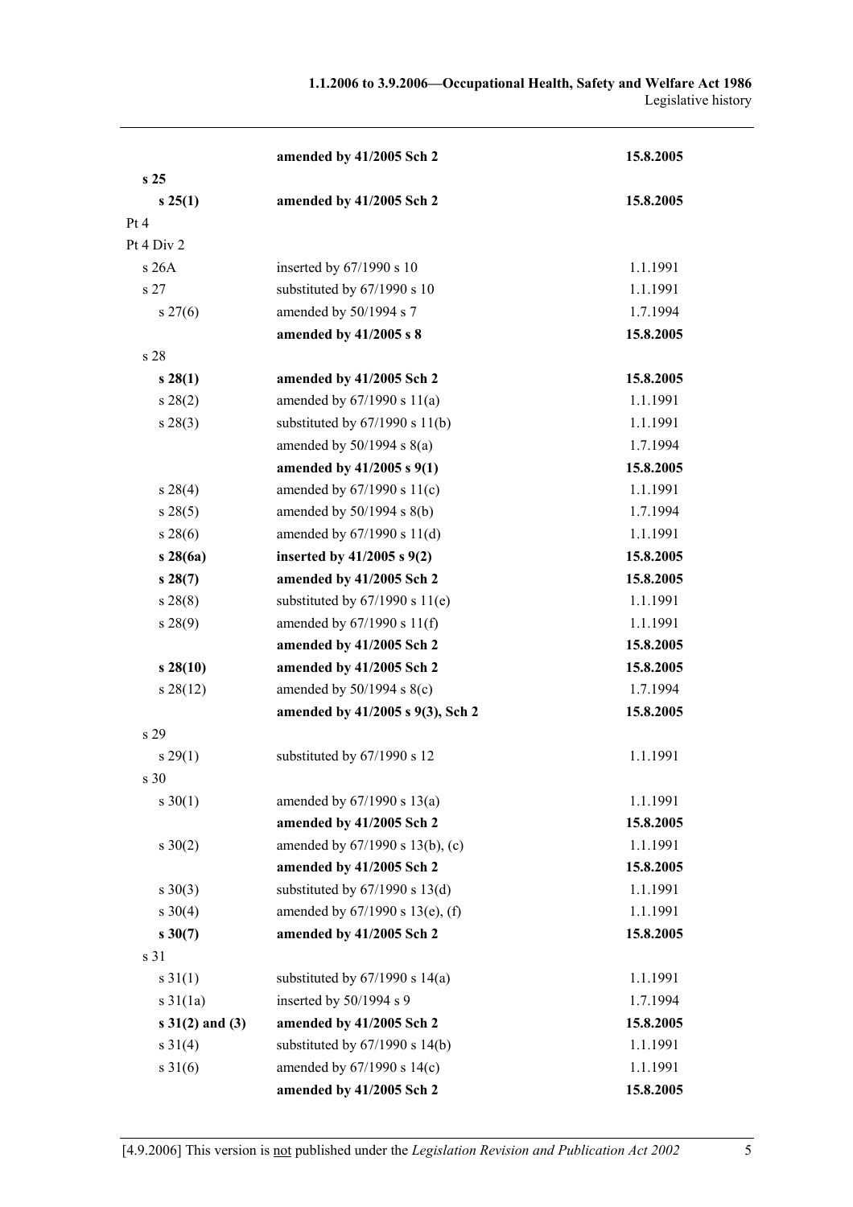| | | |
|---|---|---|
| | **amended by 41/2005 Sch 2** | **15.8.2005** |
| **s 25** | | |
| **s 25(1)** | **amended by 41/2005 Sch 2** | **15.8.2005** |
| Pt 4 | | |
| Pt 4 Div 2 | | |
| s 26A | inserted by 67/1990 s 10 | 1.1.1991 |
| s 27 | substituted by 67/1990 s 10 | 1.1.1991 |
| s 27(6) | amended by 50/1994 s 7 | 1.7.1994 |
| | **amended by 41/2005 s 8** | **15.8.2005** |
| s 28 | | |
| **s 28(1)** | **amended by 41/2005 Sch 2** | **15.8.2005** |
| s 28(2) | amended by 67/1990 s 11(a) | 1.1.1991 |
| s 28(3) | substituted by 67/1990 s 11(b) | 1.1.1991 |
| | amended by 50/1994 s 8(a) | 1.7.1994 |
| | **amended by 41/2005 s 9(1)** | **15.8.2005** |
| s 28(4) | amended by 67/1990 s 11(c) | 1.1.1991 |
| s 28(5) | amended by 50/1994 s 8(b) | 1.7.1994 |
| s 28(6) | amended by 67/1990 s 11(d) | 1.1.1991 |
| **s 28(6a)** | **inserted by 41/2005 s 9(2)** | **15.8.2005** |
| **s 28(7)** | **amended by 41/2005 Sch 2** | **15.8.2005** |
| s 28(8) | substituted by 67/1990 s 11(e) | 1.1.1991 |
| s 28(9) | amended by 67/1990 s 11(f) | 1.1.1991 |
| | **amended by 41/2005 Sch 2** | **15.8.2005** |
| **s 28(10)** | **amended by 41/2005 Sch 2** | **15.8.2005** |
| s 28(12) | amended by 50/1994 s 8(c) | 1.7.1994 |
| | **amended by 41/2005 s 9(3), Sch 2** | **15.8.2005** |
| s 29 | | |
| s 29(1) | substituted by 67/1990 s 12 | 1.1.1991 |
| s 30 | | |
| s 30(1) | amended by 67/1990 s 13(a) | 1.1.1991 |
| | **amended by 41/2005 Sch 2** | **15.8.2005** |
| s 30(2) | amended by 67/1990 s 13(b), (c) | 1.1.1991 |
| | **amended by 41/2005 Sch 2** | **15.8.2005** |
| s 30(3) | substituted by 67/1990 s 13(d) | 1.1.1991 |
| s 30(4) | amended by 67/1990 s 13(e), (f) | 1.1.1991 |
| **s 30(7)** | **amended by 41/2005 Sch 2** | **15.8.2005** |
| s 31 | | |
| s 31(1) | substituted by 67/1990 s 14(a) | 1.1.1991 |
| s 31(1a) | inserted by 50/1994 s 9 | 1.7.1994 |
| **s 31(2) and (3)** | **amended by 41/2005 Sch 2** | **15.8.2005** |
| s 31(4) | substituted by 67/1990 s 14(b) | 1.1.1991 |
| s 31(6) | amended by 67/1990 s 14(c) | 1.1.1991 |
| | **amended by 41/2005 Sch 2** | **15.8.2005** |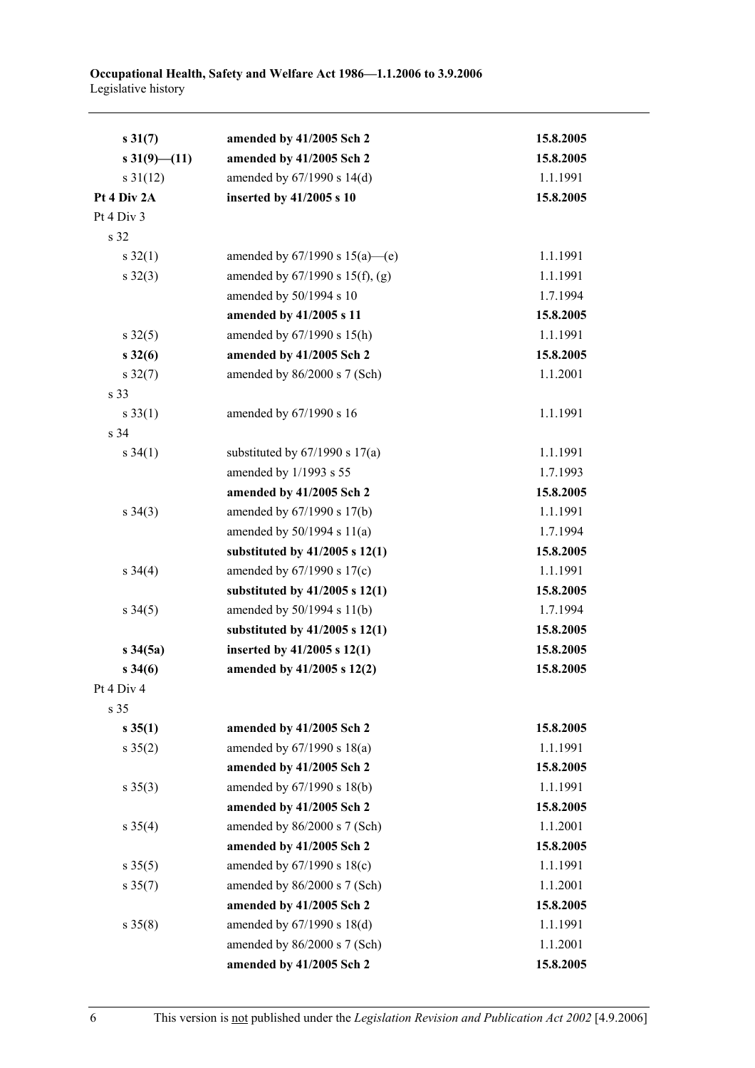| | | |
|---|---|---|
| **s 31(7)** | **amended by 41/2005 Sch 2** | **15.8.2005** |
| **s 31(9)—(11)** | **amended by 41/2005 Sch 2** | **15.8.2005** |
| s 31(12) | amended by 67/1990 s 14(d) | 1.1.1991 |
| **Pt 4 Div 2A** | **inserted by 41/2005 s 10** | **15.8.2005** |
| Pt 4 Div 3 | | |
| s 32 | | |
| s 32(1) | amended by 67/1990 s 15(a)—(e) | 1.1.1991 |
| s 32(3) | amended by 67/1990 s 15(f), (g) | 1.1.1991 |
| | amended by 50/1994 s 10 | 1.7.1994 |
| | **amended by 41/2005 s 11** | **15.8.2005** |
| s 32(5) | amended by 67/1990 s 15(h) | 1.1.1991 |
| **s 32(6)** | **amended by 41/2005 Sch 2** | **15.8.2005** |
| s 32(7) | amended by 86/2000 s 7 (Sch) | 1.1.2001 |
| s 33 | | |
| s 33(1) | amended by 67/1990 s 16 | 1.1.1991 |
| s 34 | | |
| s 34(1) | substituted by 67/1990 s 17(a) | 1.1.1991 |
| | amended by 1/1993 s 55 | 1.7.1993 |
| | **amended by 41/2005 Sch 2** | **15.8.2005** |
| s 34(3) | amended by 67/1990 s 17(b) | 1.1.1991 |
| | amended by 50/1994 s 11(a) | 1.7.1994 |
| | **substituted by 41/2005 s 12(1)** | **15.8.2005** |
| s 34(4) | amended by 67/1990 s 17(c) | 1.1.1991 |
| | **substituted by 41/2005 s 12(1)** | **15.8.2005** |
| s 34(5) | amended by 50/1994 s 11(b) | 1.7.1994 |
| | **substituted by 41/2005 s 12(1)** | **15.8.2005** |
| **s 34(5a)** | **inserted by 41/2005 s 12(1)** | **15.8.2005** |
| **s 34(6)** | **amended by 41/2005 s 12(2)** | **15.8.2005** |
| Pt 4 Div 4 | | |
| s 35 | | |
| **s 35(1)** | **amended by 41/2005 Sch 2** | **15.8.2005** |
| s 35(2) | amended by 67/1990 s 18(a) | 1.1.1991 |
| | **amended by 41/2005 Sch 2** | **15.8.2005** |
| s 35(3) | amended by 67/1990 s 18(b) | 1.1.1991 |
| | **amended by 41/2005 Sch 2** | **15.8.2005** |
| s 35(4) | amended by 86/2000 s 7 (Sch) | 1.1.2001 |
| | **amended by 41/2005 Sch 2** | **15.8.2005** |
| s 35(5) | amended by 67/1990 s 18(c) | 1.1.1991 |
| s 35(7) | amended by 86/2000 s 7 (Sch) | 1.1.2001 |
| | **amended by 41/2005 Sch 2** | **15.8.2005** |
| s 35(8) | amended by 67/1990 s 18(d) | 1.1.1991 |
| | amended by 86/2000 s 7 (Sch) | 1.1.2001 |
| | **amended by 41/2005 Sch 2** | **15.8.2005** |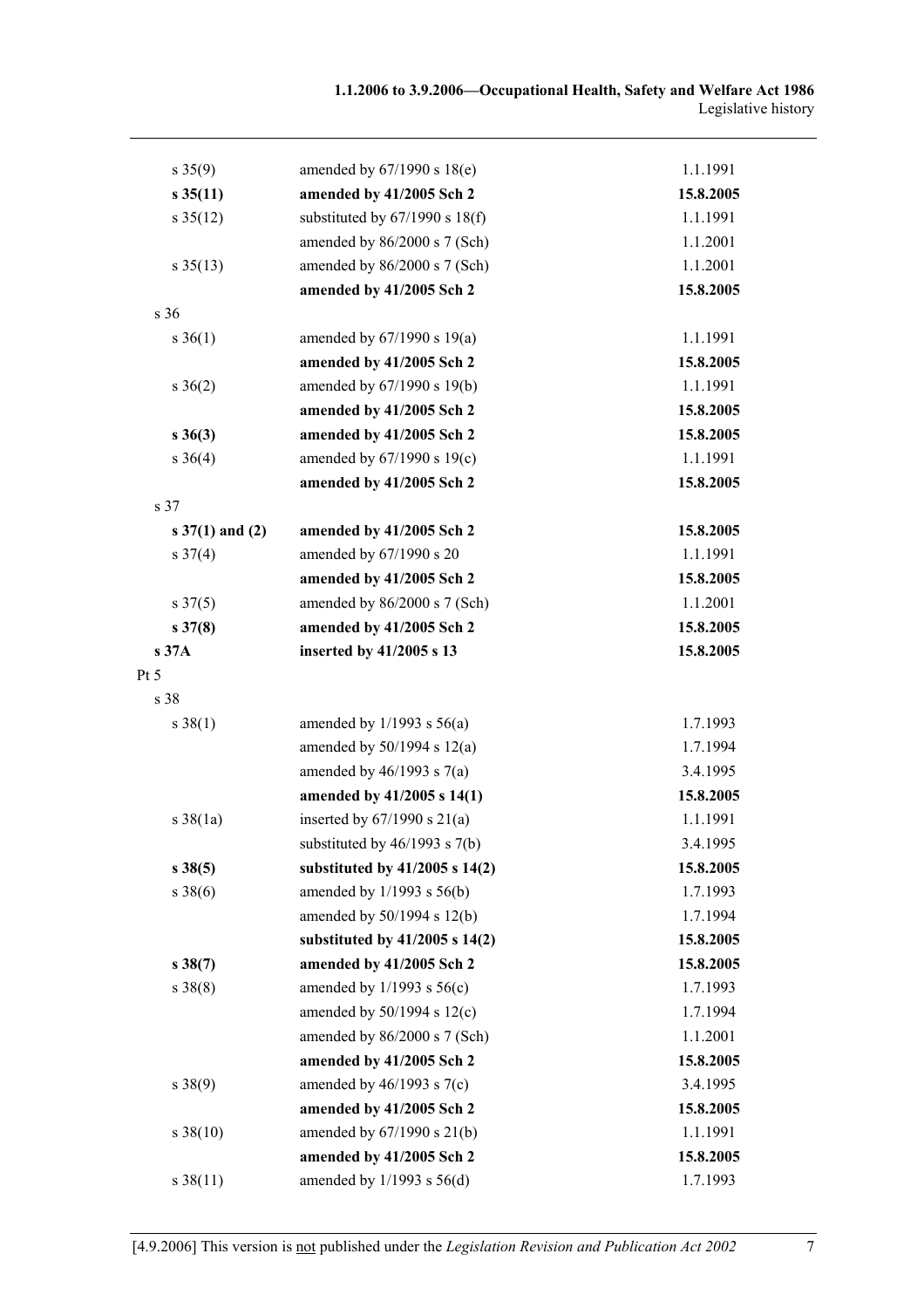| | | |
|---|---|---|
| s 35(9) | amended by 67/1990 s 18(e) | 1.1.1991 |
| **s 35(11)** | **amended by 41/2005 Sch 2** | **15.8.2005** |
| s 35(12) | substituted by 67/1990 s 18(f) | 1.1.1991 |
| | amended by 86/2000 s 7 (Sch) | 1.1.2001 |
| s 35(13) | amended by 86/2000 s 7 (Sch) | 1.1.2001 |
| | **amended by 41/2005 Sch 2** | **15.8.2005** |
| s 36 | | |
| s 36(1) | amended by 67/1990 s 19(a) | 1.1.1991 |
| | **amended by 41/2005 Sch 2** | **15.8.2005** |
| s 36(2) | amended by 67/1990 s 19(b) | 1.1.1991 |
| | **amended by 41/2005 Sch 2** | **15.8.2005** |
| **s 36(3)** | **amended by 41/2005 Sch 2** | **15.8.2005** |
| s 36(4) | amended by 67/1990 s 19(c) | 1.1.1991 |
| | **amended by 41/2005 Sch 2** | **15.8.2005** |
| s 37 | | |
| **s 37(1) and (2)** | **amended by 41/2005 Sch 2** | **15.8.2005** |
| s 37(4) | amended by 67/1990 s 20 | 1.1.1991 |
| | **amended by 41/2005 Sch 2** | **15.8.2005** |
| s 37(5) | amended by 86/2000 s 7 (Sch) | 1.1.2001 |
| **s 37(8)** | **amended by 41/2005 Sch 2** | **15.8.2005** |
| **s 37A** | **inserted by 41/2005 s 13** | **15.8.2005** |
| Pt 5 | | |
| s 38 | | |
| s 38(1) | amended by 1/1993 s 56(a) | 1.7.1993 |
| | amended by 50/1994 s 12(a) | 1.7.1994 |
| | amended by 46/1993 s 7(a) | 3.4.1995 |
| | **amended by 41/2005 s 14(1)** | **15.8.2005** |
| s 38(1a) | inserted by 67/1990 s 21(a) | 1.1.1991 |
| | substituted by 46/1993 s 7(b) | 3.4.1995 |
| **s 38(5)** | **substituted by 41/2005 s 14(2)** | **15.8.2005** |
| s 38(6) | amended by 1/1993 s 56(b) | 1.7.1993 |
| | amended by 50/1994 s 12(b) | 1.7.1994 |
| | **substituted by 41/2005 s 14(2)** | **15.8.2005** |
| **s 38(7)** | **amended by 41/2005 Sch 2** | **15.8.2005** |
| s 38(8) | amended by 1/1993 s 56(c) | 1.7.1993 |
| | amended by 50/1994 s 12(c) | 1.7.1994 |
| | amended by 86/2000 s 7 (Sch) | 1.1.2001 |
| | **amended by 41/2005 Sch 2** | **15.8.2005** |
| s 38(9) | amended by 46/1993 s 7(c) | 3.4.1995 |
| | **amended by 41/2005 Sch 2** | **15.8.2005** |
| s 38(10) | amended by 67/1990 s 21(b) | 1.1.1991 |
| | **amended by 41/2005 Sch 2** | **15.8.2005** |
| s 38(11) | amended by 1/1993 s 56(d) | 1.7.1993 |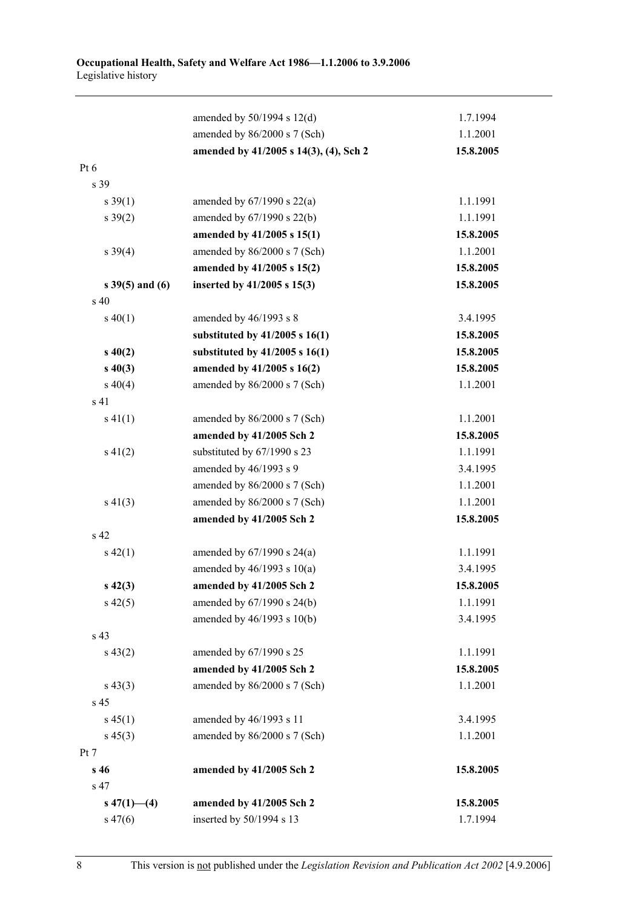| | | |
|---|---|---|
| | amended by 50/1994 s 12(d) | 1.7.1994 |
| | amended by 86/2000 s 7 (Sch) | 1.1.2001 |
| | **amended by 41/2005 s 14(3), (4), Sch 2** | **15.8.2005** |
| Pt 6 | | |
| s 39 | | |
| s 39(1) | amended by 67/1990 s 22(a) | 1.1.1991 |
| s 39(2) | amended by 67/1990 s 22(b) | 1.1.1991 |
| | **amended by 41/2005 s 15(1)** | **15.8.2005** |
| s 39(4) | amended by 86/2000 s 7 (Sch) | 1.1.2001 |
| | **amended by 41/2005 s 15(2)** | **15.8.2005** |
| **s 39(5) and (6)** | **inserted by 41/2005 s 15(3)** | **15.8.2005** |
| s 40 | | |
| s 40(1) | amended by 46/1993 s 8 | 3.4.1995 |
| | **substituted by 41/2005 s 16(1)** | **15.8.2005** |
| **s 40(2)** | **substituted by 41/2005 s 16(1)** | **15.8.2005** |
| **s 40(3)** | **amended by 41/2005 s 16(2)** | **15.8.2005** |
| s 40(4) | amended by 86/2000 s 7 (Sch) | 1.1.2001 |
| s 41 | | |
| s 41(1) | amended by 86/2000 s 7 (Sch) | 1.1.2001 |
| | **amended by 41/2005 Sch 2** | **15.8.2005** |
| s 41(2) | substituted by 67/1990 s 23 | 1.1.1991 |
| | amended by 46/1993 s 9 | 3.4.1995 |
| | amended by 86/2000 s 7 (Sch) | 1.1.2001 |
| s 41(3) | amended by 86/2000 s 7 (Sch) | 1.1.2001 |
| | **amended by 41/2005 Sch 2** | **15.8.2005** |
| s 42 | | |
| s 42(1) | amended by 67/1990 s 24(a) | 1.1.1991 |
| | amended by 46/1993 s 10(a) | 3.4.1995 |
| **s 42(3)** | **amended by 41/2005 Sch 2** | **15.8.2005** |
| s 42(5) | amended by 67/1990 s 24(b) | 1.1.1991 |
| | amended by 46/1993 s 10(b) | 3.4.1995 |
| s 43 | | |
| s 43(2) | amended by 67/1990 s 25 | 1.1.1991 |
| | **amended by 41/2005 Sch 2** | **15.8.2005** |
| s 43(3) | amended by 86/2000 s 7 (Sch) | 1.1.2001 |
| s 45 | | |
| s 45(1) | amended by 46/1993 s 11 | 3.4.1995 |
| s 45(3) | amended by 86/2000 s 7 (Sch) | 1.1.2001 |
| Pt 7 | | |
| **s 46** | **amended by 41/2005 Sch 2** | **15.8.2005** |
| s 47 | | |
| **s 47(1)—(4)** | **amended by 41/2005 Sch 2** | **15.8.2005** |
| s 47(6) | inserted by 50/1994 s 13 | 1.7.1994 |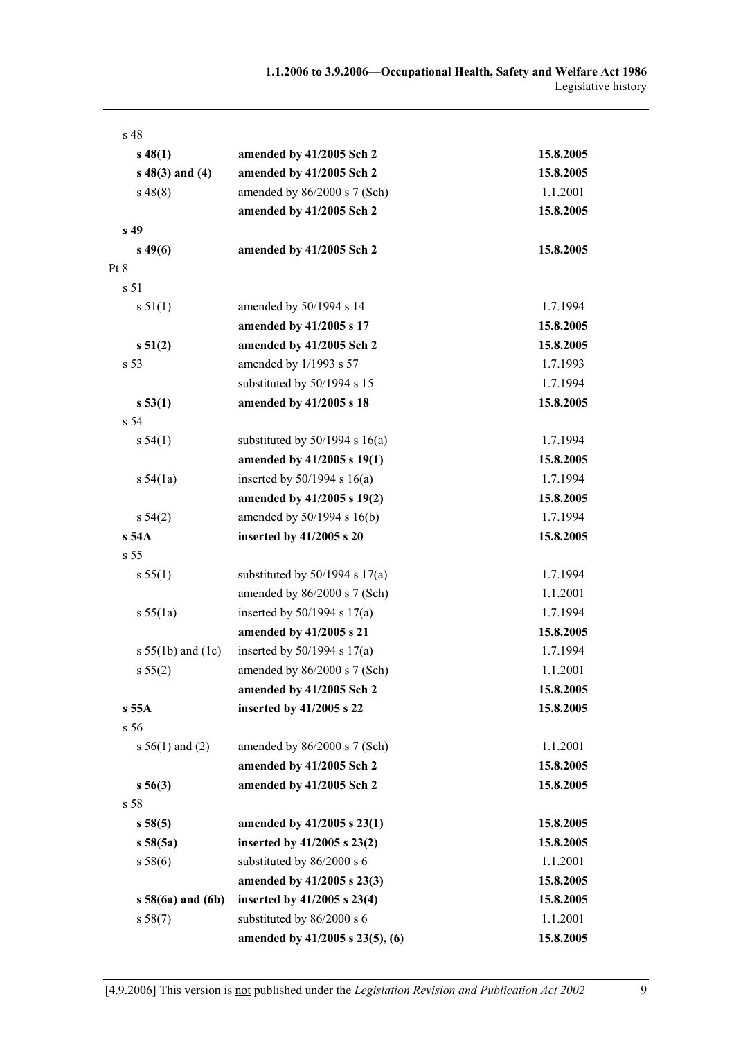| | | |
|---|---|---|
| s 48 | | |
| **s 48(1)** | **amended by 41/2005 Sch 2** | **15.8.2005** |
| **s 48(3) and (4)** | **amended by 41/2005 Sch 2** | **15.8.2005** |
| s 48(8) | amended by 86/2000 s 7 (Sch) | 1.1.2001 |
| | **amended by 41/2005 Sch 2** | **15.8.2005** |
| **s 49** | | |
| **s 49(6)** | **amended by 41/2005 Sch 2** | **15.8.2005** |
| Pt 8 | | |
| s 51 | | |
| s 51(1) | amended by 50/1994 s 14 | 1.7.1994 |
| | **amended by 41/2005 s 17** | **15.8.2005** |
| **s 51(2)** | **amended by 41/2005 Sch 2** | **15.8.2005** |
| s 53 | amended by 1/1993 s 57 | 1.7.1993 |
| | substituted by 50/1994 s 15 | 1.7.1994 |
| **s 53(1)** | **amended by 41/2005 s 18** | **15.8.2005** |
| s 54 | | |
| s 54(1) | substituted by 50/1994 s 16(a) | 1.7.1994 |
| | **amended by 41/2005 s 19(1)** | **15.8.2005** |
| s 54(1a) | inserted by 50/1994 s 16(a) | 1.7.1994 |
| | **amended by 41/2005 s 19(2)** | **15.8.2005** |
| s 54(2) | amended by 50/1994 s 16(b) | 1.7.1994 |
| **s 54A** | **inserted by 41/2005 s 20** | **15.8.2005** |
| s 55 | | |
| s 55(1) | substituted by 50/1994 s 17(a) | 1.7.1994 |
| | amended by 86/2000 s 7 (Sch) | 1.1.2001 |
| s 55(1a) | inserted by 50/1994 s 17(a) | 1.7.1994 |
| | **amended by 41/2005 s 21** | **15.8.2005** |
| s 55(1b) and (1c) | inserted by 50/1994 s 17(a) | 1.7.1994 |
| s 55(2) | amended by 86/2000 s 7 (Sch) | 1.1.2001 |
| | **amended by 41/2005 Sch 2** | **15.8.2005** |
| **s 55A** | **inserted by 41/2005 s 22** | **15.8.2005** |
| s 56 | | |
| s 56(1) and (2) | amended by 86/2000 s 7 (Sch) | 1.1.2001 |
| | **amended by 41/2005 Sch 2** | **15.8.2005** |
| **s 56(3)** | **amended by 41/2005 Sch 2** | **15.8.2005** |
| s 58 | | |
| **s 58(5)** | **amended by 41/2005 s 23(1)** | **15.8.2005** |
| **s 58(5a)** | **inserted by 41/2005 s 23(2)** | **15.8.2005** |
| s 58(6) | substituted by 86/2000 s 6 | 1.1.2001 |
| | **amended by 41/2005 s 23(3)** | **15.8.2005** |
| **s 58(6a) and (6b)** | **inserted by 41/2005 s 23(4)** | **15.8.2005** |
| s 58(7) | substituted by 86/2000 s 6 | 1.1.2001 |
| | **amended by 41/2005 s 23(5), (6)** | **15.8.2005** |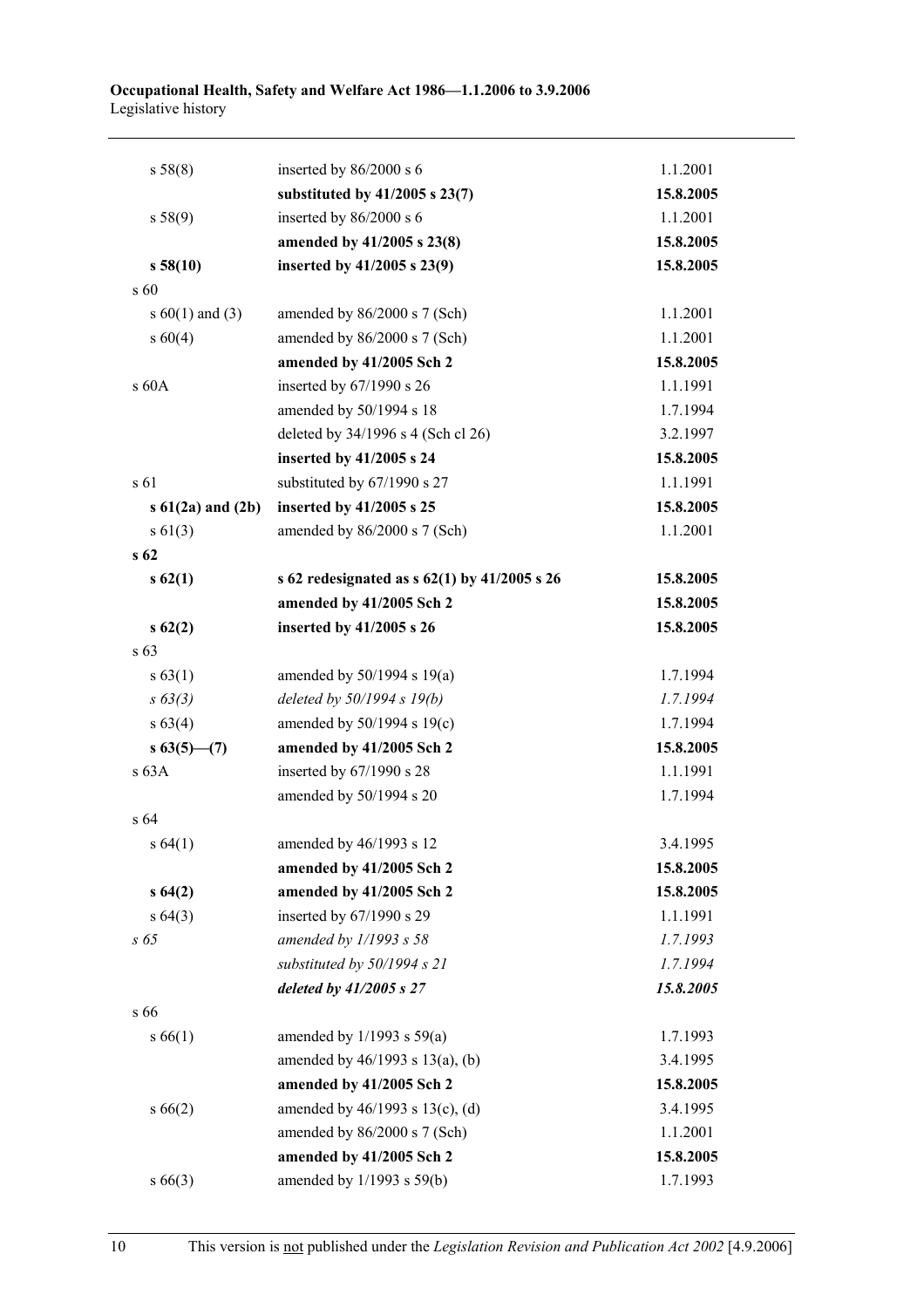| | | |
|---|---|---|
| s 58(8) | inserted by 86/2000 s 6 | 1.1.2001 |
| | **substituted by 41/2005 s 23(7)** | **15.8.2005** |
| s 58(9) | inserted by 86/2000 s 6 | 1.1.2001 |
| | **amended by 41/2005 s 23(8)** | **15.8.2005** |
| **s 58(10)** | **inserted by 41/2005 s 23(9)** | **15.8.2005** |
| s 60 | | |
| s 60(1) and (3) | amended by 86/2000 s 7 (Sch) | 1.1.2001 |
| s 60(4) | amended by 86/2000 s 7 (Sch) | 1.1.2001 |
| | **amended by 41/2005 Sch 2** | **15.8.2005** |
| s 60A | inserted by 67/1990 s 26 | 1.1.1991 |
| | amended by 50/1994 s 18 | 1.7.1994 |
| | deleted by 34/1996 s 4 (Sch cl 26) | 3.2.1997 |
| | **inserted by 41/2005 s 24** | **15.8.2005** |
| s 61 | substituted by 67/1990 s 27 | 1.1.1991 |
| **s 61(2a) and (2b)** | **inserted by 41/2005 s 25** | **15.8.2005** |
| s 61(3) | amended by 86/2000 s 7 (Sch) | 1.1.2001 |
| **s 62** | | |
| **s 62(1)** | **s 62 redesignated as s 62(1) by 41/2005 s 26** | **15.8.2005** |
| | **amended by 41/2005 Sch 2** | **15.8.2005** |
| **s 62(2)** | **inserted by 41/2005 s 26** | **15.8.2005** |
| s 63 | | |
| s 63(1) | amended by 50/1994 s 19(a) | 1.7.1994 |
| *s 63(3)* | *deleted by 50/1994 s 19(b)* | *1.7.1994* |
| s 63(4) | amended by 50/1994 s 19(c) | 1.7.1994 |
| **s 63(5)—(7)** | **amended by 41/2005 Sch 2** | **15.8.2005** |
| s 63A | inserted by 67/1990 s 28 | 1.1.1991 |
| | amended by 50/1994 s 20 | 1.7.1994 |
| s 64 | | |
| s 64(1) | amended by 46/1993 s 12 | 3.4.1995 |
| | **amended by 41/2005 Sch 2** | **15.8.2005** |
| **s 64(2)** | **amended by 41/2005 Sch 2** | **15.8.2005** |
| s 64(3) | inserted by 67/1990 s 29 | 1.1.1991 |
| *s 65* | *amended by 1/1993 s 58* | *1.7.1993* |
| | *substituted by 50/1994 s 21* | *1.7.1994* |
| | ***deleted by 41/2005 s 27*** | ***15.8.2005*** |
| s 66 | | |
| s 66(1) | amended by 1/1993 s 59(a) | 1.7.1993 |
| | amended by 46/1993 s 13(a), (b) | 3.4.1995 |
| | **amended by 41/2005 Sch 2** | **15.8.2005** |
| s 66(2) | amended by 46/1993 s 13(c), (d) | 3.4.1995 |
| | amended by 86/2000 s 7 (Sch) | 1.1.2001 |
| | **amended by 41/2005 Sch 2** | **15.8.2005** |
| s 66(3) | amended by 1/1993 s 59(b) | 1.7.1993 |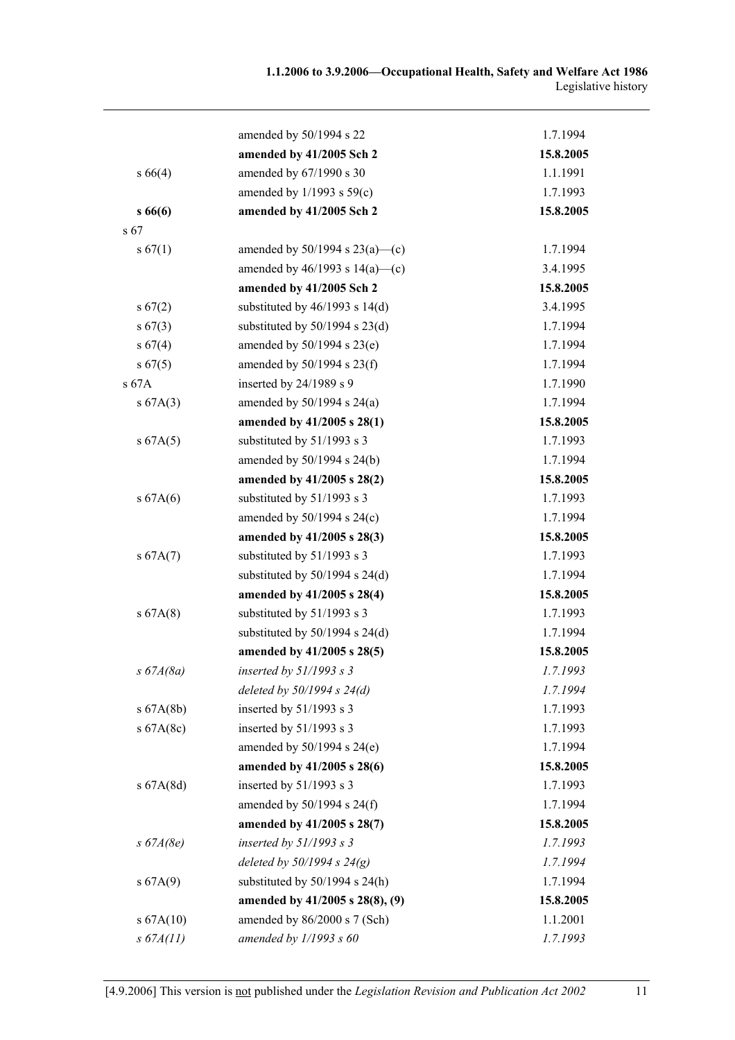| | | |
|---|---|---|
| | amended by 50/1994 s 22 | 1.7.1994 |
| | **amended by 41/2005 Sch 2** | **15.8.2005** |
| s 66(4) | amended by 67/1990 s 30 | 1.1.1991 |
| | amended by 1/1993 s 59(c) | 1.7.1993 |
| **s 66(6)** | **amended by 41/2005 Sch 2** | **15.8.2005** |
| s 67 | | |
| s 67(1) | amended by 50/1994 s 23(a)—(c) | 1.7.1994 |
| | amended by 46/1993 s 14(a)—(c) | 3.4.1995 |
| | **amended by 41/2005 Sch 2** | **15.8.2005** |
| s 67(2) | substituted by 46/1993 s 14(d) | 3.4.1995 |
| s 67(3) | substituted by 50/1994 s 23(d) | 1.7.1994 |
| s 67(4) | amended by 50/1994 s 23(e) | 1.7.1994 |
| s 67(5) | amended by 50/1994 s 23(f) | 1.7.1994 |
| s 67A | inserted by 24/1989 s 9 | 1.7.1990 |
| s 67A(3) | amended by 50/1994 s 24(a) | 1.7.1994 |
| | **amended by 41/2005 s 28(1)** | **15.8.2005** |
| s 67A(5) | substituted by 51/1993 s 3 | 1.7.1993 |
| | amended by 50/1994 s 24(b) | 1.7.1994 |
| | **amended by 41/2005 s 28(2)** | **15.8.2005** |
| s 67A(6) | substituted by 51/1993 s 3 | 1.7.1993 |
| | amended by 50/1994 s 24(c) | 1.7.1994 |
| | **amended by 41/2005 s 28(3)** | **15.8.2005** |
| s 67A(7) | substituted by 51/1993 s 3 | 1.7.1993 |
| | substituted by 50/1994 s 24(d) | 1.7.1994 |
| | **amended by 41/2005 s 28(4)** | **15.8.2005** |
| s 67A(8) | substituted by 51/1993 s 3 | 1.7.1993 |
| | substituted by 50/1994 s 24(d) | 1.7.1994 |
| | **amended by 41/2005 s 28(5)** | **15.8.2005** |
| *s 67A(8a)* | *inserted by 51/1993 s 3* | *1.7.1993* |
| | *deleted by 50/1994 s 24(d)* | *1.7.1994* |
| s 67A(8b) | inserted by 51/1993 s 3 | 1.7.1993 |
| s 67A(8c) | inserted by 51/1993 s 3 | 1.7.1993 |
| | amended by 50/1994 s 24(e) | 1.7.1994 |
| | **amended by 41/2005 s 28(6)** | **15.8.2005** |
| s 67A(8d) | inserted by 51/1993 s 3 | 1.7.1993 |
| | amended by 50/1994 s 24(f) | 1.7.1994 |
| | **amended by 41/2005 s 28(7)** | **15.8.2005** |
| *s 67A(8e)* | *inserted by 51/1993 s 3* | *1.7.1993* |
| | *deleted by 50/1994 s 24(g)* | *1.7.1994* |
| s 67A(9) | substituted by 50/1994 s 24(h) | 1.7.1994 |
| | **amended by 41/2005 s 28(8), (9)** | **15.8.2005** |
| s 67A(10) | amended by 86/2000 s 7 (Sch) | 1.1.2001 |
| *s 67A(11)* | *amended by 1/1993 s 60* | *1.7.1993* |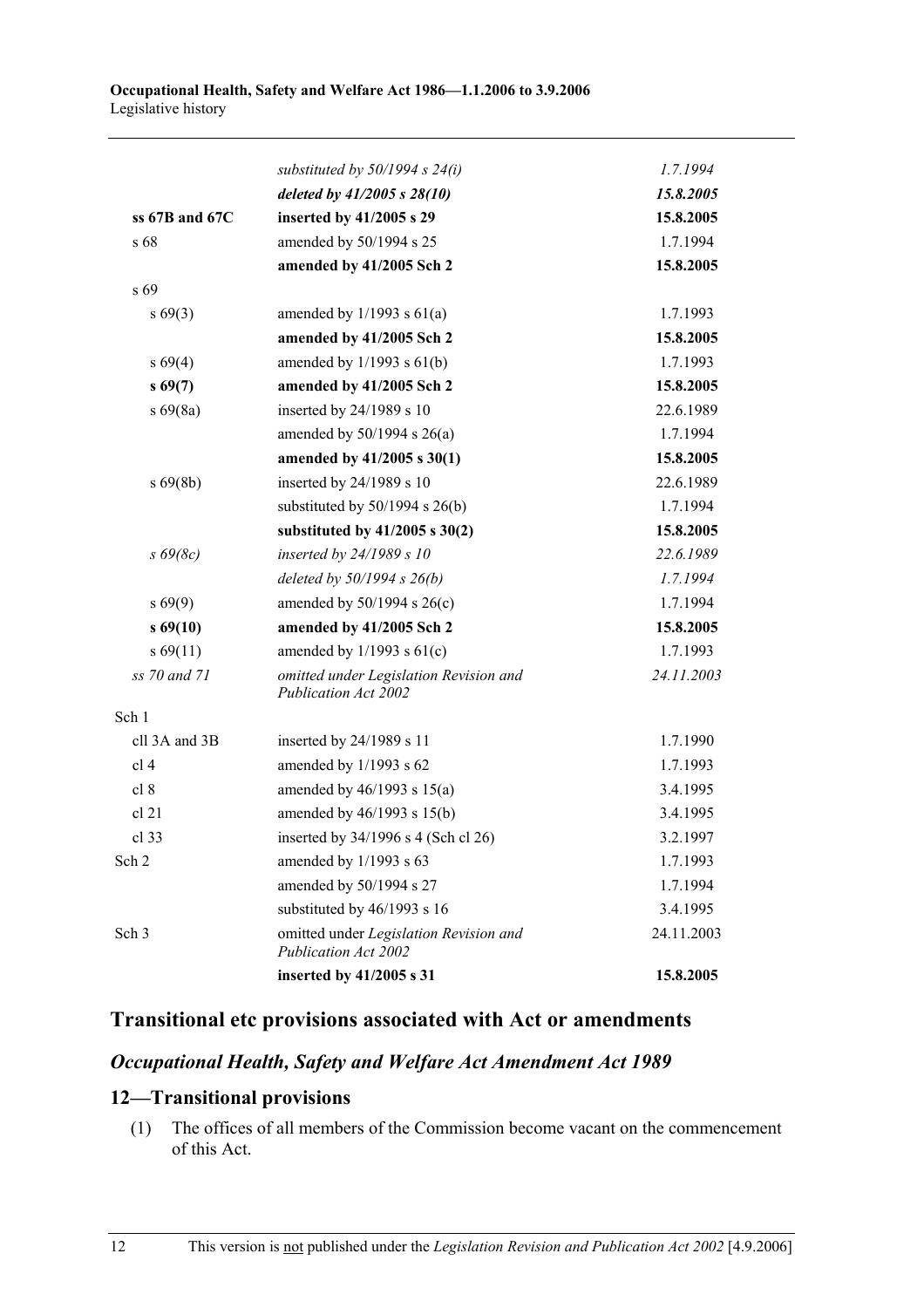| | | |
|---|---|---|
| | *substituted by 50/1994 s 24(i)* | *1.7.1994* |
| | ***deleted by 41/2005 s 28(10)*** | ***15.8.2005*** |
| **ss 67B and 67C** | **inserted by 41/2005 s 29** | **15.8.2005** |
| s 68 | amended by 50/1994 s 25 | 1.7.1994 |
| | **amended by 41/2005 Sch 2** | **15.8.2005** |
| s 69 | | |
| s 69(3) | amended by 1/1993 s 61(a) | 1.7.1993 |
| | **amended by 41/2005 Sch 2** | **15.8.2005** |
| s 69(4) | amended by 1/1993 s 61(b) | 1.7.1993 |
| **s 69(7)** | **amended by 41/2005 Sch 2** | **15.8.2005** |
| s 69(8a) | inserted by 24/1989 s 10 | 22.6.1989 |
| | amended by 50/1994 s 26(a) | 1.7.1994 |
| | **amended by 41/2005 s 30(1)** | **15.8.2005** |
| s 69(8b) | inserted by 24/1989 s 10 | 22.6.1989 |
| | substituted by 50/1994 s 26(b) | 1.7.1994 |
| | **substituted by 41/2005 s 30(2)** | **15.8.2005** |
| *s 69(8c)* | *inserted by 24/1989 s 10* | *22.6.1989* |
| | *deleted by 50/1994 s 26(b)* | *1.7.1994* |
| s 69(9) | amended by 50/1994 s 26(c) | 1.7.1994 |
| **s 69(10)** | **amended by 41/2005 Sch 2** | **15.8.2005** |
| s 69(11) | amended by 1/1993 s 61(c) | 1.7.1993 |
| *ss 70 and 71* | *omitted under Legislation Revision and Publication Act 2002* | *24.11.2003* |
| Sch 1 | | |
| cll 3A and 3B | inserted by 24/1989 s 11 | 1.7.1990 |
| cl 4 | amended by 1/1993 s 62 | 1.7.1993 |
| cl 8 | amended by 46/1993 s 15(a) | 3.4.1995 |
| cl 21 | amended by 46/1993 s 15(b) | 3.4.1995 |
| cl 33 | inserted by 34/1996 s 4 (Sch cl 26) | 3.2.1997 |
| Sch 2 | amended by 1/1993 s 63 | 1.7.1993 |
| | amended by 50/1994 s 27 | 1.7.1994 |
| | substituted by 46/1993 s 16 | 3.4.1995 |
| Sch 3 | omitted under *Legislation Revision and Publication Act 2002* | 24.11.2003 |
| | **inserted by 41/2005 s 31** | **15.8.2005** |

## Transitional etc provisions associated with Act or amendments

### *Occupational Health, Safety and Welfare Act Amendment Act 1989*

### 12—Transitional provisions

(1) The offices of all members of the Commission become vacant on the commencement of this Act.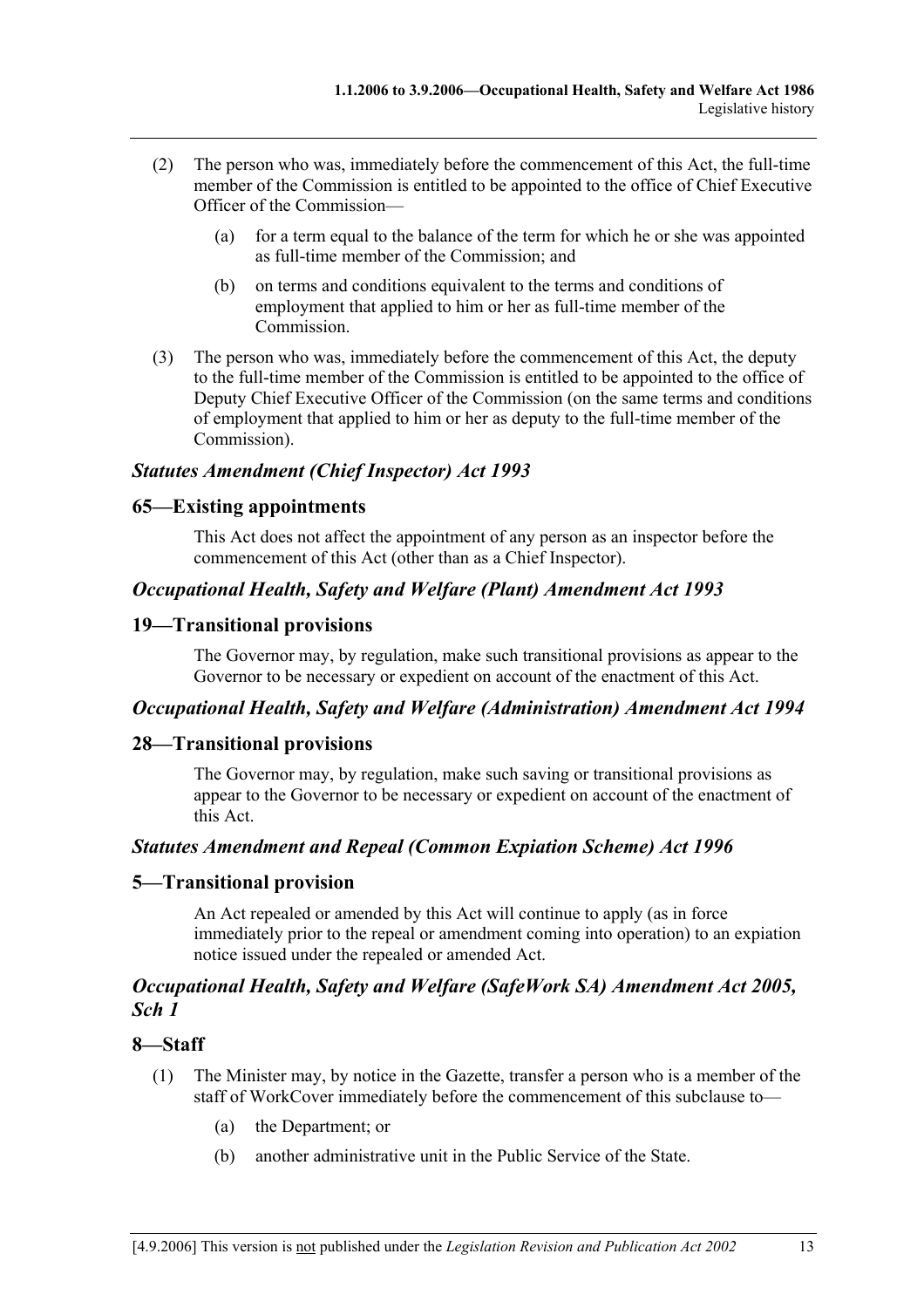(2) The person who was, immediately before the commencement of this Act, the full-time member of the Commission is entitled to be appointed to the office of Chief Executive Officer of the Commission—

(a) for a term equal to the balance of the term for which he or she was appointed as full-time member of the Commission; and

(b) on terms and conditions equivalent to the terms and conditions of employment that applied to him or her as full-time member of the Commission.

(3) The person who was, immediately before the commencement of this Act, the deputy to the full-time member of the Commission is entitled to be appointed to the office of Deputy Chief Executive Officer of the Commission (on the same terms and conditions of employment that applied to him or her as deputy to the full-time member of the Commission).

### *Statutes Amendment (Chief Inspector) Act 1993*

## 65—Existing appointments

This Act does not affect the appointment of any person as an inspector before the commencement of this Act (other than as a Chief Inspector).

### *Occupational Health, Safety and Welfare (Plant) Amendment Act 1993*

## 19—Transitional provisions

The Governor may, by regulation, make such transitional provisions as appear to the Governor to be necessary or expedient on account of the enactment of this Act.

### *Occupational Health, Safety and Welfare (Administration) Amendment Act 1994*

## 28—Transitional provisions

The Governor may, by regulation, make such saving or transitional provisions as appear to the Governor to be necessary or expedient on account of the enactment of this Act.

### *Statutes Amendment and Repeal (Common Expiation Scheme) Act 1996*

## 5—Transitional provision

An Act repealed or amended by this Act will continue to apply (as in force immediately prior to the repeal or amendment coming into operation) to an expiation notice issued under the repealed or amended Act.

### *Occupational Health, Safety and Welfare (SafeWork SA) Amendment Act 2005, Sch 1*

## 8—Staff

(1) The Minister may, by notice in the Gazette, transfer a person who is a member of the staff of WorkCover immediately before the commencement of this subclause to—

(a) the Department; or

(b) another administrative unit in the Public Service of the State.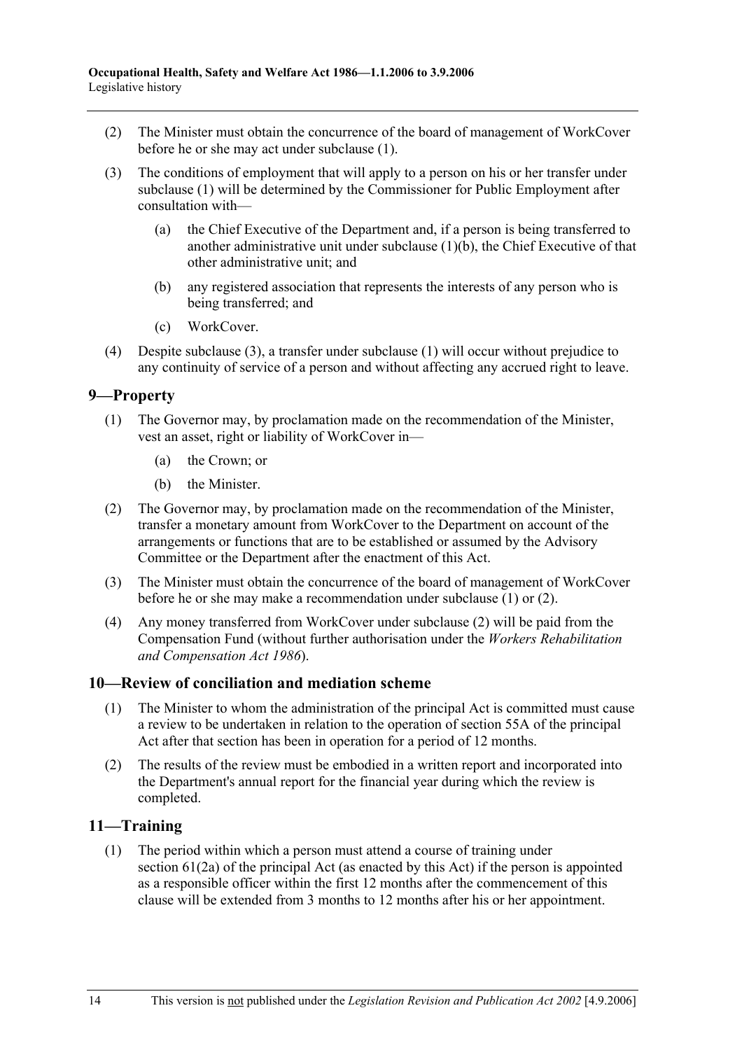(2) The Minister must obtain the concurrence of the board of management of WorkCover before he or she may act under subclause (1).

(3) The conditions of employment that will apply to a person on his or her transfer under subclause (1) will be determined by the Commissioner for Public Employment after consultation with—

(a) the Chief Executive of the Department and, if a person is being transferred to another administrative unit under subclause (1)(b), the Chief Executive of that other administrative unit; and

(b) any registered association that represents the interests of any person who is being transferred; and

(c) WorkCover.

(4) Despite subclause (3), a transfer under subclause (1) will occur without prejudice to any continuity of service of a person and without affecting any accrued right to leave.

## 9—Property

(1) The Governor may, by proclamation made on the recommendation of the Minister, vest an asset, right or liability of WorkCover in—

(a) the Crown; or

(b) the Minister.

(2) The Governor may, by proclamation made on the recommendation of the Minister, transfer a monetary amount from WorkCover to the Department on account of the arrangements or functions that are to be established or assumed by the Advisory Committee or the Department after the enactment of this Act.

(3) The Minister must obtain the concurrence of the board of management of WorkCover before he or she may make a recommendation under subclause (1) or (2).

(4) Any money transferred from WorkCover under subclause (2) will be paid from the Compensation Fund (without further authorisation under the *Workers Rehabilitation and Compensation Act 1986*).

## 10—Review of conciliation and mediation scheme

(1) The Minister to whom the administration of the principal Act is committed must cause a review to be undertaken in relation to the operation of section 55A of the principal Act after that section has been in operation for a period of 12 months.

(2) The results of the review must be embodied in a written report and incorporated into the Department's annual report for the financial year during which the review is completed.

## 11—Training

(1) The period within which a person must attend a course of training under section 61(2a) of the principal Act (as enacted by this Act) if the person is appointed as a responsible officer within the first 12 months after the commencement of this clause will be extended from 3 months to 12 months after his or her appointment.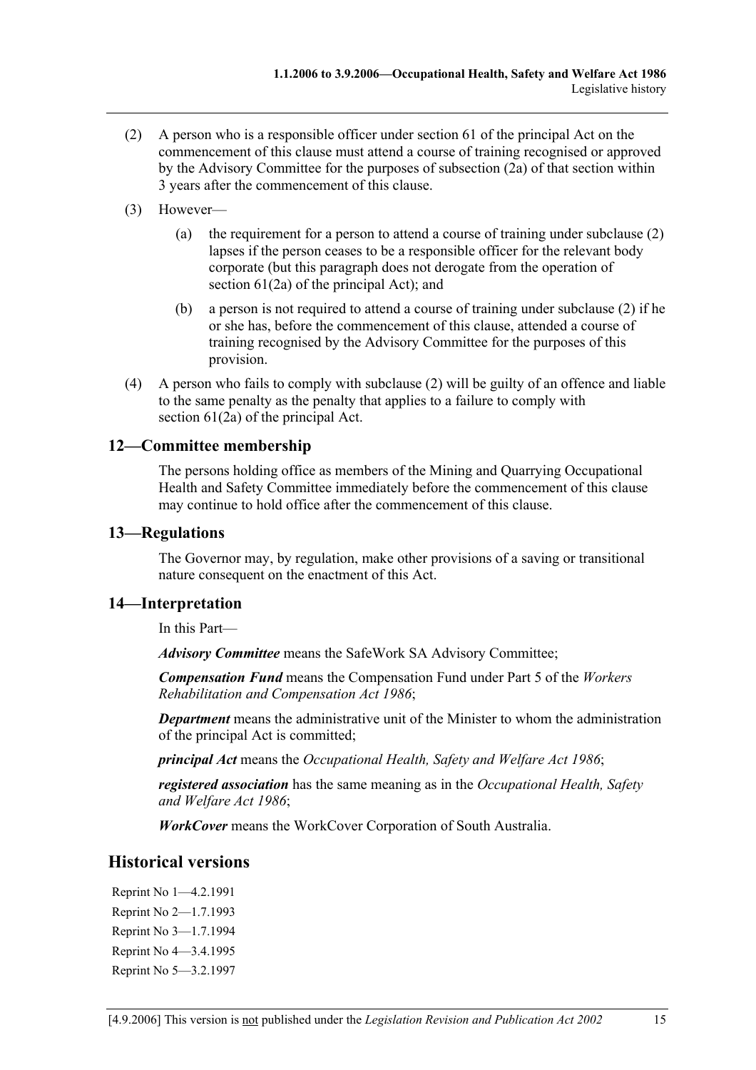(2) A person who is a responsible officer under section 61 of the principal Act on the commencement of this clause must attend a course of training recognised or approved by the Advisory Committee for the purposes of subsection (2a) of that section within 3 years after the commencement of this clause.

(3) However—

(a) the requirement for a person to attend a course of training under subclause (2) lapses if the person ceases to be a responsible officer for the relevant body corporate (but this paragraph does not derogate from the operation of section 61(2a) of the principal Act); and

(b) a person is not required to attend a course of training under subclause (2) if he or she has, before the commencement of this clause, attended a course of training recognised by the Advisory Committee for the purposes of this provision.

(4) A person who fails to comply with subclause (2) will be guilty of an offence and liable to the same penalty as the penalty that applies to a failure to comply with section 61(2a) of the principal Act.

## 12—Committee membership

The persons holding office as members of the Mining and Quarrying Occupational Health and Safety Committee immediately before the commencement of this clause may continue to hold office after the commencement of this clause.

## 13—Regulations

The Governor may, by regulation, make other provisions of a saving or transitional nature consequent on the enactment of this Act.

## 14—Interpretation

In this Part—

***Advisory Committee*** means the SafeWork SA Advisory Committee;

***Compensation Fund*** means the Compensation Fund under Part 5 of the *Workers Rehabilitation and Compensation Act 1986*;

***Department*** means the administrative unit of the Minister to whom the administration of the principal Act is committed;

***principal Act*** means the *Occupational Health, Safety and Welfare Act 1986*;

***registered association*** has the same meaning as in the *Occupational Health, Safety and Welfare Act 1986*;

***WorkCover*** means the WorkCover Corporation of South Australia.

# Historical versions

Reprint No 1—4.2.1991

Reprint No 2—1.7.1993

Reprint No 3—1.7.1994

Reprint No 4—3.4.1995

Reprint No 5—3.2.1997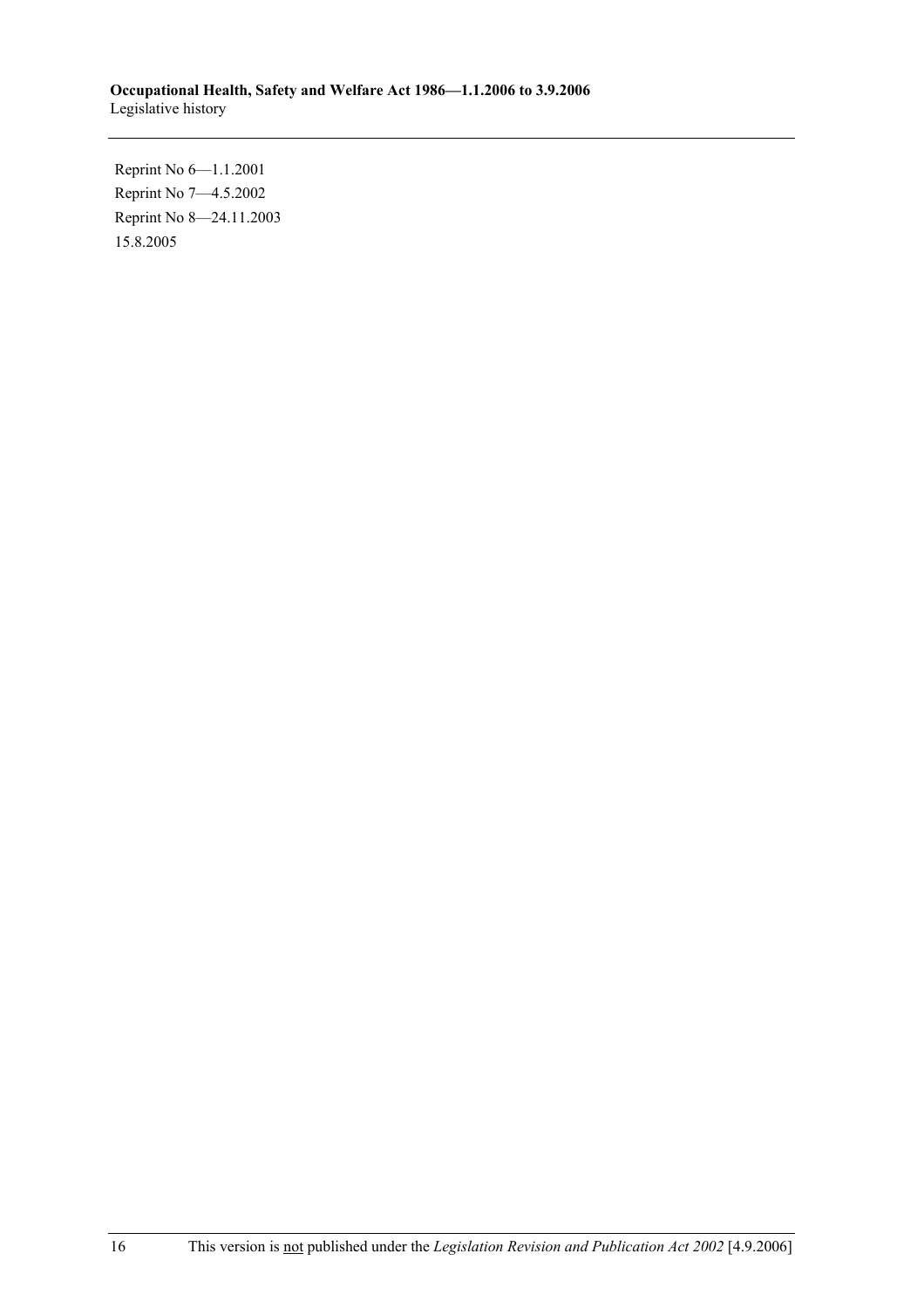Reprint No 6—1.1.2001

Reprint No 7—4.5.2002

Reprint No 8—24.11.2003

15.8.2005